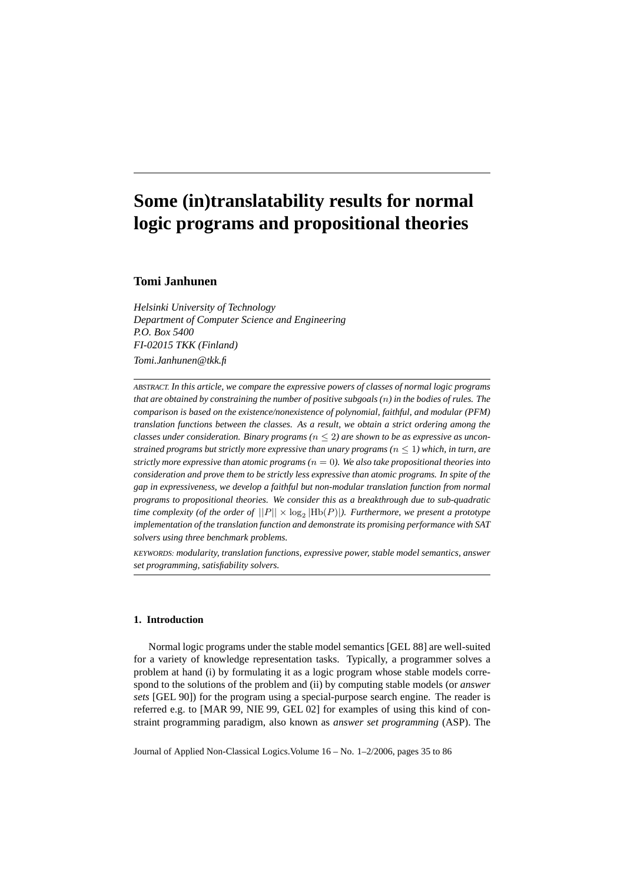# Some (in)translatability results for normal logic programs and propositional theories

**Tomi Janhunen**

*Helsinki University of Technology*
*Department of Computer Science and Engineering*
*P.O. Box 5400*
*FI-02015 TKK (Finland)*
*Tomi.Janhunen@tkk.fi*

---

ABSTRACT. *In this article, we compare the expressive powers of classes of normal logic programs that are obtained by constraining the number of positive subgoals ($n$) in the bodies of rules. The comparison is based on the existence/nonexistence of polynomial, faithful, and modular (PFM) translation functions between the classes. As a result, we obtain a strict ordering among the classes under consideration. Binary programs ($n \leq 2$) are shown to be as expressive as unconstrained programs but strictly more expressive than unary programs ($n \leq 1$) which, in turn, are strictly more expressive than atomic programs ($n = 0$). We also take propositional theories into consideration and prove them to be strictly less expressive than atomic programs. In spite of the gap in expressiveness, we develop a faithful but non-modular translation function from normal programs to propositional theories. We consider this as a breakthrough due to sub-quadratic time complexity (of the order of $||P|| \times \log_2 |\mathrm{Hb}(P)|$). Furthermore, we present a prototype implementation of the translation function and demonstrate its promising performance with SAT solvers using three benchmark problems.*

KEYWORDS: *modularity, translation functions, expressive power, stable model semantics, answer set programming, satisfiability solvers.*

---

## 1. Introduction

Normal logic programs under the stable model semantics [GEL 88] are well-suited for a variety of knowledge representation tasks. Typically, a programmer solves a problem at hand (i) by formulating it as a logic program whose stable models correspond to the solutions of the problem and (ii) by computing stable models (or *answer sets* [GEL 90]) for the program using a special-purpose search engine. The reader is referred e.g. to [MAR 99, NIE 99, GEL 02] for examples of using this kind of constraint programming paradigm, also known as *answer set programming* (ASP). The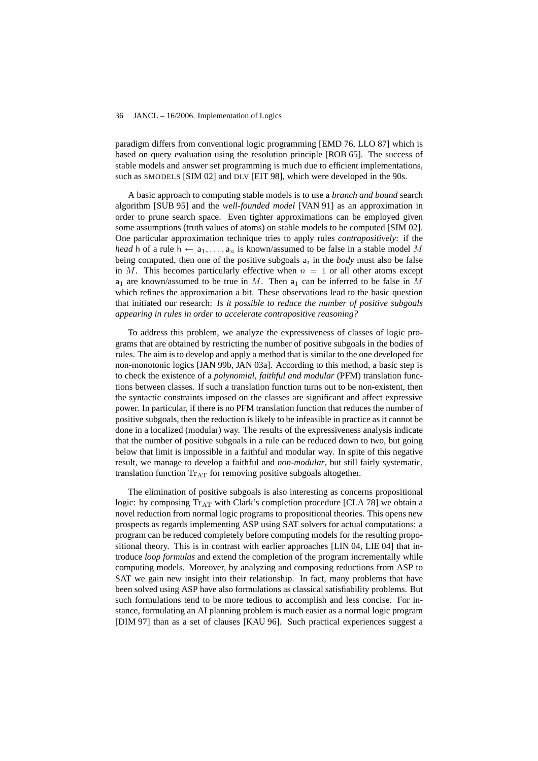paradigm differs from conventional logic programming [EMD 76, LLO 87] which is based on query evaluation using the resolution principle [ROB 65]. The success of stable models and answer set programming is much due to efficient implementations, such as SMODELS [SIM 02] and DLV [EIT 98], which were developed in the 90s.

A basic approach to computing stable models is to use a *branch and bound* search algorithm [SUB 95] and the *well-founded model* [VAN 91] as an approximation in order to prune search space. Even tighter approximations can be employed given some assumptions (truth values of atoms) on stable models to be computed [SIM 02]. One particular approximation technique tries to apply rules *contrapositively*: if the *head* $\mathsf{h}$ of a rule $\mathsf{h} \leftarrow \mathsf{a}_1, \ldots, \mathsf{a}_n$ is known/assumed to be false in a stable model $M$ being computed, then one of the positive subgoals $\mathsf{a}_i$ in the *body* must also be false in $M$. This becomes particularly effective when $n = 1$ or all other atoms except $\mathsf{a}_1$ are known/assumed to be true in $M$. Then $\mathsf{a}_1$ can be inferred to be false in $M$ which refines the approximation a bit. These observations lead to the basic question that initiated our research: *Is it possible to reduce the number of positive subgoals appearing in rules in order to accelerate contrapositive reasoning?*

To address this problem, we analyze the expressiveness of classes of logic programs that are obtained by restricting the number of positive subgoals in the bodies of rules. The aim is to develop and apply a method that is similar to the one developed for non-monotonic logics [JAN 99b, JAN 03a]. According to this method, a basic step is to check the existence of a *polynomial, faithful and modular* (PFM) translation functions between classes. If such a translation function turns out to be non-existent, then the syntactic constraints imposed on the classes are significant and affect expressive power. In particular, if there is no PFM translation function that reduces the number of positive subgoals, then the reduction is likely to be infeasible in practice as it cannot be done in a localized (modular) way. The results of the expressiveness analysis indicate that the number of positive subgoals in a rule can be reduced down to two, but going below that limit is impossible in a faithful and modular way. In spite of this negative result, we manage to develop a faithful and *non-modular*, but still fairly systematic, translation function $\mathrm{Tr}_{\mathrm{AT}}$ for removing positive subgoals altogether.

The elimination of positive subgoals is also interesting as concerns propositional logic: by composing $\mathrm{Tr}_{\mathrm{AT}}$ with Clark's completion procedure [CLA 78] we obtain a novel reduction from normal logic programs to propositional theories. This opens new prospects as regards implementing ASP using SAT solvers for actual computations: a program can be reduced completely before computing models for the resulting propositional theory. This is in contrast with earlier approaches [LIN 04, LIE 04] that introduce *loop formulas* and extend the completion of the program incrementally while computing models. Moreover, by analyzing and composing reductions from ASP to SAT we gain new insight into their relationship. In fact, many problems that have been solved using ASP have also formulations as classical satisfiability problems. But such formulations tend to be more tedious to accomplish and less concise. For instance, formulating an AI planning problem is much easier as a normal logic program [DIM 97] than as a set of clauses [KAU 96]. Such practical experiences suggest a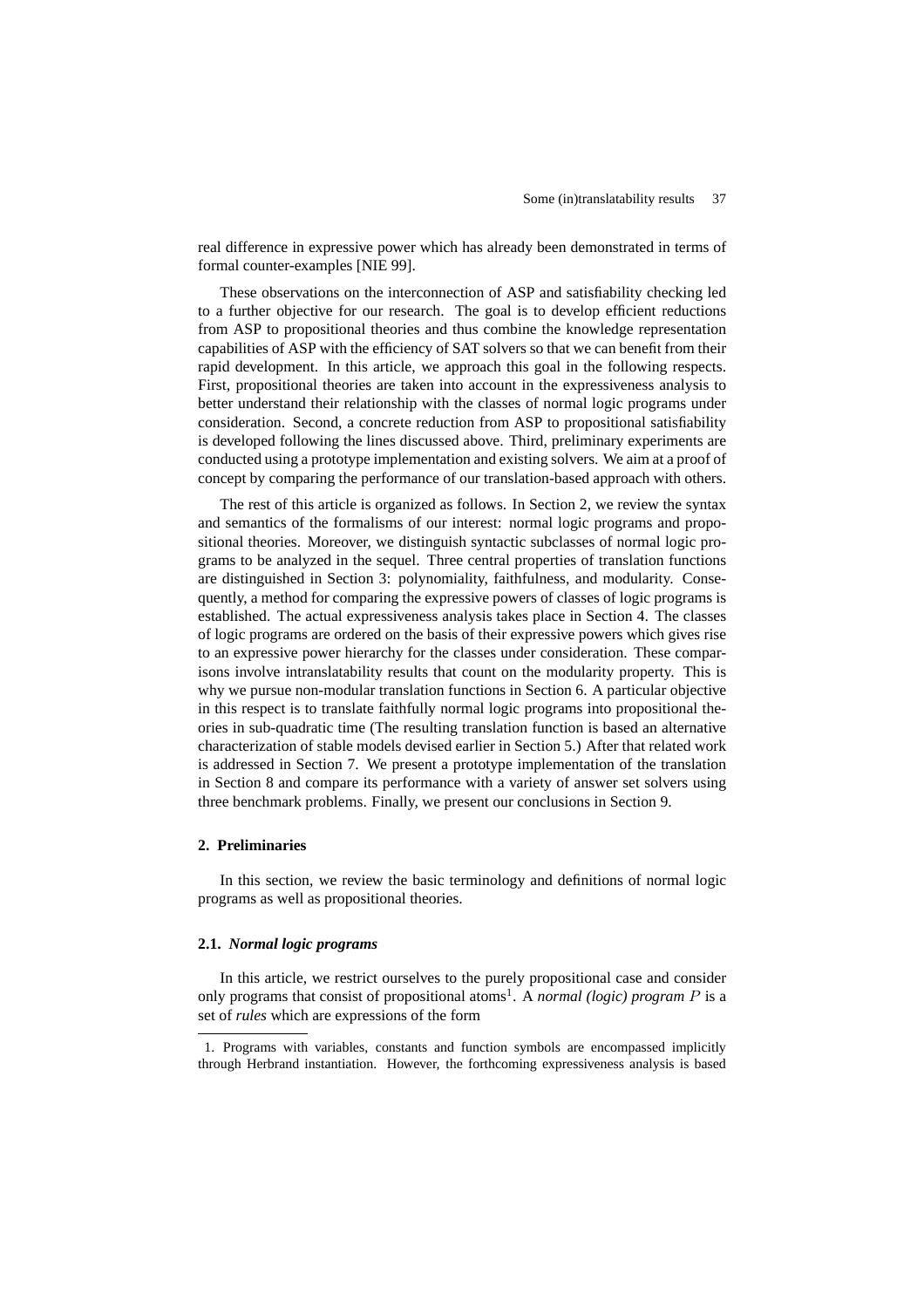real difference in expressive power which has already been demonstrated in terms of formal counter-examples [NIE 99].

These observations on the interconnection of ASP and satisfiability checking led to a further objective for our research. The goal is to develop efficient reductions from ASP to propositional theories and thus combine the knowledge representation capabilities of ASP with the efficiency of SAT solvers so that we can benefit from their rapid development. In this article, we approach this goal in the following respects. First, propositional theories are taken into account in the expressiveness analysis to better understand their relationship with the classes of normal logic programs under consideration. Second, a concrete reduction from ASP to propositional satisfiability is developed following the lines discussed above. Third, preliminary experiments are conducted using a prototype implementation and existing solvers. We aim at a proof of concept by comparing the performance of our translation-based approach with others.

The rest of this article is organized as follows. In Section 2, we review the syntax and semantics of the formalisms of our interest: normal logic programs and propositional theories. Moreover, we distinguish syntactic subclasses of normal logic programs to be analyzed in the sequel. Three central properties of translation functions are distinguished in Section 3: polynomiality, faithfulness, and modularity. Consequently, a method for comparing the expressive powers of classes of logic programs is established. The actual expressiveness analysis takes place in Section 4. The classes of logic programs are ordered on the basis of their expressive powers which gives rise to an expressive power hierarchy for the classes under consideration. These comparisons involve intranslatability results that count on the modularity property. This is why we pursue non-modular translation functions in Section 6. A particular objective in this respect is to translate faithfully normal logic programs into propositional theories in sub-quadratic time (The resulting translation function is based an alternative characterization of stable models devised earlier in Section 5.) After that related work is addressed in Section 7. We present a prototype implementation of the translation in Section 8 and compare its performance with a variety of answer set solvers using three benchmark problems. Finally, we present our conclusions in Section 9.

## 2. Preliminaries

In this section, we review the basic terminology and definitions of normal logic programs as well as propositional theories.

### 2.1. *Normal logic programs*

In this article, we restrict ourselves to the purely propositional case and consider only programs that consist of propositional atoms[1]. A *normal (logic) program* $P$ is a set of *rules* which are expressions of the form

1. Programs with variables, constants and function symbols are encompassed implicitly through Herbrand instantiation. However, the forthcoming expressiveness analysis is based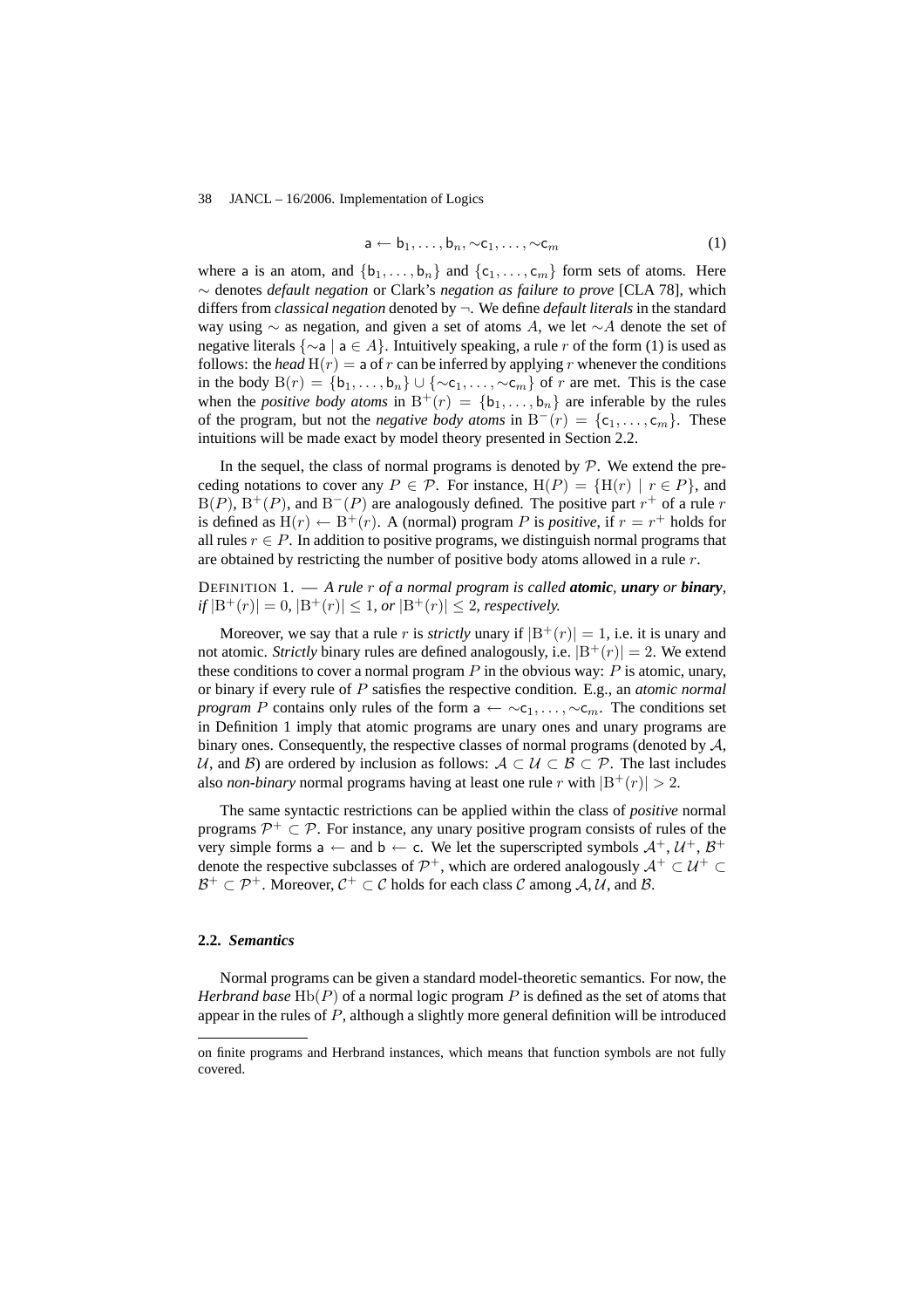$$\mathsf{a} \leftarrow \mathsf{b}_1, \ldots, \mathsf{b}_n, \sim\mathsf{c}_1, \ldots, \sim\mathsf{c}_m \tag{1}$$

where a is an atom, and $\{\mathsf{b}_1, \ldots, \mathsf{b}_n\}$ and $\{\mathsf{c}_1, \ldots, \mathsf{c}_m\}$ form sets of atoms. Here $\sim$ denotes *default negation* or Clark's *negation as failure to prove* [CLA 78], which differs from *classical negation* denoted by $\neg$. We define *default literals* in the standard way using $\sim$ as negation, and given a set of atoms $A$, we let $\sim A$ denote the set of negative literals $\{\sim\mathsf{a} \mid \mathsf{a} \in A\}$. Intuitively speaking, a rule $r$ of the form (1) is used as follows: the *head* $\mathrm{H}(r) = \mathsf{a}$ of $r$ can be inferred by applying $r$ whenever the conditions in the body $\mathrm{B}(r) = \{\mathsf{b}_1, \ldots, \mathsf{b}_n\} \cup \{\sim\mathsf{c}_1, \ldots, \sim\mathsf{c}_m\}$ of $r$ are met. This is the case when the *positive body atoms* in $\mathrm{B}^+(r) = \{\mathsf{b}_1, \ldots, \mathsf{b}_n\}$ are inferable by the rules of the program, but not the *negative body atoms* in $\mathrm{B}^-(r) = \{\mathsf{c}_1, \ldots, \mathsf{c}_m\}$. These intuitions will be made exact by model theory presented in Section 2.2.

In the sequel, the class of normal programs is denoted by $\mathcal{P}$. We extend the preceding notations to cover any $P \in \mathcal{P}$. For instance, $\mathrm{H}(P) = \{\mathrm{H}(r) \mid r \in P\}$, and $\mathrm{B}(P)$, $\mathrm{B}^+(P)$, and $\mathrm{B}^-(P)$ are analogously defined. The positive part $r^+$ of a rule $r$ is defined as $\mathrm{H}(r) \leftarrow \mathrm{B}^+(r)$. A (normal) program $P$ is *positive*, if $r = r^+$ holds for all rules $r \in P$. In addition to positive programs, we distinguish normal programs that are obtained by restricting the number of positive body atoms allowed in a rule $r$.

DEFINITION 1. — *A rule $r$ of a normal program is called **atomic**, **unary** or **binary**, if $|\mathrm{B}^+(r)| = 0$, $|\mathrm{B}^+(r)| \leq 1$, or $|\mathrm{B}^+(r)| \leq 2$, respectively.*

Moreover, we say that a rule $r$ is *strictly* unary if $|\mathrm{B}^+(r)| = 1$, i.e. it is unary and not atomic. *Strictly* binary rules are defined analogously, i.e. $|\mathrm{B}^+(r)| = 2$. We extend these conditions to cover a normal program $P$ in the obvious way: $P$ is atomic, unary, or binary if every rule of $P$ satisfies the respective condition. E.g., an *atomic normal program* $P$ contains only rules of the form $\mathsf{a} \leftarrow \sim\mathsf{c}_1, \ldots, \sim\mathsf{c}_m$. The conditions set in Definition 1 imply that atomic programs are unary ones and unary programs are binary ones. Consequently, the respective classes of normal programs (denoted by $\mathcal{A}$, $\mathcal{U}$, and $\mathcal{B}$) are ordered by inclusion as follows: $\mathcal{A} \subset \mathcal{U} \subset \mathcal{B} \subset \mathcal{P}$. The last includes also *non-binary* normal programs having at least one rule $r$ with $|\mathrm{B}^+(r)| > 2$.

The same syntactic restrictions can be applied within the class of *positive* normal programs $\mathcal{P}^+ \subset \mathcal{P}$. For instance, any unary positive program consists of rules of the very simple forms $\mathsf{a} \leftarrow$ and $\mathsf{b} \leftarrow \mathsf{c}$. We let the superscripted symbols $\mathcal{A}^+$, $\mathcal{U}^+$, $\mathcal{B}^+$ denote the respective subclasses of $\mathcal{P}^+$, which are ordered analogously $\mathcal{A}^+ \subset \mathcal{U}^+ \subset \mathcal{B}^+ \subset \mathcal{P}^+$. Moreover, $\mathcal{C}^+ \subset \mathcal{C}$ holds for each class $\mathcal{C}$ among $\mathcal{A}, \mathcal{U}$, and $\mathcal{B}$.

### 2.2. *Semantics*

Normal programs can be given a standard model-theoretic semantics. For now, the *Herbrand base* $\mathrm{Hb}(P)$ of a normal logic program $P$ is defined as the set of atoms that appear in the rules of $P$, although a slightly more general definition will be introduced

---

on finite programs and Herbrand instances, which means that function symbols are not fully covered.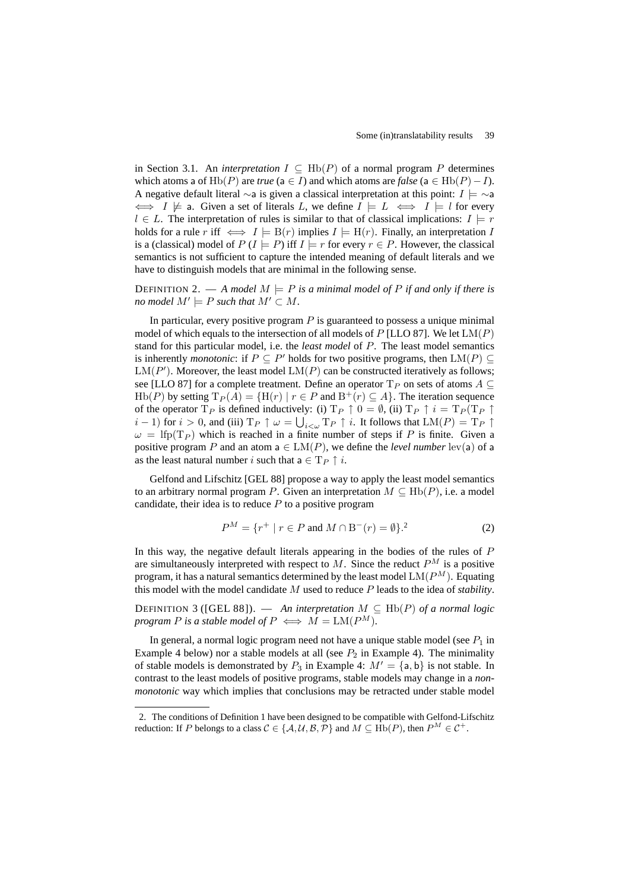in Section 3.1. An *interpretation* $I \subseteq \mathrm{Hb}(P)$ of a normal program $P$ determines which atoms $\mathsf{a}$ of $\mathrm{Hb}(P)$ are *true* ($\mathsf{a} \in I$) and which atoms are *false* ($\mathsf{a} \in \mathrm{Hb}(P) - I$). A negative default literal $\sim\mathsf{a}$ is given a classical interpretation at this point: $I \models \sim\mathsf{a} \iff I \not\models \mathsf{a}$. Given a set of literals $L$, we define $I \models L \iff I \models l$ for every $l \in L$. The interpretation of rules is similar to that of classical implications: $I \models r$ holds for a rule $r$ iff $\iff I \models \mathrm{B}(r)$ implies $I \models \mathrm{H}(r)$. Finally, an interpretation $I$ is a (classical) model of $P$ ($I \models P$) iff $I \models r$ for every $r \in P$. However, the classical semantics is not sufficient to capture the intended meaning of default literals and we have to distinguish models that are minimal in the following sense.

DEFINITION 2. — *A model $M \models P$ is a minimal model of $P$ if and only if there is no model $M' \models P$ such that $M' \subset M$.*

In particular, every positive program $P$ is guaranteed to possess a unique minimal model of which equals to the intersection of all models of $P$ [LLO 87]. We let $\mathrm{LM}(P)$ stand for this particular model, i.e. the *least model* of $P$. The least model semantics is inherently *monotonic*: if $P \subseteq P'$ holds for two positive programs, then $\mathrm{LM}(P) \subseteq \mathrm{LM}(P')$. Moreover, the least model $\mathrm{LM}(P)$ can be constructed iteratively as follows; see [LLO 87] for a complete treatment. Define an operator $\mathrm{T}_P$ on sets of atoms $A \subseteq \mathrm{Hb}(P)$ by setting $\mathrm{T}_P(A) = \{\mathrm{H}(r) \mid r \in P \text{ and } \mathrm{B}^+(r) \subseteq A\}$. The iteration sequence of the operator $\mathrm{T}_P$ is defined inductively: (i) $\mathrm{T}_P \uparrow 0 = \emptyset$, (ii) $\mathrm{T}_P \uparrow i = \mathrm{T}_P(\mathrm{T}_P \uparrow i-1)$ for $i > 0$, and (iii) $\mathrm{T}_P \uparrow \omega = \bigcup_{i<\omega} \mathrm{T}_P \uparrow i$. It follows that $\mathrm{LM}(P) = \mathrm{T}_P \uparrow \omega = \mathrm{lfp}(\mathrm{T}_P)$ which is reached in a finite number of steps if $P$ is finite. Given a positive program $P$ and an atom $\mathsf{a} \in \mathrm{LM}(P)$, we define the *level number* $\mathrm{lev}(\mathsf{a})$ of $\mathsf{a}$ as the least natural number $i$ such that $\mathsf{a} \in \mathrm{T}_P \uparrow i$.

Gelfond and Lifschitz [GEL 88] propose a way to apply the least model semantics to an arbitrary normal program $P$. Given an interpretation $M \subseteq \mathrm{Hb}(P)$, i.e. a model candidate, their idea is to reduce $P$ to a positive program

$$P^M = \{r^+ \mid r \in P \text{ and } M \cap \mathrm{B}^-(r) = \emptyset\}.^2 \tag{2}$$

In this way, the negative default literals appearing in the bodies of the rules of $P$ are simultaneously interpreted with respect to $M$. Since the reduct $P^M$ is a positive program, it has a natural semantics determined by the least model $\mathrm{LM}(P^M)$. Equating this model with the model candidate $M$ used to reduce $P$ leads to the idea of *stability*.

DEFINITION 3 ([GEL 88]). — *An interpretation $M \subseteq \mathrm{Hb}(P)$ of a normal logic program $P$ is a stable model of $P \iff M = \mathrm{LM}(P^M)$.*

In general, a normal logic program need not have a unique stable model (see $P_1$ in Example 4 below) nor a stable models at all (see $P_2$ in Example 4). The minimality of stable models is demonstrated by $P_3$ in Example 4: $M' = \{\mathsf{a}, \mathsf{b}\}$ is not stable. In contrast to the least models of positive programs, stable models may change in a *non-monotonic* way which implies that conclusions may be retracted under stable model

2. The conditions of Definition 1 have been designed to be compatible with Gelfond-Lifschitz reduction: If $P$ belongs to a class $\mathcal{C} \in \{\mathcal{A}, \mathcal{U}, \mathcal{B}, \mathcal{P}\}$ and $M \subseteq \mathrm{Hb}(P)$, then $P^M \in \mathcal{C}^+$.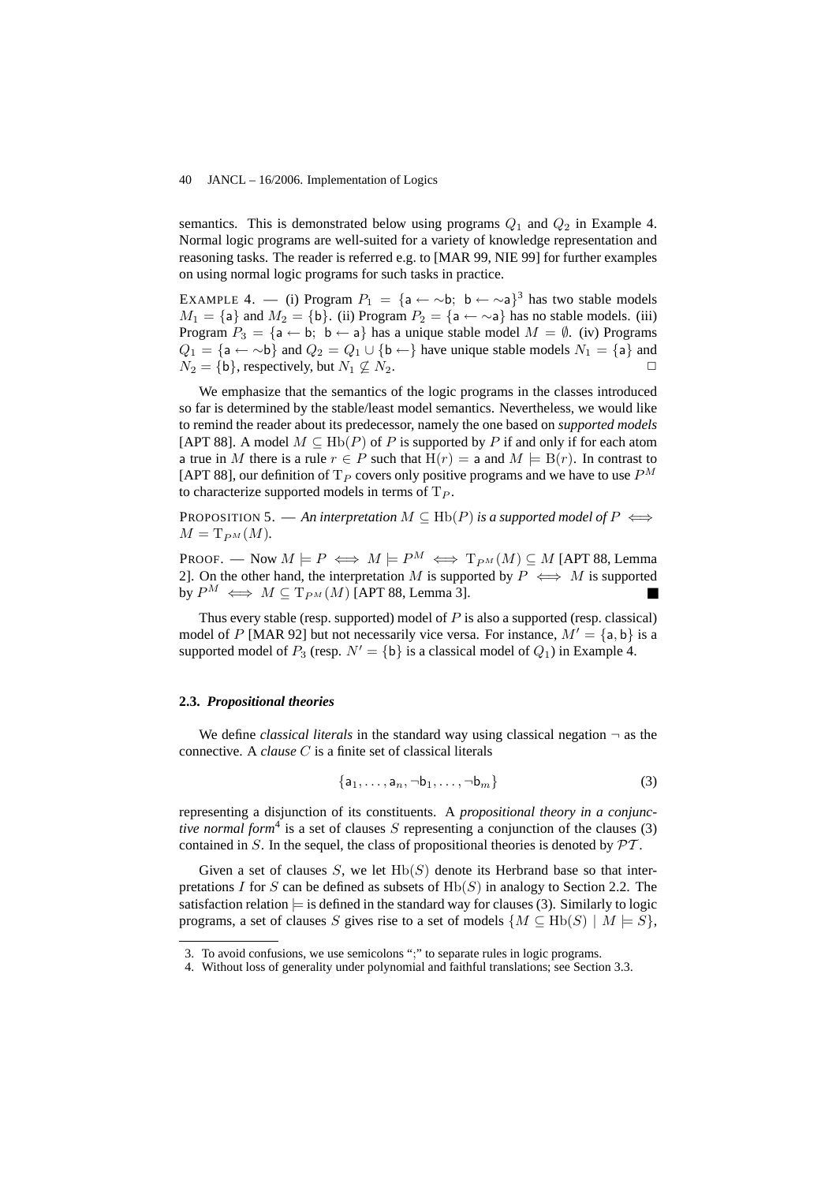semantics. This is demonstrated below using programs $Q_1$ and $Q_2$ in Example 4. Normal logic programs are well-suited for a variety of knowledge representation and reasoning tasks. The reader is referred e.g. to [MAR 99, NIE 99] for further examples on using normal logic programs for such tasks in practice.

EXAMPLE 4. — (i) Program $P_1 = \{\mathsf{a} \leftarrow \sim\mathsf{b};\ \mathsf{b} \leftarrow \sim\mathsf{a}\}$[3] has two stable models $M_1 = \{\mathsf{a}\}$ and $M_2 = \{\mathsf{b}\}$. (ii) Program $P_2 = \{\mathsf{a} \leftarrow \sim\mathsf{a}\}$ has no stable models. (iii) Program $P_3 = \{\mathsf{a} \leftarrow \mathsf{b};\ \mathsf{b} \leftarrow \mathsf{a}\}$ has a unique stable model $M = \emptyset$. (iv) Programs $Q_1 = \{\mathsf{a} \leftarrow \sim\mathsf{b}\}$ and $Q_2 = Q_1 \cup \{\mathsf{b} \leftarrow\}$ have unique stable models $N_1 = \{\mathsf{a}\}$ and $N_2 = \{\mathsf{b}\}$, respectively, but $N_1 \not\subseteq N_2$. □

We emphasize that the semantics of the logic programs in the classes introduced so far is determined by the stable/least model semantics. Nevertheless, we would like to remind the reader about its predecessor, namely the one based on *supported models* [APT 88]. A model $M \subseteq \mathrm{Hb}(P)$ of $P$ is supported by $P$ if and only if for each atom $\mathsf{a}$ true in $M$ there is a rule $r \in P$ such that $\mathrm{H}(r) = \mathsf{a}$ and $M \models \mathrm{B}(r)$. In contrast to [APT 88], our definition of $\mathrm{T}_P$ covers only positive programs and we have to use $P^M$ to characterize supported models in terms of $\mathrm{T}_P$.

PROPOSITION 5. — *An interpretation $M \subseteq \mathrm{Hb}(P)$ is a supported model of $P \iff M = \mathrm{T}_{P^M}(M)$.*

PROOF. — Now $M \models P \iff M \models P^M \iff \mathrm{T}_{P^M}(M) \subseteq M$ [APT 88, Lemma 2]. On the other hand, the interpretation $M$ is supported by $P \iff M$ is supported by $P^M \iff M \subseteq \mathrm{T}_{P^M}(M)$ [APT 88, Lemma 3]. ■

Thus every stable (resp. supported) model of $P$ is also a supported (resp. classical) model of $P$ [MAR 92] but not necessarily vice versa. For instance, $M' = \{\mathsf{a}, \mathsf{b}\}$ is a supported model of $P_3$ (resp. $N' = \{\mathsf{b}\}$ is a classical model of $Q_1$) in Example 4.

### 2.3. *Propositional theories*

We define *classical literals* in the standard way using classical negation $\neg$ as the connective. A *clause* $C$ is a finite set of classical literals

$$\{\mathsf{a}_1, \ldots, \mathsf{a}_n, \neg\mathsf{b}_1, \ldots, \neg\mathsf{b}_m\} \tag{3}$$

representing a disjunction of its constituents. A *propositional theory in a conjunctive normal form*[4] is a set of clauses $S$ representing a conjunction of the clauses (3) contained in $S$. In the sequel, the class of propositional theories is denoted by $\mathcal{PT}$.

Given a set of clauses $S$, we let $\mathrm{Hb}(S)$ denote its Herbrand base so that interpretations $I$ for $S$ can be defined as subsets of $\mathrm{Hb}(S)$ in analogy to Section 2.2. The satisfaction relation $\models$ is defined in the standard way for clauses (3). Similarly to logic programs, a set of clauses $S$ gives rise to a set of models $\{M \subseteq \mathrm{Hb}(S) \mid M \models S\}$,

3. To avoid confusions, we use semicolons ";" to separate rules in logic programs.

4. Without loss of generality under polynomial and faithful translations; see Section 3.3.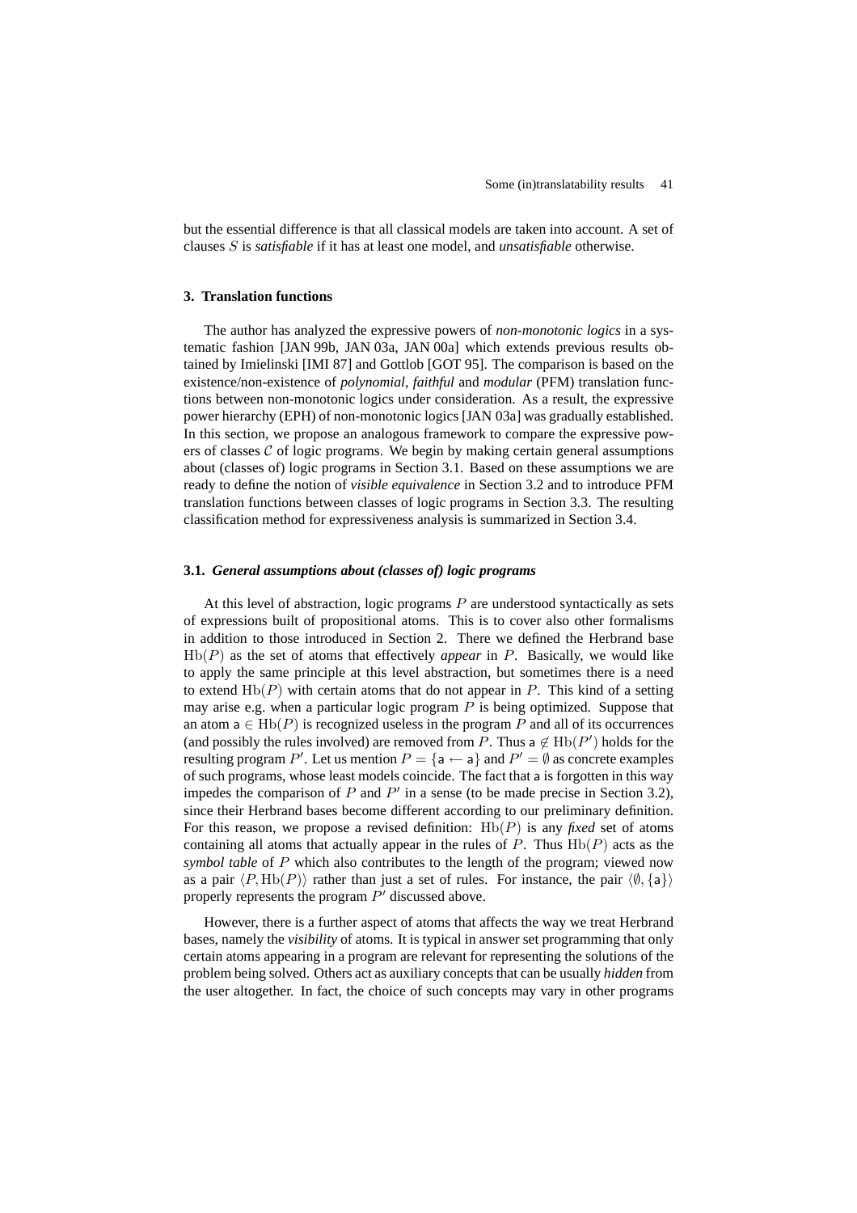but the essential difference is that all classical models are taken into account. A set of clauses $S$ is *satisfiable* if it has at least one model, and *unsatisfiable* otherwise.

## 3. Translation functions

The author has analyzed the expressive powers of *non-monotonic logics* in a systematic fashion [JAN 99b, JAN 03a, JAN 00a] which extends previous results obtained by Imielinski [IMI 87] and Gottlob [GOT 95]. The comparison is based on the existence/non-existence of *polynomial*, *faithful* and *modular* (PFM) translation functions between non-monotonic logics under consideration. As a result, the expressive power hierarchy (EPH) of non-monotonic logics [JAN 03a] was gradually established. In this section, we propose an analogous framework to compare the expressive powers of classes $\mathcal{C}$ of logic programs. We begin by making certain general assumptions about (classes of) logic programs in Section 3.1. Based on these assumptions we are ready to define the notion of *visible equivalence* in Section 3.2 and to introduce PFM translation functions between classes of logic programs in Section 3.3. The resulting classification method for expressiveness analysis is summarized in Section 3.4.

### 3.1. *General assumptions about (classes of) logic programs*

At this level of abstraction, logic programs $P$ are understood syntactically as sets of expressions built of propositional atoms. This is to cover also other formalisms in addition to those introduced in Section 2. There we defined the Herbrand base $\mathrm{Hb}(P)$ as the set of atoms that effectively *appear* in $P$. Basically, we would like to apply the same principle at this level abstraction, but sometimes there is a need to extend $\mathrm{Hb}(P)$ with certain atoms that do not appear in $P$. This kind of a setting may arise e.g. when a particular logic program $P$ is being optimized. Suppose that an atom $\mathsf{a} \in \mathrm{Hb}(P)$ is recognized useless in the program $P$ and all of its occurrences (and possibly the rules involved) are removed from $P$. Thus $\mathsf{a} \notin \mathrm{Hb}(P')$ holds for the resulting program $P'$. Let us mention $P = \{\mathsf{a} \leftarrow \mathsf{a}\}$ and $P' = \emptyset$ as concrete examples of such programs, whose least models coincide. The fact that a is forgotten in this way impedes the comparison of $P$ and $P'$ in a sense (to be made precise in Section 3.2), since their Herbrand bases become different according to our preliminary definition. For this reason, we propose a revised definition: $\mathrm{Hb}(P)$ is any *fixed* set of atoms containing all atoms that actually appear in the rules of $P$. Thus $\mathrm{Hb}(P)$ acts as the *symbol table* of $P$ which also contributes to the length of the program; viewed now as a pair $\langle P, \mathrm{Hb}(P)\rangle$ rather than just a set of rules. For instance, the pair $\langle \emptyset, \{\mathsf{a}\}\rangle$ properly represents the program $P'$ discussed above.

However, there is a further aspect of atoms that affects the way we treat Herbrand bases, namely the *visibility* of atoms. It is typical in answer set programming that only certain atoms appearing in a program are relevant for representing the solutions of the problem being solved. Others act as auxiliary concepts that can be usually *hidden* from the user altogether. In fact, the choice of such concepts may vary in other programs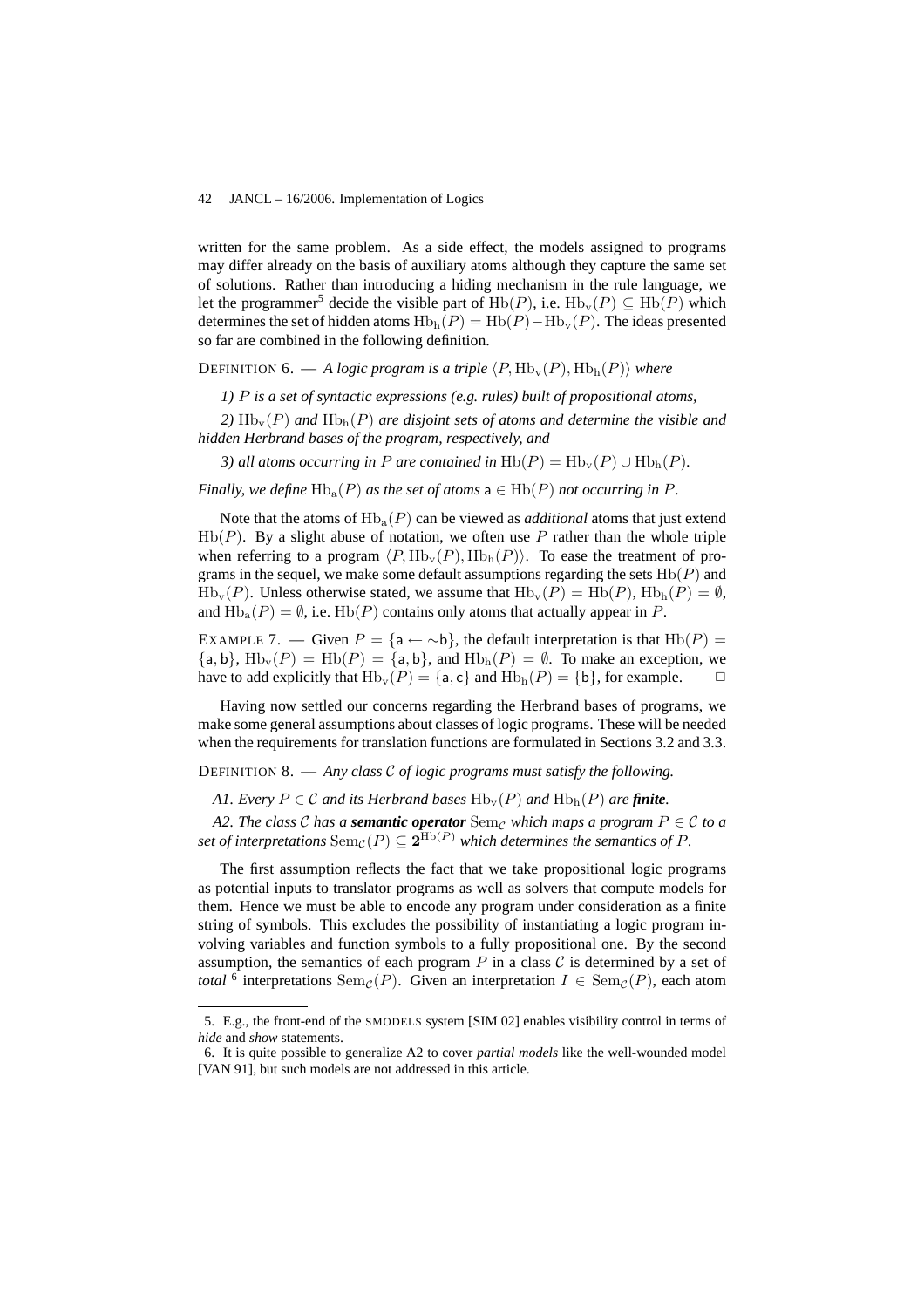written for the same problem. As a side effect, the models assigned to programs may differ already on the basis of auxiliary atoms although they capture the same set of solutions. Rather than introducing a hiding mechanism in the rule language, we let the programmer[5] decide the visible part of $\mathrm{Hb}(P)$, i.e. $\mathrm{Hb_v}(P) \subseteq \mathrm{Hb}(P)$ which determines the set of hidden atoms $\mathrm{Hb_h}(P) = \mathrm{Hb}(P) - \mathrm{Hb_v}(P)$. The ideas presented so far are combined in the following definition.

DEFINITION 6. — *A logic program is a triple* $\langle P, \mathrm{Hb_v}(P), \mathrm{Hb_h}(P)\rangle$ *where*

*1)* $P$ *is a set of syntactic expressions (e.g. rules) built of propositional atoms,*

*2)* $\mathrm{Hb_v}(P)$ *and* $\mathrm{Hb_h}(P)$ *are disjoint sets of atoms and determine the visible and hidden Herbrand bases of the program, respectively, and*

*3) all atoms occurring in* $P$ *are contained in* $\mathrm{Hb}(P) = \mathrm{Hb_v}(P) \cup \mathrm{Hb_h}(P)$.

*Finally, we define* $\mathrm{Hb_a}(P)$ *as the set of atoms* $\mathsf{a} \in \mathrm{Hb}(P)$ *not occurring in* $P$.

Note that the atoms of $\mathrm{Hb_a}(P)$ can be viewed as *additional* atoms that just extend $\mathrm{Hb}(P)$. By a slight abuse of notation, we often use $P$ rather than the whole triple when referring to a program $\langle P, \mathrm{Hb_v}(P), \mathrm{Hb_h}(P)\rangle$. To ease the treatment of programs in the sequel, we make some default assumptions regarding the sets $\mathrm{Hb}(P)$ and $\mathrm{Hb_v}(P)$. Unless otherwise stated, we assume that $\mathrm{Hb_v}(P) = \mathrm{Hb}(P)$, $\mathrm{Hb_h}(P) = \emptyset$, and $\mathrm{Hb_a}(P) = \emptyset$, i.e. $\mathrm{Hb}(P)$ contains only atoms that actually appear in $P$.

EXAMPLE 7. — Given $P = \{\mathsf{a} \leftarrow \sim\mathsf{b}\}$, the default interpretation is that $\mathrm{Hb}(P) = \{\mathsf{a}, \mathsf{b}\}$, $\mathrm{Hb_v}(P) = \mathrm{Hb}(P) = \{\mathsf{a}, \mathsf{b}\}$, and $\mathrm{Hb_h}(P) = \emptyset$. To make an exception, we have to add explicitly that $\mathrm{Hb_v}(P) = \{\mathsf{a}, \mathsf{c}\}$ and $\mathrm{Hb_h}(P) = \{\mathsf{b}\}$, for example. □

Having now settled our concerns regarding the Herbrand bases of programs, we make some general assumptions about classes of logic programs. These will be needed when the requirements for translation functions are formulated in Sections 3.2 and 3.3.

DEFINITION 8. — *Any class* $\mathcal{C}$ *of logic programs must satisfy the following.*

*A1. Every* $P \in \mathcal{C}$ *and its Herbrand bases* $\mathrm{Hb_v}(P)$ *and* $\mathrm{Hb_h}(P)$ *are* ***finite***.

*A2. The class* $\mathcal{C}$ *has a* ***semantic operator*** $\mathrm{Sem}_{\mathcal{C}}$ *which maps a program* $P \in \mathcal{C}$ *to a set of interpretations* $\mathrm{Sem}_{\mathcal{C}}(P) \subseteq \mathbf{2}^{\mathrm{Hb}(P)}$ *which determines the semantics of* $P$.

The first assumption reflects the fact that we take propositional logic programs as potential inputs to translator programs as well as solvers that compute models for them. Hence we must be able to encode any program under consideration as a finite string of symbols. This excludes the possibility of instantiating a logic program involving variables and function symbols to a fully propositional one. By the second assumption, the semantics of each program $P$ in a class $\mathcal{C}$ is determined by a set of *total* [6] interpretations $\mathrm{Sem}_{\mathcal{C}}(P)$. Given an interpretation $I \in \mathrm{Sem}_{\mathcal{C}}(P)$, each atom

5. E.g., the front-end of the SMODELS system [SIM 02] enables visibility control in terms of *hide* and *show* statements.

6. It is quite possible to generalize A2 to cover *partial models* like the well-wounded model [VAN 91], but such models are not addressed in this article.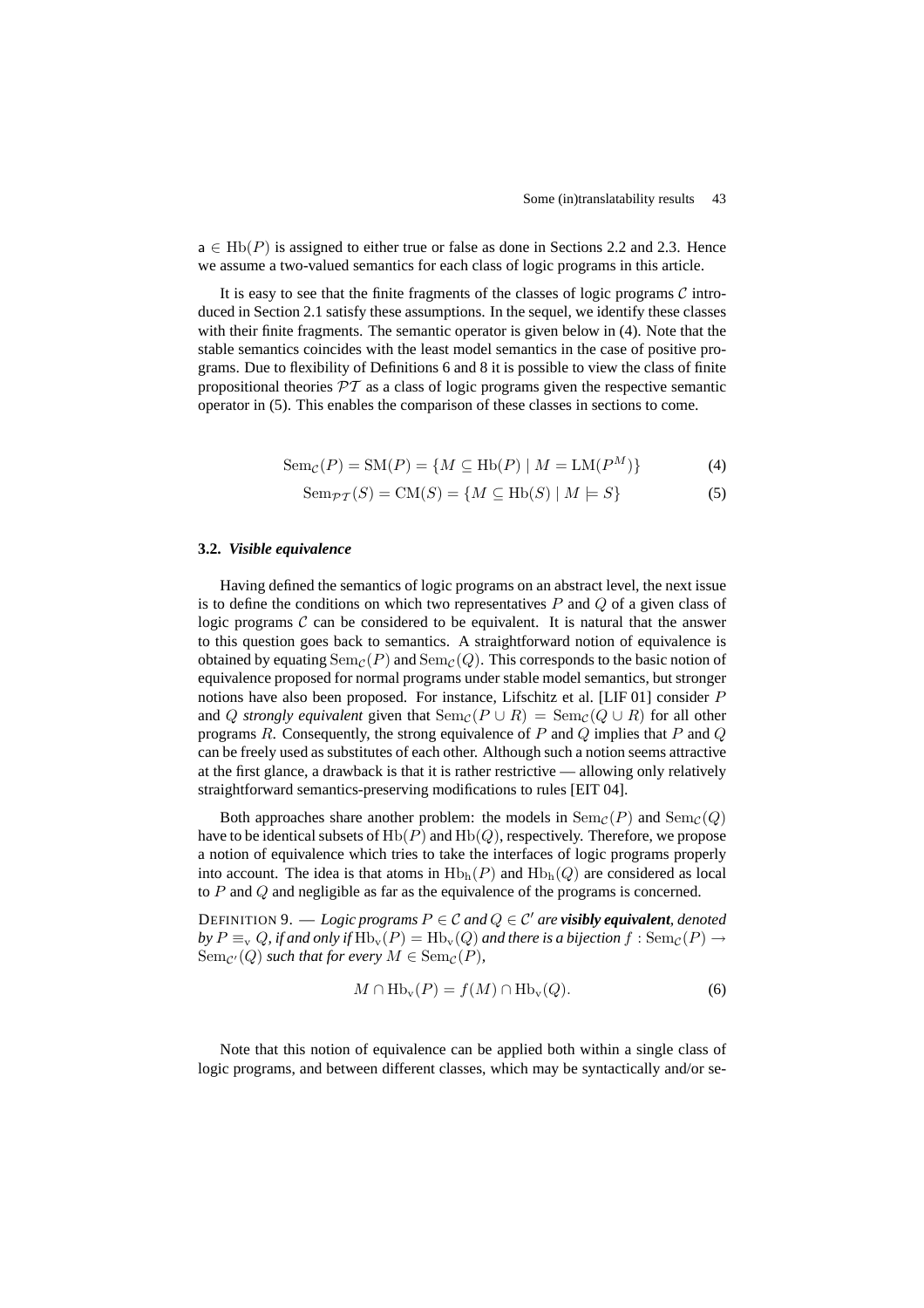$\mathsf{a} \in \mathrm{Hb}(P)$ is assigned to either true or false as done in Sections 2.2 and 2.3. Hence we assume a two-valued semantics for each class of logic programs in this article.

It is easy to see that the finite fragments of the classes of logic programs $\mathcal{C}$ introduced in Section 2.1 satisfy these assumptions. In the sequel, we identify these classes with their finite fragments. The semantic operator is given below in (4). Note that the stable semantics coincides with the least model semantics in the case of positive programs. Due to flexibility of Definitions 6 and 8 it is possible to view the class of finite propositional theories $\mathcal{PT}$ as a class of logic programs given the respective semantic operator in (5). This enables the comparison of these classes in sections to come.

$$\mathrm{Sem}_{\mathcal{C}}(P) = \mathrm{SM}(P) = \{M \subseteq \mathrm{Hb}(P) \mid M = \mathrm{LM}(P^M)\} \tag{4}$$

$$\mathrm{Sem}_{\mathcal{PT}}(S) = \mathrm{CM}(S) = \{M \subseteq \mathrm{Hb}(S) \mid M \models S\} \tag{5}$$

### 3.2. *Visible equivalence*

Having defined the semantics of logic programs on an abstract level, the next issue is to define the conditions on which two representatives $P$ and $Q$ of a given class of logic programs $\mathcal{C}$ can be considered to be equivalent. It is natural that the answer to this question goes back to semantics. A straightforward notion of equivalence is obtained by equating $\mathrm{Sem}_{\mathcal{C}}(P)$ and $\mathrm{Sem}_{\mathcal{C}}(Q)$. This corresponds to the basic notion of equivalence proposed for normal programs under stable model semantics, but stronger notions have also been proposed. For instance, Lifschitz et al. [LIF 01] consider $P$ and $Q$ *strongly equivalent* given that $\mathrm{Sem}_{\mathcal{C}}(P \cup R) = \mathrm{Sem}_{\mathcal{C}}(Q \cup R)$ for all other programs $R$. Consequently, the strong equivalence of $P$ and $Q$ implies that $P$ and $Q$ can be freely used as substitutes of each other. Although such a notion seems attractive at the first glance, a drawback is that it is rather restrictive — allowing only relatively straightforward semantics-preserving modifications to rules [EIT 04].

Both approaches share another problem: the models in $\mathrm{Sem}_{\mathcal{C}}(P)$ and $\mathrm{Sem}_{\mathcal{C}}(Q)$ have to be identical subsets of $\mathrm{Hb}(P)$ and $\mathrm{Hb}(Q)$, respectively. Therefore, we propose a notion of equivalence which tries to take the interfaces of logic programs properly into account. The idea is that atoms in $\mathrm{Hb_h}(P)$ and $\mathrm{Hb_h}(Q)$ are considered as local to $P$ and $Q$ and negligible as far as the equivalence of the programs is concerned.

DEFINITION 9. — *Logic programs $P \in \mathcal{C}$ and $Q \in \mathcal{C}'$ are **visibly equivalent**, denoted by $P \equiv_{\mathrm{v}} Q$, if and only if $\mathrm{Hb_v}(P) = \mathrm{Hb_v}(Q)$ and there is a bijection $f : \mathrm{Sem}_{\mathcal{C}}(P) \rightarrow \mathrm{Sem}_{\mathcal{C}'}(Q)$ such that for every $M \in \mathrm{Sem}_{\mathcal{C}}(P)$,*

$$M \cap \mathrm{Hb_v}(P) = f(M) \cap \mathrm{Hb_v}(Q). \tag{6}$$

Note that this notion of equivalence can be applied both within a single class of logic programs, and between different classes, which may be syntactically and/or se-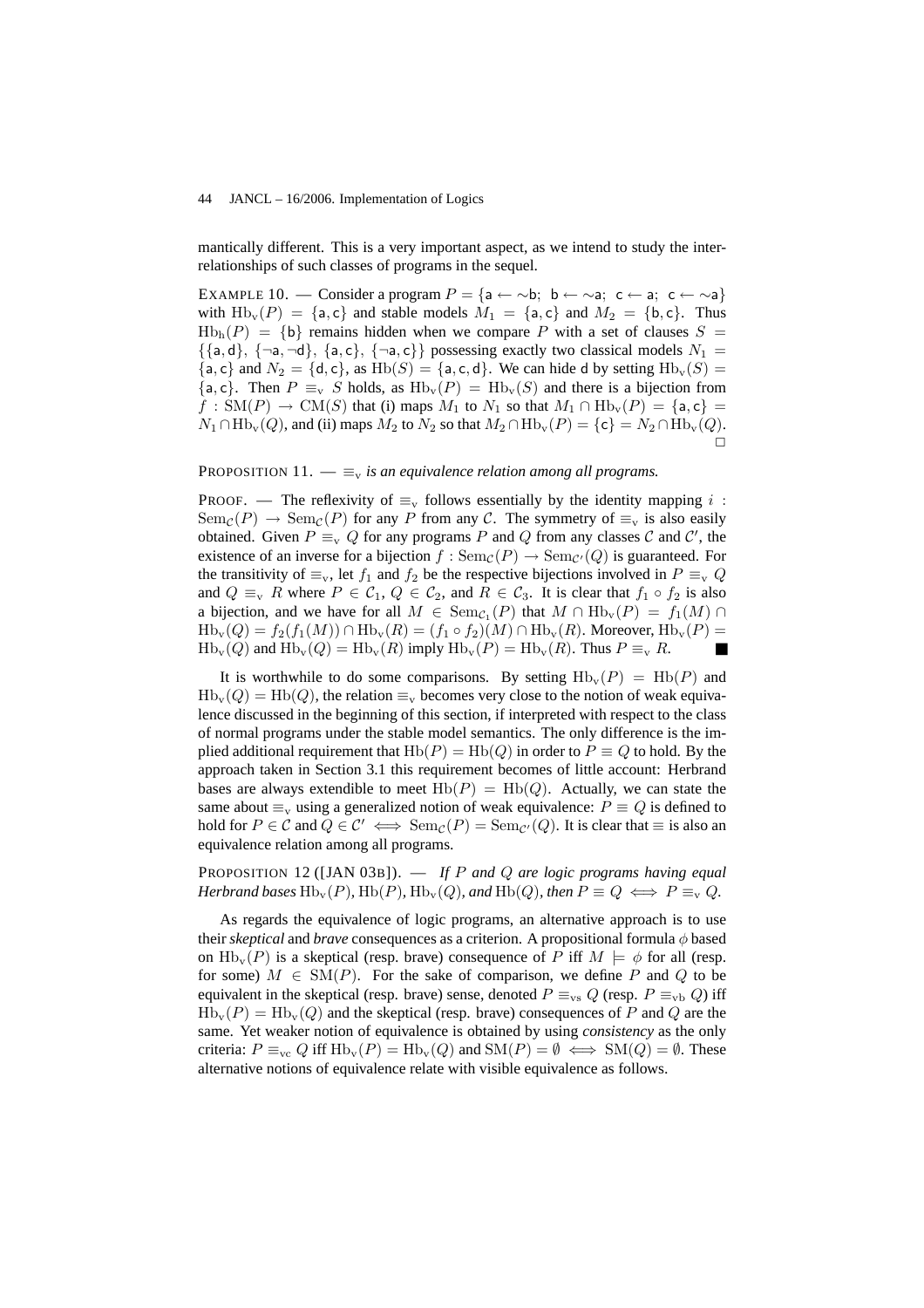mantically different. This is a very important aspect, as we intend to study the interrelationships of such classes of programs in the sequel.

EXAMPLE 10. — Consider a program $P = \{\mathsf{a} \leftarrow \sim\mathsf{b};\ \mathsf{b} \leftarrow \sim\mathsf{a};\ \mathsf{c} \leftarrow \mathsf{a};\ \mathsf{c} \leftarrow \sim\mathsf{a}\}$ with $\mathrm{Hb_v}(P) = \{\mathsf{a}, \mathsf{c}\}$ and stable models $M_1 = \{\mathsf{a}, \mathsf{c}\}$ and $M_2 = \{\mathsf{b}, \mathsf{c}\}$. Thus $\mathrm{Hb_h}(P) = \{\mathsf{b}\}$ remains hidden when we compare $P$ with a set of clauses $S = \{\{\mathsf{a}, \mathsf{d}\},\ \{\neg\mathsf{a}, \neg\mathsf{d}\},\ \{\mathsf{a}, \mathsf{c}\},\ \{\neg\mathsf{a}, \mathsf{c}\}\}$ possessing exactly two classical models $N_1 = \{\mathsf{a}, \mathsf{c}\}$ and $N_2 = \{\mathsf{d}, \mathsf{c}\}$, as $\mathrm{Hb}(S) = \{\mathsf{a}, \mathsf{c}, \mathsf{d}\}$. We can hide $\mathsf{d}$ by setting $\mathrm{Hb_v}(S) = \{\mathsf{a}, \mathsf{c}\}$. Then $P \equiv_{\mathrm{v}} S$ holds, as $\mathrm{Hb_v}(P) = \mathrm{Hb_v}(S)$ and there is a bijection from $f : \mathrm{SM}(P) \rightarrow \mathrm{CM}(S)$ that (i) maps $M_1$ to $N_1$ so that $M_1 \cap \mathrm{Hb_v}(P) = \{\mathsf{a}, \mathsf{c}\} = N_1 \cap \mathrm{Hb_v}(Q)$, and (ii) maps $M_2$ to $N_2$ so that $M_2 \cap \mathrm{Hb_v}(P) = \{\mathsf{c}\} = N_2 \cap \mathrm{Hb_v}(Q)$. □

PROPOSITION 11. — *$\equiv_{\mathrm{v}}$ is an equivalence relation among all programs.*

PROOF. — The reflexivity of $\equiv_{\mathrm{v}}$ follows essentially by the identity mapping $i : \mathrm{Sem}_{\mathcal{C}}(P) \rightarrow \mathrm{Sem}_{\mathcal{C}}(P)$ for any $P$ from any $\mathcal{C}$. The symmetry of $\equiv_{\mathrm{v}}$ is also easily obtained. Given $P \equiv_{\mathrm{v}} Q$ for any programs $P$ and $Q$ from any classes $\mathcal{C}$ and $\mathcal{C}'$, the existence of an inverse for a bijection $f : \mathrm{Sem}_{\mathcal{C}}(P) \rightarrow \mathrm{Sem}_{\mathcal{C}'}(Q)$ is guaranteed. For the transitivity of $\equiv_{\mathrm{v}}$, let $f_1$ and $f_2$ be the respective bijections involved in $P \equiv_{\mathrm{v}} Q$ and $Q \equiv_{\mathrm{v}} R$ where $P \in \mathcal{C}_1$, $Q \in \mathcal{C}_2$, and $R \in \mathcal{C}_3$. It is clear that $f_1 \circ f_2$ is also a bijection, and we have for all $M \in \mathrm{Sem}_{\mathcal{C}_1}(P)$ that $M \cap \mathrm{Hb_v}(P) = f_1(M) \cap \mathrm{Hb_v}(Q) = f_2(f_1(M)) \cap \mathrm{Hb_v}(R) = (f_1 \circ f_2)(M) \cap \mathrm{Hb_v}(R)$. Moreover, $\mathrm{Hb_v}(P) = \mathrm{Hb_v}(Q)$ and $\mathrm{Hb_v}(Q) = \mathrm{Hb_v}(R)$ imply $\mathrm{Hb_v}(P) = \mathrm{Hb_v}(R)$. Thus $P \equiv_{\mathrm{v}} R$. ■

It is worthwhile to do some comparisons. By setting $\mathrm{Hb_v}(P) = \mathrm{Hb}(P)$ and $\mathrm{Hb_v}(Q) = \mathrm{Hb}(Q)$, the relation $\equiv_{\mathrm{v}}$ becomes very close to the notion of weak equivalence discussed in the beginning of this section, if interpreted with respect to the class of normal programs under the stable model semantics. The only difference is the implied additional requirement that $\mathrm{Hb}(P) = \mathrm{Hb}(Q)$ in order to $P \equiv Q$ to hold. By the approach taken in Section 3.1 this requirement becomes of little account: Herbrand bases are always extendible to meet $\mathrm{Hb}(P) = \mathrm{Hb}(Q)$. Actually, we can state the same about $\equiv_{\mathrm{v}}$ using a generalized notion of weak equivalence: $P \equiv Q$ is defined to hold for $P \in \mathcal{C}$ and $Q \in \mathcal{C}' \iff \mathrm{Sem}_{\mathcal{C}}(P) = \mathrm{Sem}_{\mathcal{C}'}(Q)$. It is clear that $\equiv$ is also an equivalence relation among all programs.

PROPOSITION 12 ([JAN 03B]). — *If $P$ and $Q$ are logic programs having equal Herbrand bases $\mathrm{Hb_v}(P)$, $\mathrm{Hb}(P)$, $\mathrm{Hb_v}(Q)$, and $\mathrm{Hb}(Q)$, then $P \equiv Q \iff P \equiv_{\mathrm{v}} Q$.*

As regards the equivalence of logic programs, an alternative approach is to use their *skeptical* and *brave* consequences as a criterion. A propositional formula $\phi$ based on $\mathrm{Hb_v}(P)$ is a skeptical (resp. brave) consequence of $P$ iff $M \models \phi$ for all (resp. for some) $M \in \mathrm{SM}(P)$. For the sake of comparison, we define $P$ and $Q$ to be equivalent in the skeptical (resp. brave) sense, denoted $P \equiv_{\mathrm{vs}} Q$ (resp. $P \equiv_{\mathrm{vb}} Q$) iff $\mathrm{Hb_v}(P) = \mathrm{Hb_v}(Q)$ and the skeptical (resp. brave) consequences of $P$ and $Q$ are the same. Yet weaker notion of equivalence is obtained by using *consistency* as the only criteria: $P \equiv_{\mathrm{vc}} Q$ iff $\mathrm{Hb_v}(P) = \mathrm{Hb_v}(Q)$ and $\mathrm{SM}(P) = \emptyset \iff \mathrm{SM}(Q) = \emptyset$. These alternative notions of equivalence relate with visible equivalence as follows.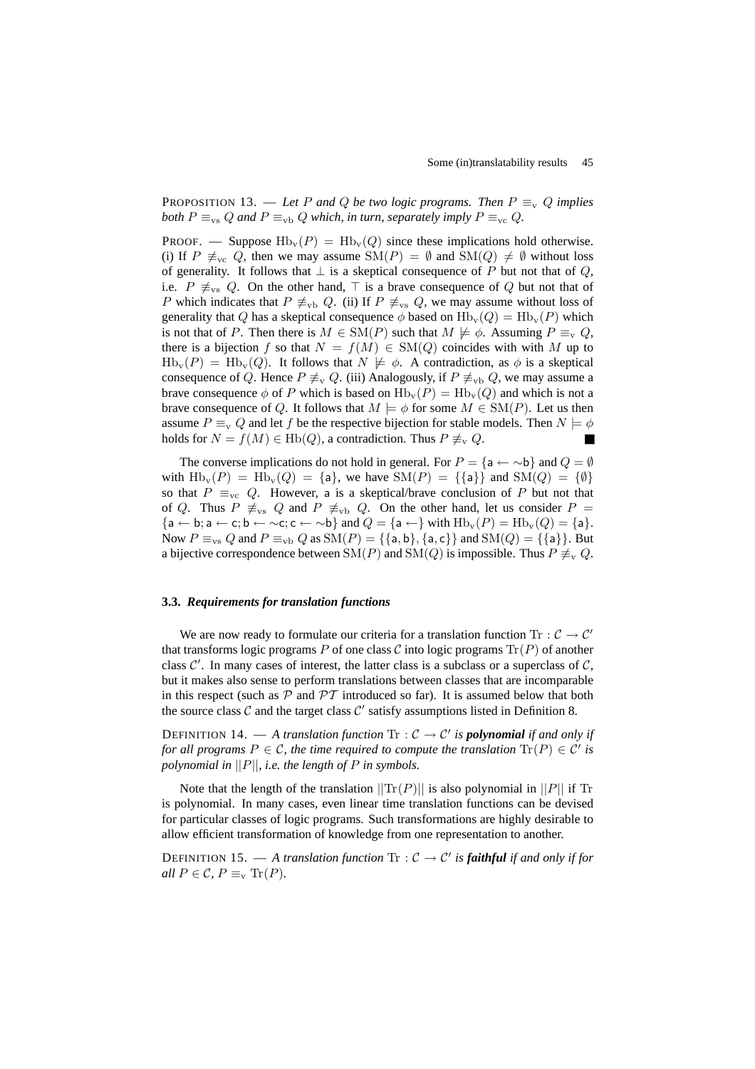PROPOSITION 13. — *Let $P$ and $Q$ be two logic programs. Then $P \equiv_{\mathrm{v}} Q$ implies both $P \equiv_{\mathrm{vs}} Q$ and $P \equiv_{\mathrm{vb}} Q$ which, in turn, separately imply $P \equiv_{\mathrm{vc}} Q$.*

PROOF. — Suppose $\mathrm{Hb_v}(P) = \mathrm{Hb_v}(Q)$ since these implications hold otherwise. (i) If $P \not\equiv_{\mathrm{vc}} Q$, then we may assume $\mathrm{SM}(P) = \emptyset$ and $\mathrm{SM}(Q) \neq \emptyset$ without loss of generality. It follows that $\bot$ is a skeptical consequence of $P$ but not that of $Q$, i.e. $P \not\equiv_{\mathrm{vs}} Q$. On the other hand, $\top$ is a brave consequence of $Q$ but not that of $P$ which indicates that $P \not\equiv_{\mathrm{vb}} Q$. (ii) If $P \not\equiv_{\mathrm{vs}} Q$, we may assume without loss of generality that $Q$ has a skeptical consequence $\phi$ based on $\mathrm{Hb_v}(Q) = \mathrm{Hb_v}(P)$ which is not that of $P$. Then there is $M \in \mathrm{SM}(P)$ such that $M \not\models \phi$. Assuming $P \equiv_{\mathrm{v}} Q$, there is a bijection $f$ so that $N = f(M) \in \mathrm{SM}(Q)$ coincides with with $M$ up to $\mathrm{Hb_v}(P) = \mathrm{Hb_v}(Q)$. It follows that $N \not\models \phi$. A contradiction, as $\phi$ is a skeptical consequence of $Q$. Hence $P \not\equiv_{\mathrm{v}} Q$. (iii) Analogously, if $P \not\equiv_{\mathrm{vb}} Q$, we may assume a brave consequence $\phi$ of $P$ which is based on $\mathrm{Hb_v}(P) = \mathrm{Hb_v}(Q)$ and which is not a brave consequence of $Q$. It follows that $M \models \phi$ for some $M \in \mathrm{SM}(P)$. Let us then assume $P \equiv_{\mathrm{v}} Q$ and let $f$ be the respective bijection for stable models. Then $N \models \phi$ holds for $N = f(M) \in \mathrm{Hb}(Q)$, a contradiction. Thus $P \not\equiv_{\mathrm{v}} Q$. ■

The converse implications do not hold in general. For $P = \{\mathsf{a} \leftarrow \sim\mathsf{b}\}$ and $Q = \emptyset$ with $\mathrm{Hb_v}(P) = \mathrm{Hb_v}(Q) = \{\mathsf{a}\}$, we have $\mathrm{SM}(P) = \{\{\mathsf{a}\}\}$ and $\mathrm{SM}(Q) = \{\emptyset\}$ so that $P \equiv_{\mathrm{vc}} Q$. However, $\mathsf{a}$ is a skeptical/brave conclusion of $P$ but not that of $Q$. Thus $P \not\equiv_{\mathrm{vs}} Q$ and $P \not\equiv_{\mathrm{vb}} Q$. On the other hand, let us consider $P = \{\mathsf{a} \leftarrow \mathsf{b}; \mathsf{a} \leftarrow \mathsf{c}; \mathsf{b} \leftarrow \sim\mathsf{c}; \mathsf{c} \leftarrow \sim\mathsf{b}\}$ and $Q = \{\mathsf{a} \leftarrow\}$ with $\mathrm{Hb_v}(P) = \mathrm{Hb_v}(Q) = \{\mathsf{a}\}$. Now $P \equiv_{\mathrm{vs}} Q$ and $P \equiv_{\mathrm{vb}} Q$ as $\mathrm{SM}(P) = \{\{\mathsf{a}, \mathsf{b}\}, \{\mathsf{a}, \mathsf{c}\}\}$ and $\mathrm{SM}(Q) = \{\{\mathsf{a}\}\}$. But a bijective correspondence between $\mathrm{SM}(P)$ and $\mathrm{SM}(Q)$ is impossible. Thus $P \not\equiv_{\mathrm{v}} Q$.

### 3.3. *Requirements for translation functions*

We are now ready to formulate our criteria for a translation function $\mathrm{Tr} : \mathcal{C} \rightarrow \mathcal{C}'$ that transforms logic programs $P$ of one class $\mathcal{C}$ into logic programs $\mathrm{Tr}(P)$ of another class $\mathcal{C}'$. In many cases of interest, the latter class is a subclass or a superclass of $\mathcal{C}$, but it makes also sense to perform translations between classes that are incomparable in this respect (such as $\mathcal{P}$ and $\mathcal{PT}$ introduced so far). It is assumed below that both the source class $\mathcal{C}$ and the target class $\mathcal{C}'$ satisfy assumptions listed in Definition 8.

DEFINITION 14. — *A translation function $\mathrm{Tr} : \mathcal{C} \rightarrow \mathcal{C}'$ is **polynomial** if and only if for all programs $P \in \mathcal{C}$, the time required to compute the translation $\mathrm{Tr}(P) \in \mathcal{C}'$ is polynomial in $||P||$, i.e. the length of $P$ in symbols.*

Note that the length of the translation $||\mathrm{Tr}(P)||$ is also polynomial in $||P||$ if $\mathrm{Tr}$ is polynomial. In many cases, even linear time translation functions can be devised for particular classes of logic programs. Such transformations are highly desirable to allow efficient transformation of knowledge from one representation to another.

DEFINITION 15. — *A translation function $\mathrm{Tr} : \mathcal{C} \rightarrow \mathcal{C}'$ is **faithful** if and only if for all $P \in \mathcal{C}$, $P \equiv_{\mathrm{v}} \mathrm{Tr}(P)$.*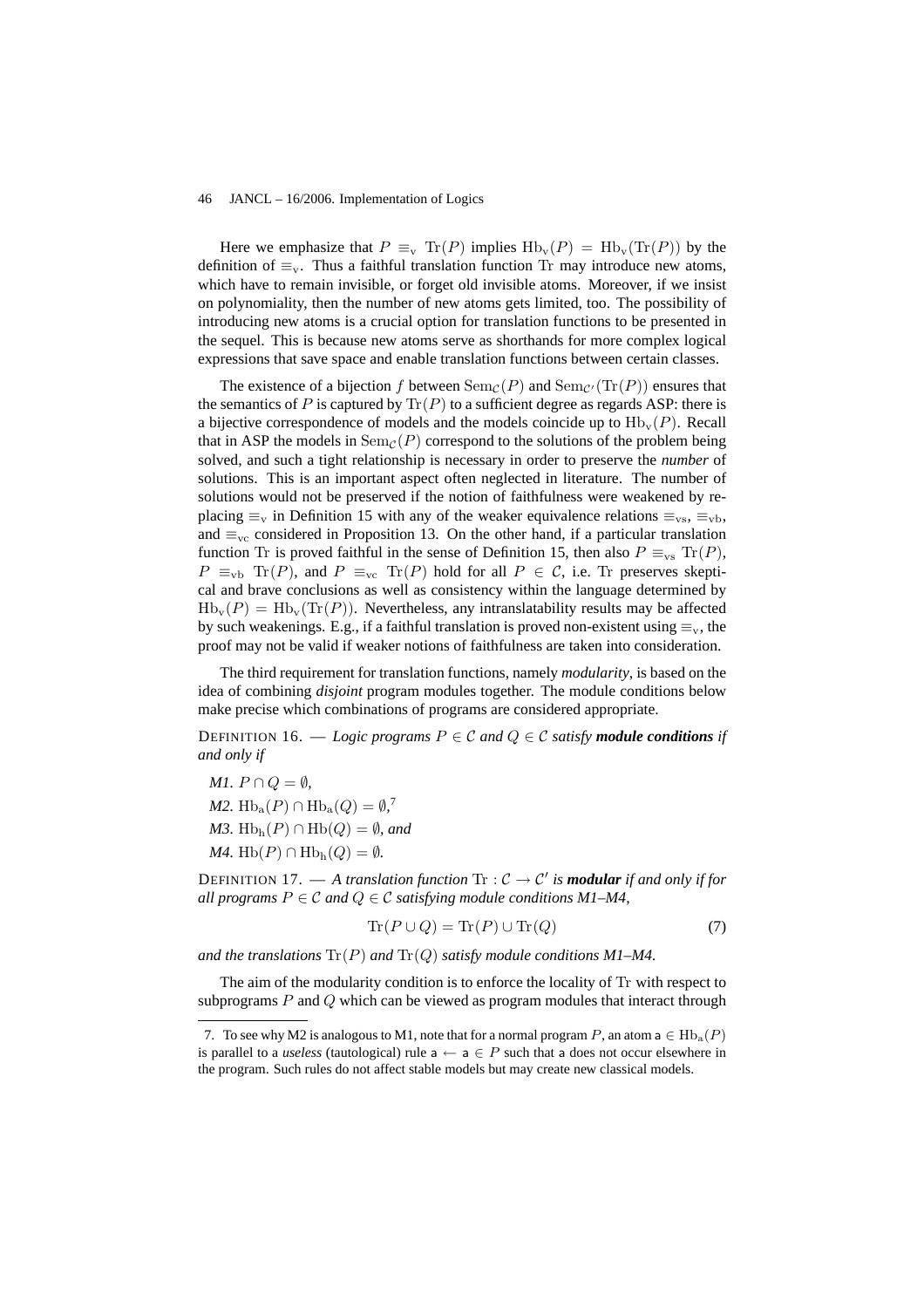Here we emphasize that $P \equiv_{\rm v} \mathrm{Tr}(P)$ implies $\mathrm{Hb}_{\rm v}(P) = \mathrm{Hb}_{\rm v}(\mathrm{Tr}(P))$ by the definition of $\equiv_{\rm v}$. Thus a faithful translation function Tr may introduce new atoms, which have to remain invisible, or forget old invisible atoms. Moreover, if we insist on polynomiality, then the number of new atoms gets limited, too. The possibility of introducing new atoms is a crucial option for translation functions to be presented in the sequel. This is because new atoms serve as shorthands for more complex logical expressions that save space and enable translation functions between certain classes.

The existence of a bijection $f$ between $\mathrm{Sem}_{\mathcal{C}}(P)$ and $\mathrm{Sem}_{\mathcal{C}'}(\mathrm{Tr}(P))$ ensures that the semantics of $P$ is captured by $\mathrm{Tr}(P)$ to a sufficient degree as regards ASP: there is a bijective correspondence of models and the models coincide up to $\mathrm{Hb}_{\rm v}(P)$. Recall that in ASP the models in $\mathrm{Sem}_{\mathcal{C}}(P)$ correspond to the solutions of the problem being solved, and such a tight relationship is necessary in order to preserve the *number* of solutions. This is an important aspect often neglected in literature. The number of solutions would not be preserved if the notion of faithfulness were weakened by replacing $\equiv_{\rm v}$ in Definition 15 with any of the weaker equivalence relations $\equiv_{\rm vs}$, $\equiv_{\rm vb}$, and $\equiv_{\rm vc}$ considered in Proposition 13. On the other hand, if a particular translation function Tr is proved faithful in the sense of Definition 15, then also $P \equiv_{\rm vs} \mathrm{Tr}(P)$, $P \equiv_{\rm vb} \mathrm{Tr}(P)$, and $P \equiv_{\rm vc} \mathrm{Tr}(P)$ hold for all $P \in \mathcal{C}$, i.e. Tr preserves skeptical and brave conclusions as well as consistency within the language determined by $\mathrm{Hb}_{\rm v}(P) = \mathrm{Hb}_{\rm v}(\mathrm{Tr}(P))$. Nevertheless, any intranslatability results may be affected by such weakenings. E.g., if a faithful translation is proved non-existent using $\equiv_{\rm v}$, the proof may not be valid if weaker notions of faithfulness are taken into consideration.

The third requirement for translation functions, namely *modularity*, is based on the idea of combining *disjoint* program modules together. The module conditions below make precise which combinations of programs are considered appropriate.

DEFINITION 16. — *Logic programs $P \in \mathcal{C}$ and $Q \in \mathcal{C}$ satisfy **module conditions** if and only if*

*M1.* $P \cap Q = \emptyset$,

*M2.* $\mathrm{Hb}_{\rm a}(P) \cap \mathrm{Hb}_{\rm a}(Q) = \emptyset$,[7]

*M3.* $\mathrm{Hb}_{\rm h}(P) \cap \mathrm{Hb}(Q) = \emptyset$, *and*

*M4.* $\mathrm{Hb}(P) \cap \mathrm{Hb}_{\rm h}(Q) = \emptyset$.

DEFINITION 17. — *A translation function $\mathrm{Tr} : \mathcal{C} \to \mathcal{C}'$ is **modular** if and only if for all programs $P \in \mathcal{C}$ and $Q \in \mathcal{C}$ satisfying module conditions M1–M4,*

$$\mathrm{Tr}(P \cup Q) = \mathrm{Tr}(P) \cup \mathrm{Tr}(Q) \qquad (7)$$

*and the translations $\mathrm{Tr}(P)$ and $\mathrm{Tr}(Q)$ satisfy module conditions M1–M4.*

The aim of the modularity condition is to enforce the locality of Tr with respect to subprograms $P$ and $Q$ which can be viewed as program modules that interact through

7. To see why M2 is analogous to M1, note that for a normal program $P$, an atom $\mathsf{a} \in \mathrm{Hb}_{\rm a}(P)$ is parallel to a *useless* (tautological) rule $\mathsf{a} \leftarrow \mathsf{a} \in P$ such that a does not occur elsewhere in the program. Such rules do not affect stable models but may create new classical models.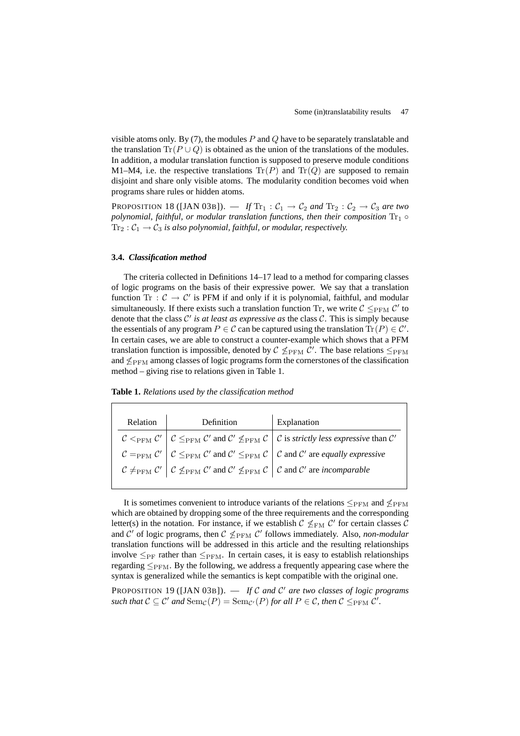visible atoms only. By (7), the modules $P$ and $Q$ have to be separately translatable and the translation $\mathrm{Tr}(P \cup Q)$ is obtained as the union of the translations of the modules. In addition, a modular translation function is supposed to preserve module conditions M1–M4, i.e. the respective translations $\mathrm{Tr}(P)$ and $\mathrm{Tr}(Q)$ are supposed to remain disjoint and share only visible atoms. The modularity condition becomes void when programs share rules or hidden atoms.

PROPOSITION 18 ([JAN 03B]). — *If $\mathrm{Tr}_1 : \mathcal{C}_1 \rightarrow \mathcal{C}_2$ and $\mathrm{Tr}_2 : \mathcal{C}_2 \rightarrow \mathcal{C}_3$ are two polynomial, faithful, or modular translation functions, then their composition $\mathrm{Tr}_1 \circ \mathrm{Tr}_2 : \mathcal{C}_1 \rightarrow \mathcal{C}_3$ is also polynomial, faithful, or modular, respectively.*

### 3.4. *Classification method*

The criteria collected in Definitions 14–17 lead to a method for comparing classes of logic programs on the basis of their expressive power. We say that a translation function $\mathrm{Tr} : \mathcal{C} \rightarrow \mathcal{C}'$ is PFM if and only if it is polynomial, faithful, and modular simultaneously. If there exists such a translation function Tr, we write $\mathcal{C} \leq_{\mathrm{PFM}} \mathcal{C}'$ to denote that the class $\mathcal{C}'$ *is at least as expressive as* the class $\mathcal{C}$. This is simply because the essentials of any program $P \in \mathcal{C}$ can be captured using the translation $\mathrm{Tr}(P) \in \mathcal{C}'$. In certain cases, we are able to construct a counter-example which shows that a PFM translation function is impossible, denoted by $\mathcal{C} \not\leq_{\mathrm{PFM}} \mathcal{C}'$. The base relations $\leq_{\mathrm{PFM}}$ and $\not\leq_{\mathrm{PFM}}$ among classes of logic programs form the cornerstones of the classification method – giving rise to relations given in Table 1.

**Table 1.** *Relations used by the classification method*

| Relation | Definition | Explanation |
|---|---|---|
| $\mathcal{C} <_{\mathrm{PFM}} \mathcal{C}'$ | $\mathcal{C} \leq_{\mathrm{PFM}} \mathcal{C}'$ and $\mathcal{C}' \not\leq_{\mathrm{PFM}} \mathcal{C}$ | $\mathcal{C}$ is *strictly less expressive* than $\mathcal{C}'$ |
| $\mathcal{C} =_{\mathrm{PFM}} \mathcal{C}'$ | $\mathcal{C} \leq_{\mathrm{PFM}} \mathcal{C}'$ and $\mathcal{C}' \leq_{\mathrm{PFM}} \mathcal{C}$ | $\mathcal{C}$ and $\mathcal{C}'$ are *equally expressive* |
| $\mathcal{C} \neq_{\mathrm{PFM}} \mathcal{C}'$ | $\mathcal{C} \not\leq_{\mathrm{PFM}} \mathcal{C}'$ and $\mathcal{C}' \not\leq_{\mathrm{PFM}} \mathcal{C}$ | $\mathcal{C}$ and $\mathcal{C}'$ are *incomparable* |

It is sometimes convenient to introduce variants of the relations $\leq_{\mathrm{PFM}}$ and $\not\leq_{\mathrm{PFM}}$ which are obtained by dropping some of the three requirements and the corresponding letter(s) in the notation. For instance, if we establish $\mathcal{C} \not\leq_{\mathrm{FM}} \mathcal{C}'$ for certain classes $\mathcal{C}$ and $\mathcal{C}'$ of logic programs, then $\mathcal{C} \not\leq_{\mathrm{PFM}} \mathcal{C}'$ follows immediately. Also, *non-modular* translation functions will be addressed in this article and the resulting relationships involve $\leq_{\mathrm{PF}}$ rather than $\leq_{\mathrm{PFM}}$. In certain cases, it is easy to establish relationships regarding $\leq_{\mathrm{PFM}}$. By the following, we address a frequently appearing case where the syntax is generalized while the semantics is kept compatible with the original one.

PROPOSITION 19 ([JAN 03B]). — *If $\mathcal{C}$ and $\mathcal{C}'$ are two classes of logic programs such that $\mathcal{C} \subseteq \mathcal{C}'$ and $\mathrm{Sem}_{\mathcal{C}}(P) = \mathrm{Sem}_{\mathcal{C}'}(P)$ for all $P \in \mathcal{C}$, then $\mathcal{C} \leq_{\mathrm{PFM}} \mathcal{C}'$.*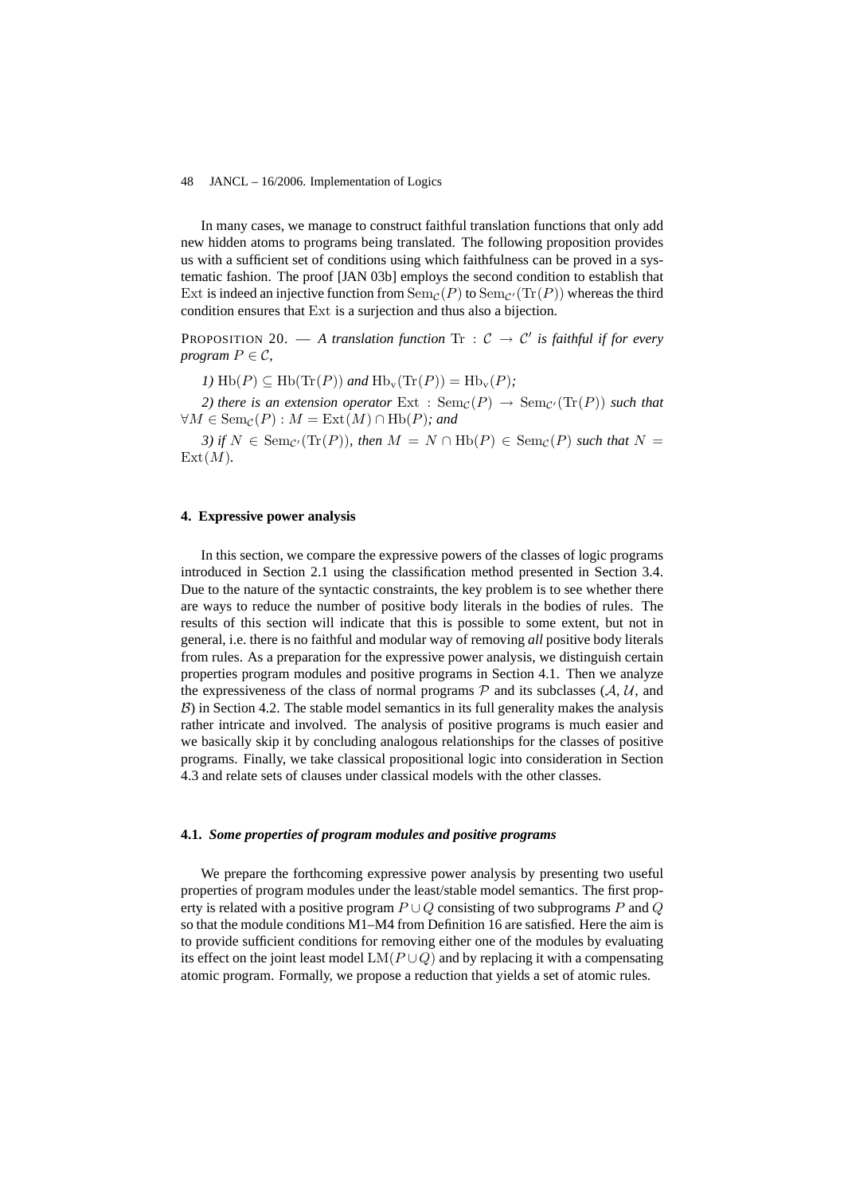In many cases, we manage to construct faithful translation functions that only add new hidden atoms to programs being translated. The following proposition provides us with a sufficient set of conditions using which faithfulness can be proved in a systematic fashion. The proof [JAN 03b] employs the second condition to establish that $\mathrm{Ext}$ is indeed an injective function from $\mathrm{Sem}_{\mathcal{C}}(P)$ to $\mathrm{Sem}_{\mathcal{C}'}(\mathrm{Tr}(P))$ whereas the third condition ensures that $\mathrm{Ext}$ is a surjection and thus also a bijection.

PROPOSITION 20. — *A translation function* $\mathrm{Tr} : \mathcal{C} \rightarrow \mathcal{C}'$ *is faithful if for every program* $P \in \mathcal{C}$*,*

*1)* $\mathrm{Hb}(P) \subseteq \mathrm{Hb}(\mathrm{Tr}(P))$ *and* $\mathrm{Hb}_{\mathrm{v}}(\mathrm{Tr}(P)) = \mathrm{Hb}_{\mathrm{v}}(P)$*;*

*2) there is an extension operator* $\mathrm{Ext} : \mathrm{Sem}_{\mathcal{C}}(P) \rightarrow \mathrm{Sem}_{\mathcal{C}'}(\mathrm{Tr}(P))$ *such that* $\forall M \in \mathrm{Sem}_{\mathcal{C}}(P) : M = \mathrm{Ext}(M) \cap \mathrm{Hb}(P)$*; and*

*3) if* $N \in \mathrm{Sem}_{\mathcal{C}'}(\mathrm{Tr}(P))$*, then* $M = N \cap \mathrm{Hb}(P) \in \mathrm{Sem}_{\mathcal{C}}(P)$ *such that* $N = \mathrm{Ext}(M)$*.*

## 4. Expressive power analysis

In this section, we compare the expressive powers of the classes of logic programs introduced in Section 2.1 using the classification method presented in Section 3.4. Due to the nature of the syntactic constraints, the key problem is to see whether there are ways to reduce the number of positive body literals in the bodies of rules. The results of this section will indicate that this is possible to some extent, but not in general, i.e. there is no faithful and modular way of removing *all* positive body literals from rules. As a preparation for the expressive power analysis, we distinguish certain properties program modules and positive programs in Section 4.1. Then we analyze the expressiveness of the class of normal programs $\mathcal{P}$ and its subclasses ($\mathcal{A}$, $\mathcal{U}$, and $\mathcal{B}$) in Section 4.2. The stable model semantics in its full generality makes the analysis rather intricate and involved. The analysis of positive programs is much easier and we basically skip it by concluding analogous relationships for the classes of positive programs. Finally, we take classical propositional logic into consideration in Section 4.3 and relate sets of clauses under classical models with the other classes.

### 4.1. *Some properties of program modules and positive programs*

We prepare the forthcoming expressive power analysis by presenting two useful properties of program modules under the least/stable model semantics. The first property is related with a positive program $P \cup Q$ consisting of two subprograms $P$ and $Q$ so that the module conditions M1–M4 from Definition 16 are satisfied. Here the aim is to provide sufficient conditions for removing either one of the modules by evaluating its effect on the joint least model $\mathrm{LM}(P \cup Q)$ and by replacing it with a compensating atomic program. Formally, we propose a reduction that yields a set of atomic rules.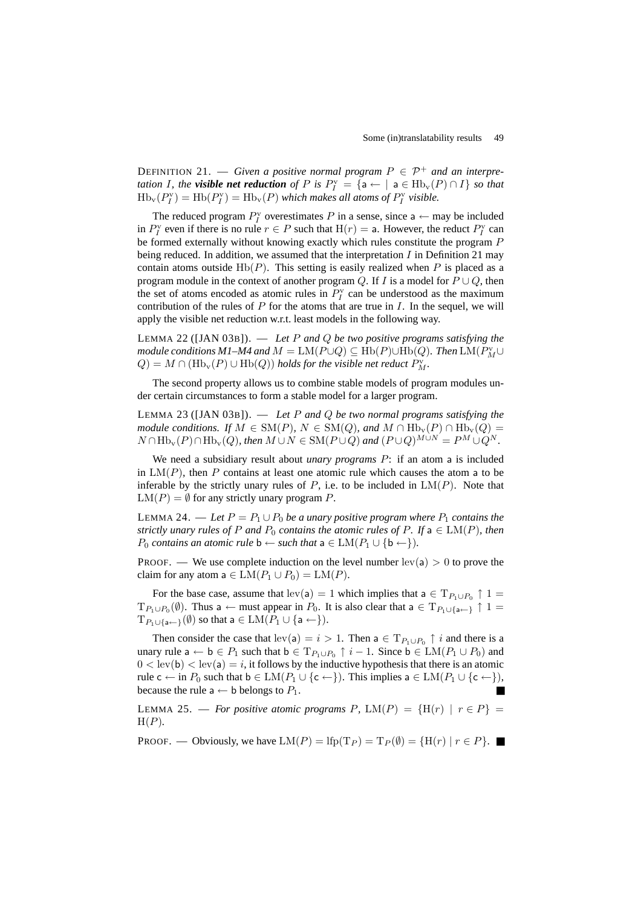DEFINITION 21. — *Given a positive normal program $P \in \mathcal{P}^+$ and an interpretation $I$, the **visible net reduction** of $P$ is $P_I^{\mathrm{v}} = \{\mathsf{a} \leftarrow \mid \mathsf{a} \in \mathrm{Hb_v}(P) \cap I\}$ so that $\mathrm{Hb_v}(P_I^{\mathrm{v}}) = \mathrm{Hb}(P_I^{\mathrm{v}}) = \mathrm{Hb_v}(P)$ which makes all atoms of $P_I^{\mathrm{v}}$ visible.*

The reduced program $P_I^{\mathrm{v}}$ overestimates $P$ in a sense, since $\mathsf{a} \leftarrow$ may be included in $P_I^{\mathrm{v}}$ even if there is no rule $r \in P$ such that $\mathrm{H}(r) = \mathsf{a}$. However, the reduct $P_I^{\mathrm{v}}$ can be formed externally without knowing exactly which rules constitute the program $P$ being reduced. In addition, we assumed that the interpretation $I$ in Definition 21 may contain atoms outside $\mathrm{Hb}(P)$. This setting is easily realized when $P$ is placed as a program module in the context of another program $Q$. If $I$ is a model for $P \cup Q$, then the set of atoms encoded as atomic rules in $P_I^{\mathrm{v}}$ can be understood as the maximum contribution of the rules of $P$ for the atoms that are true in $I$. In the sequel, we will apply the visible net reduction w.r.t. least models in the following way.

LEMMA 22 ([JAN 03B]). — *Let $P$ and $Q$ be two positive programs satisfying the module conditions M1–M4 and $M = \mathrm{LM}(P \cup Q) \subseteq \mathrm{Hb}(P) \cup \mathrm{Hb}(Q)$. Then $\mathrm{LM}(P_M^{\mathrm{v}} \cup Q) = M \cap (\mathrm{Hb_v}(P) \cup \mathrm{Hb}(Q))$ holds for the visible net reduct $P_M^{\mathrm{v}}$.*

The second property allows us to combine stable models of program modules under certain circumstances to form a stable model for a larger program.

LEMMA 23 ([JAN 03B]). — *Let $P$ and $Q$ be two normal programs satisfying the module conditions. If $M \in \mathrm{SM}(P)$, $N \in \mathrm{SM}(Q)$, and $M \cap \mathrm{Hb_v}(P) \cap \mathrm{Hb_v}(Q) = N \cap \mathrm{Hb_v}(P) \cap \mathrm{Hb_v}(Q)$, then $M \cup N \in \mathrm{SM}(P \cup Q)$ and $(P \cup Q)^{M \cup N} = P^M \cup Q^N$.*

We need a subsidiary result about *unary programs* $P$: if an atom $\mathsf{a}$ is included in $\mathrm{LM}(P)$, then $P$ contains at least one atomic rule which causes the atom $\mathsf{a}$ to be inferable by the strictly unary rules of $P$, i.e. to be included in $\mathrm{LM}(P)$. Note that $\mathrm{LM}(P) = \emptyset$ for any strictly unary program $P$.

LEMMA 24. — *Let $P = P_1 \cup P_0$ be a unary positive program where $P_1$ contains the strictly unary rules of $P$ and $P_0$ contains the atomic rules of $P$. If $\mathsf{a} \in \mathrm{LM}(P)$, then $P_0$ contains an atomic rule $\mathsf{b} \leftarrow$ such that $\mathsf{a} \in \mathrm{LM}(P_1 \cup \{\mathsf{b} \leftarrow\})$.*

PROOF. — We use complete induction on the level number $\mathrm{lev}(\mathsf{a}) > 0$ to prove the claim for any atom $\mathsf{a} \in \mathrm{LM}(P_1 \cup P_0) = \mathrm{LM}(P)$.

For the base case, assume that $\mathrm{lev}(\mathsf{a}) = 1$ which implies that $\mathsf{a} \in \mathrm{T}_{P_1 \cup P_0} \uparrow 1 = \mathrm{T}_{P_1 \cup P_0}(\emptyset)$. Thus $\mathsf{a} \leftarrow$ must appear in $P_0$. It is also clear that $\mathsf{a} \in \mathrm{T}_{P_1 \cup \{\mathsf{a} \leftarrow\}} \uparrow 1 = \mathrm{T}_{P_1 \cup \{\mathsf{a} \leftarrow\}}(\emptyset)$ so that $\mathsf{a} \in \mathrm{LM}(P_1 \cup \{\mathsf{a} \leftarrow\})$.

Then consider the case that $\mathrm{lev}(\mathsf{a}) = i > 1$. Then $\mathsf{a} \in \mathrm{T}_{P_1 \cup P_0} \uparrow i$ and there is a unary rule $\mathsf{a} \leftarrow \mathsf{b} \in P_1$ such that $\mathsf{b} \in \mathrm{T}_{P_1 \cup P_0} \uparrow i - 1$. Since $\mathsf{b} \in \mathrm{LM}(P_1 \cup P_0)$ and $0 < \mathrm{lev}(\mathsf{b}) < \mathrm{lev}(\mathsf{a}) = i$, it follows by the inductive hypothesis that there is an atomic rule $\mathsf{c} \leftarrow$ in $P_0$ such that $\mathsf{b} \in \mathrm{LM}(P_1 \cup \{\mathsf{c} \leftarrow\})$. This implies $\mathsf{a} \in \mathrm{LM}(P_1 \cup \{\mathsf{c} \leftarrow\})$, because the rule $\mathsf{a} \leftarrow \mathsf{b}$ belongs to $P_1$. ■

LEMMA 25. — *For positive atomic programs $P$, $\mathrm{LM}(P) = \{\mathrm{H}(r) \mid r \in P\} = \mathrm{H}(P)$.*

PROOF. — Obviously, we have $\mathrm{LM}(P) = \mathrm{lfp}(\mathrm{T}_P) = \mathrm{T}_P(\emptyset) = \{\mathrm{H}(r) \mid r \in P\}$. ■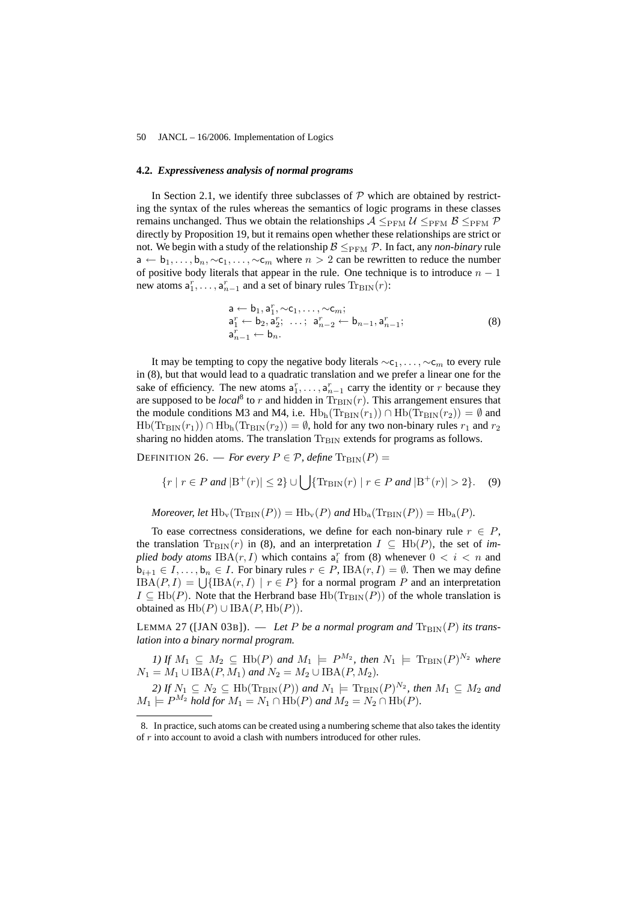### 4.2. *Expressiveness analysis of normal programs*

In Section 2.1, we identify three subclasses of $\mathcal{P}$ which are obtained by restricting the syntax of the rules whereas the semantics of logic programs in these classes remains unchanged. Thus we obtain the relationships $\mathcal{A} \leq_{\mathrm{PFM}} \mathcal{U} \leq_{\mathrm{PFM}} \mathcal{B} \leq_{\mathrm{PFM}} \mathcal{P}$ directly by Proposition 19, but it remains open whether these relationships are strict or not. We begin with a study of the relationship $\mathcal{B} \leq_{\mathrm{PFM}} \mathcal{P}$. In fact, any *non-binary* rule $\mathsf{a} \leftarrow \mathsf{b}_1, \ldots, \mathsf{b}_n, {\sim}\mathsf{c}_1, \ldots, {\sim}\mathsf{c}_m$ where $n > 2$ can be rewritten to reduce the number of positive body literals that appear in the rule. One technique is to introduce $n-1$ new atoms $\mathsf{a}^r_1, \ldots, \mathsf{a}^r_{n-1}$ and a set of binary rules $\mathrm{Tr}_{\mathrm{BIN}}(r)$:

$$
\begin{array}{l}
\mathsf{a} \leftarrow \mathsf{b}_1, \mathsf{a}^r_1, {\sim}\mathsf{c}_1, \ldots, {\sim}\mathsf{c}_m; \\
\mathsf{a}^r_1 \leftarrow \mathsf{b}_2, \mathsf{a}^r_2; \;\; \ldots; \;\; \mathsf{a}^r_{n-2} \leftarrow \mathsf{b}_{n-1}, \mathsf{a}^r_{n-1}; \\
\mathsf{a}^r_{n-1} \leftarrow \mathsf{b}_n.
\end{array} \qquad (8)
$$

It may be tempting to copy the negative body literals ${\sim}\mathsf{c}_1, \ldots, {\sim}\mathsf{c}_m$ to every rule in (8), but that would lead to a quadratic translation and we prefer a linear one for the sake of efficiency. The new atoms $\mathsf{a}^r_1, \ldots, \mathsf{a}^r_{n-1}$ carry the identity or $r$ because they are supposed to be *local*[8] to $r$ and hidden in $\mathrm{Tr}_{\mathrm{BIN}}(r)$. This arrangement ensures that the module conditions M3 and M4, i.e. $\mathrm{Hb}_{\mathrm{h}}(\mathrm{Tr}_{\mathrm{BIN}}(r_1)) \cap \mathrm{Hb}(\mathrm{Tr}_{\mathrm{BIN}}(r_2)) = \emptyset$ and $\mathrm{Hb}(\mathrm{Tr}_{\mathrm{BIN}}(r_1)) \cap \mathrm{Hb}_{\mathrm{h}}(\mathrm{Tr}_{\mathrm{BIN}}(r_2)) = \emptyset$, hold for any two non-binary rules $r_1$ and $r_2$ sharing no hidden atoms. The translation $\mathrm{Tr}_{\mathrm{BIN}}$ extends for programs as follows.

DEFINITION 26. — *For every $P \in \mathcal{P}$, define* $\mathrm{Tr}_{\mathrm{BIN}}(P) =$

$$
\{r \mid r \in P \text{ and } |\mathrm{B}^+(r)| \leq 2\} \cup \bigcup \{\mathrm{Tr}_{\mathrm{BIN}}(r) \mid r \in P \text{ and } |\mathrm{B}^+(r)| > 2\}. \quad (9)
$$

*Moreover, let* $\mathrm{Hb}_{\mathrm{v}}(\mathrm{Tr}_{\mathrm{BIN}}(P)) = \mathrm{Hb}_{\mathrm{v}}(P)$ *and* $\mathrm{Hb}_{\mathrm{a}}(\mathrm{Tr}_{\mathrm{BIN}}(P)) = \mathrm{Hb}_{\mathrm{a}}(P)$.

To ease correctness considerations, we define for each non-binary rule $r \in P$, the translation $\mathrm{Tr}_{\mathrm{BIN}}(r)$ in (8), and an interpretation $I \subseteq \mathrm{Hb}(P)$, the set of *implied body atoms* $\mathrm{IBA}(r, I)$ which contains $\mathsf{a}^r_i$ from (8) whenever $0 < i < n$ and $\mathsf{b}_{i+1} \in I, \ldots, \mathsf{b}_n \in I$. For binary rules $r \in P$, $\mathrm{IBA}(r, I) = \emptyset$. Then we may define $\mathrm{IBA}(P, I) = \bigcup\{\mathrm{IBA}(r, I) \mid r \in P\}$ for a normal program $P$ and an interpretation $I \subseteq \mathrm{Hb}(P)$. Note that the Herbrand base $\mathrm{Hb}(\mathrm{Tr}_{\mathrm{BIN}}(P))$ of the whole translation is obtained as $\mathrm{Hb}(P) \cup \mathrm{IBA}(P, \mathrm{Hb}(P))$.

LEMMA 27 ([JAN 03B]). — *Let $P$ be a normal program and $\mathrm{Tr}_{\mathrm{BIN}}(P)$ its translation into a binary normal program.*

*1) If $M_1 \subseteq M_2 \subseteq \mathrm{Hb}(P)$ and $M_1 \models P^{M_2}$, then $N_1 \models \mathrm{Tr}_{\mathrm{BIN}}(P)^{N_2}$ where $N_1 = M_1 \cup \mathrm{IBA}(P, M_1)$ and $N_2 = M_2 \cup \mathrm{IBA}(P, M_2)$.*

*2) If $N_1 \subseteq N_2 \subseteq \mathrm{Hb}(\mathrm{Tr}_{\mathrm{BIN}}(P))$ and $N_1 \models \mathrm{Tr}_{\mathrm{BIN}}(P)^{N_2}$, then $M_1 \subseteq M_2$ and $M_1 \models P^{M_2}$ hold for $M_1 = N_1 \cap \mathrm{Hb}(P)$ and $M_2 = N_2 \cap \mathrm{Hb}(P)$.*

---

8. In practice, such atoms can be created using a numbering scheme that also takes the identity of $r$ into account to avoid a clash with numbers introduced for other rules.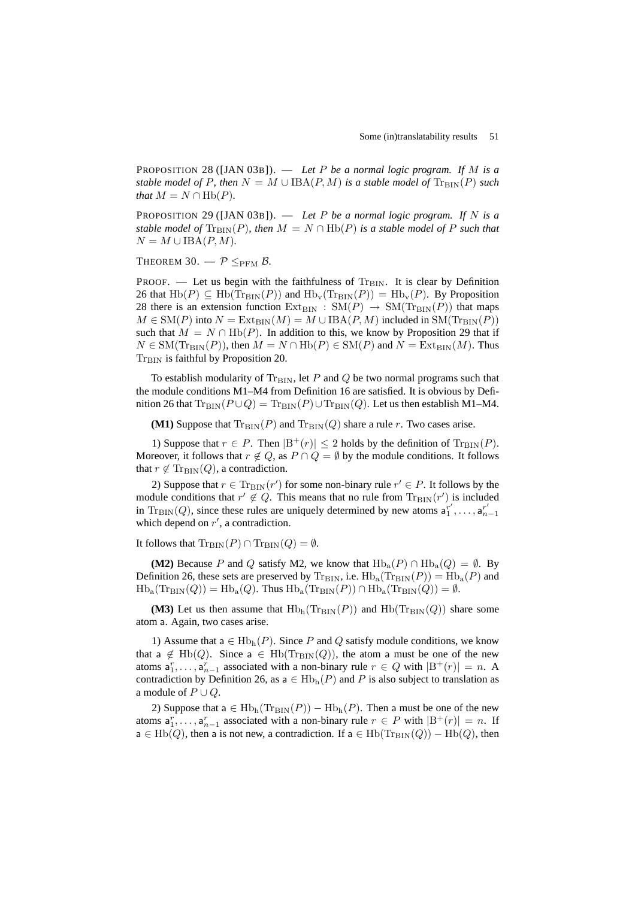PROPOSITION 28 ([JAN 03B]). — *Let $P$ be a normal logic program. If $M$ is a stable model of $P$, then $N = M \cup \mathrm{IBA}(P, M)$ is a stable model of $\mathrm{Tr}_{\mathrm{BIN}}(P)$ such that $M = N \cap \mathrm{Hb}(P)$.*

PROPOSITION 29 ([JAN 03B]). — *Let $P$ be a normal logic program. If $N$ is a stable model of $\mathrm{Tr}_{\mathrm{BIN}}(P)$, then $M = N \cap \mathrm{Hb}(P)$ is a stable model of $P$ such that $N = M \cup \mathrm{IBA}(P, M)$.*

THEOREM 30. — *$\mathcal{P} \leq_{\mathrm{PFM}} \mathcal{B}$.*

PROOF. — Let us begin with the faithfulness of $\mathrm{Tr}_{\mathrm{BIN}}$. It is clear by Definition 26 that $\mathrm{Hb}(P) \subseteq \mathrm{Hb}(\mathrm{Tr}_{\mathrm{BIN}}(P))$ and $\mathrm{Hb}_{\mathrm{v}}(\mathrm{Tr}_{\mathrm{BIN}}(P)) = \mathrm{Hb}_{\mathrm{v}}(P)$. By Proposition 28 there is an extension function $\mathrm{Ext}_{\mathrm{BIN}} : \mathrm{SM}(P) \to \mathrm{SM}(\mathrm{Tr}_{\mathrm{BIN}}(P))$ that maps $M \in \mathrm{SM}(P)$ into $N = \mathrm{Ext}_{\mathrm{BIN}}(M) = M \cup \mathrm{IBA}(P, M)$ included in $\mathrm{SM}(\mathrm{Tr}_{\mathrm{BIN}}(P))$ such that $M = N \cap \mathrm{Hb}(P)$. In addition to this, we know by Proposition 29 that if $N \in \mathrm{SM}(\mathrm{Tr}_{\mathrm{BIN}}(P))$, then $M = N \cap \mathrm{Hb}(P) \in \mathrm{SM}(P)$ and $N = \mathrm{Ext}_{\mathrm{BIN}}(M)$. Thus $\mathrm{Tr}_{\mathrm{BIN}}$ is faithful by Proposition 20.

To establish modularity of $\mathrm{Tr}_{\mathrm{BIN}}$, let $P$ and $Q$ be two normal programs such that the module conditions M1–M4 from Definition 16 are satisfied. It is obvious by Definition 26 that $\mathrm{Tr}_{\mathrm{BIN}}(P \cup Q) = \mathrm{Tr}_{\mathrm{BIN}}(P) \cup \mathrm{Tr}_{\mathrm{BIN}}(Q)$. Let us then establish M1–M4.

**(M1)** Suppose that $\mathrm{Tr}_{\mathrm{BIN}}(P)$ and $\mathrm{Tr}_{\mathrm{BIN}}(Q)$ share a rule $r$. Two cases arise.

1) Suppose that $r \in P$. Then $|\mathrm{B}^+(r)| \leq 2$ holds by the definition of $\mathrm{Tr}_{\mathrm{BIN}}(P)$. Moreover, it follows that $r \notin Q$, as $P \cap Q = \emptyset$ by the module conditions. It follows that $r \notin \mathrm{Tr}_{\mathrm{BIN}}(Q)$, a contradiction.

2) Suppose that $r \in \mathrm{Tr}_{\mathrm{BIN}}(r')$ for some non-binary rule $r' \in P$. It follows by the module conditions that $r' \notin Q$. This means that no rule from $\mathrm{Tr}_{\mathrm{BIN}}(r')$ is included in $\mathrm{Tr}_{\mathrm{BIN}}(Q)$, since these rules are uniquely determined by new atoms $\mathsf{a}_1^{r'}, \ldots, \mathsf{a}_{n-1}^{r'}$ which depend on $r'$, a contradiction.

It follows that $\mathrm{Tr}_{\mathrm{BIN}}(P) \cap \mathrm{Tr}_{\mathrm{BIN}}(Q) = \emptyset$.

**(M2)** Because $P$ and $Q$ satisfy M2, we know that $\mathrm{Hb}_{\mathrm{a}}(P) \cap \mathrm{Hb}_{\mathrm{a}}(Q) = \emptyset$. By Definition 26, these sets are preserved by $\mathrm{Tr}_{\mathrm{BIN}}$, i.e. $\mathrm{Hb}_{\mathrm{a}}(\mathrm{Tr}_{\mathrm{BIN}}(P)) = \mathrm{Hb}_{\mathrm{a}}(P)$ and $\mathrm{Hb}_{\mathrm{a}}(\mathrm{Tr}_{\mathrm{BIN}}(Q)) = \mathrm{Hb}_{\mathrm{a}}(Q)$. Thus $\mathrm{Hb}_{\mathrm{a}}(\mathrm{Tr}_{\mathrm{BIN}}(P)) \cap \mathrm{Hb}_{\mathrm{a}}(\mathrm{Tr}_{\mathrm{BIN}}(Q)) = \emptyset$.

**(M3)** Let us then assume that $\mathrm{Hb}_{\mathrm{h}}(\mathrm{Tr}_{\mathrm{BIN}}(P))$ and $\mathrm{Hb}(\mathrm{Tr}_{\mathrm{BIN}}(Q))$ share some atom $\mathsf{a}$. Again, two cases arise.

1) Assume that $\mathsf{a} \in \mathrm{Hb}_{\mathrm{h}}(P)$. Since $P$ and $Q$ satisfy module conditions, we know that $\mathsf{a} \notin \mathrm{Hb}(Q)$. Since $\mathsf{a} \in \mathrm{Hb}(\mathrm{Tr}_{\mathrm{BIN}}(Q))$, the atom $\mathsf{a}$ must be one of the new atoms $\mathsf{a}_1^r, \ldots, \mathsf{a}_{n-1}^r$ associated with a non-binary rule $r \in Q$ with $|\mathrm{B}^+(r)| = n$. A contradiction by Definition 26, as $\mathsf{a} \in \mathrm{Hb}_{\mathrm{h}}(P)$ and $P$ is also subject to translation as a module of $P \cup Q$.

2) Suppose that $\mathsf{a} \in \mathrm{Hb}_{\mathrm{h}}(\mathrm{Tr}_{\mathrm{BIN}}(P)) - \mathrm{Hb}_{\mathrm{h}}(P)$. Then $\mathsf{a}$ must be one of the new atoms $\mathsf{a}_1^r, \ldots, \mathsf{a}_{n-1}^r$ associated with a non-binary rule $r \in P$ with $|\mathrm{B}^+(r)| = n$. If $\mathsf{a} \in \mathrm{Hb}(Q)$, then $\mathsf{a}$ is not new, a contradiction. If $\mathsf{a} \in \mathrm{Hb}(\mathrm{Tr}_{\mathrm{BIN}}(Q)) - \mathrm{Hb}(Q)$, then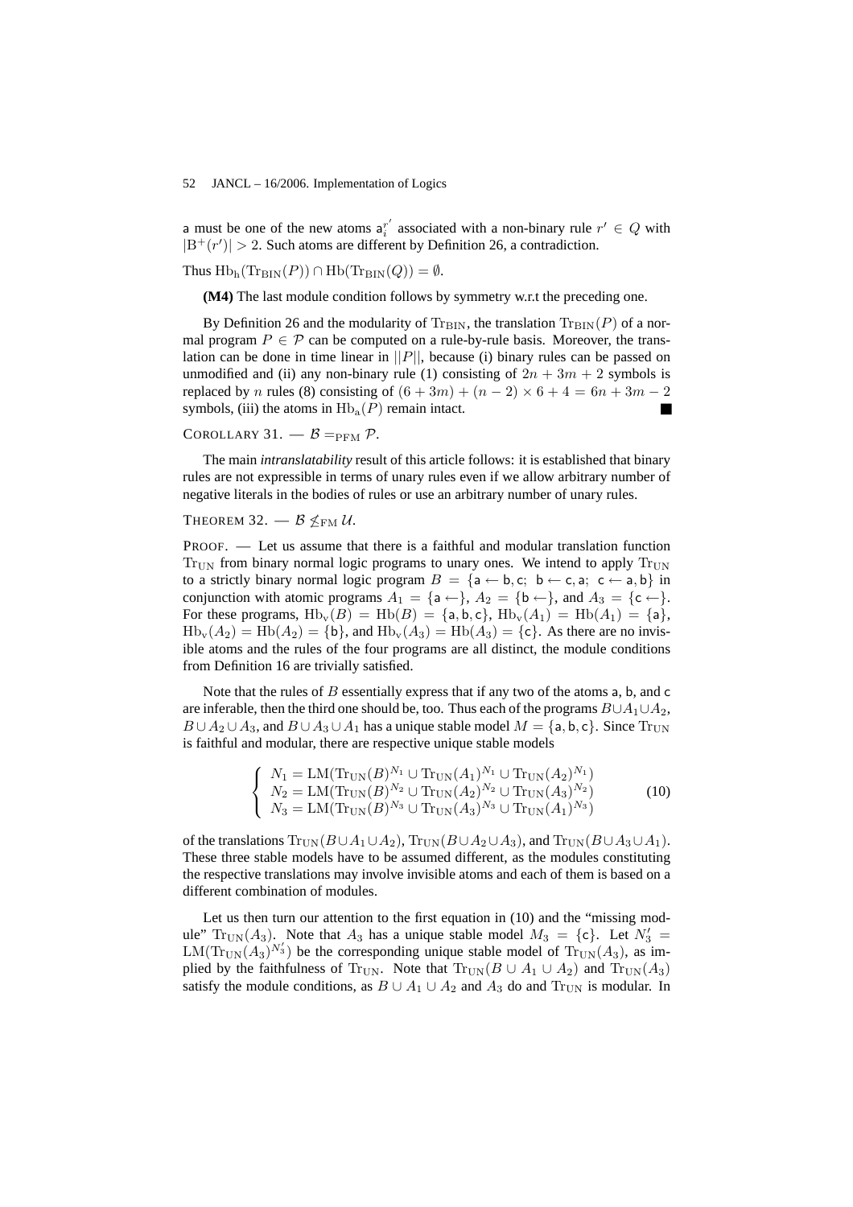a must be one of the new atoms $\mathsf{a}_i^{r'}$ associated with a non-binary rule $r' \in Q$ with $|\mathrm{B}^+(r')| > 2$. Such atoms are different by Definition 26, a contradiction.

Thus $\mathrm{Hb_h}(\mathrm{Tr_{BIN}}(P)) \cap \mathrm{Hb}(\mathrm{Tr_{BIN}}(Q)) = \emptyset$.

**(M4)** The last module condition follows by symmetry w.r.t the preceding one.

By Definition 26 and the modularity of $\mathrm{Tr_{BIN}}$, the translation $\mathrm{Tr_{BIN}}(P)$ of a normal program $P \in \mathcal{P}$ can be computed on a rule-by-rule basis. Moreover, the translation can be done in time linear in $||P||$, because (i) binary rules can be passed on unmodified and (ii) any non-binary rule (1) consisting of $2n + 3m + 2$ symbols is replaced by $n$ rules (8) consisting of $(6 + 3m) + (n - 2) \times 6 + 4 = 6n + 3m - 2$ symbols, (iii) the atoms in $\mathrm{Hb_a}(P)$ remain intact. ■

COROLLARY 31. — $\mathcal{B} =_{\mathrm{PFM}} \mathcal{P}$.

The main *intranslatability* result of this article follows: it is established that binary rules are not expressible in terms of unary rules even if we allow arbitrary number of negative literals in the bodies of rules or use an arbitrary number of unary rules.

THEOREM 32. — $\mathcal{B} \not\leq_{\mathrm{FM}} \mathcal{U}$.

PROOF. — Let us assume that there is a faithful and modular translation function $\mathrm{Tr_{UN}}$ from binary normal logic programs to unary ones. We intend to apply $\mathrm{Tr_{UN}}$ to a strictly binary normal logic program $B = \{\mathsf{a} \leftarrow \mathsf{b}, \mathsf{c};\ \mathsf{b} \leftarrow \mathsf{c}, \mathsf{a};\ \mathsf{c} \leftarrow \mathsf{a}, \mathsf{b}\}$ in conjunction with atomic programs $A_1 = \{\mathsf{a} \leftarrow\}$, $A_2 = \{\mathsf{b} \leftarrow\}$, and $A_3 = \{\mathsf{c} \leftarrow\}$. For these programs, $\mathrm{Hb_v}(B) = \mathrm{Hb}(B) = \{\mathsf{a}, \mathsf{b}, \mathsf{c}\}$, $\mathrm{Hb_v}(A_1) = \mathrm{Hb}(A_1) = \{\mathsf{a}\}$, $\mathrm{Hb_v}(A_2) = \mathrm{Hb}(A_2) = \{\mathsf{b}\}$, and $\mathrm{Hb_v}(A_3) = \mathrm{Hb}(A_3) = \{\mathsf{c}\}$. As there are no invisible atoms and the rules of the four programs are all distinct, the module conditions from Definition 16 are trivially satisfied.

Note that the rules of $B$ essentially express that if any two of the atoms a, b, and c are inferable, then the third one should be, too. Thus each of the programs $B \cup A_1 \cup A_2$, $B \cup A_2 \cup A_3$, and $B \cup A_3 \cup A_1$ has a unique stable model $M = \{\mathsf{a}, \mathsf{b}, \mathsf{c}\}$. Since $\mathrm{Tr_{UN}}$ is faithful and modular, there are respective unique stable models

$$\left\{\begin{array}{l} N_1 = \mathrm{LM}(\mathrm{Tr_{UN}}(B)^{N_1} \cup \mathrm{Tr_{UN}}(A_1)^{N_1} \cup \mathrm{Tr_{UN}}(A_2)^{N_1}) \\ N_2 = \mathrm{LM}(\mathrm{Tr_{UN}}(B)^{N_2} \cup \mathrm{Tr_{UN}}(A_2)^{N_2} \cup \mathrm{Tr_{UN}}(A_3)^{N_2}) \\ N_3 = \mathrm{LM}(\mathrm{Tr_{UN}}(B)^{N_3} \cup \mathrm{Tr_{UN}}(A_3)^{N_3} \cup \mathrm{Tr_{UN}}(A_1)^{N_3}) \end{array}\right. \quad (10)$$

of the translations $\mathrm{Tr_{UN}}(B \cup A_1 \cup A_2)$, $\mathrm{Tr_{UN}}(B \cup A_2 \cup A_3)$, and $\mathrm{Tr_{UN}}(B \cup A_3 \cup A_1)$. These three stable models have to be assumed different, as the modules constituting the respective translations may involve invisible atoms and each of them is based on a different combination of modules.

Let us then turn our attention to the first equation in (10) and the "missing module" $\mathrm{Tr_{UN}}(A_3)$. Note that $A_3$ has a unique stable model $M_3 = \{\mathsf{c}\}$. Let $N_3' = \mathrm{LM}(\mathrm{Tr_{UN}}(A_3)^{N_3'})$ be the corresponding unique stable model of $\mathrm{Tr_{UN}}(A_3)$, as implied by the faithfulness of $\mathrm{Tr_{UN}}$. Note that $\mathrm{Tr_{UN}}(B \cup A_1 \cup A_2)$ and $\mathrm{Tr_{UN}}(A_3)$ satisfy the module conditions, as $B \cup A_1 \cup A_2$ and $A_3$ do and $\mathrm{Tr_{UN}}$ is modular. In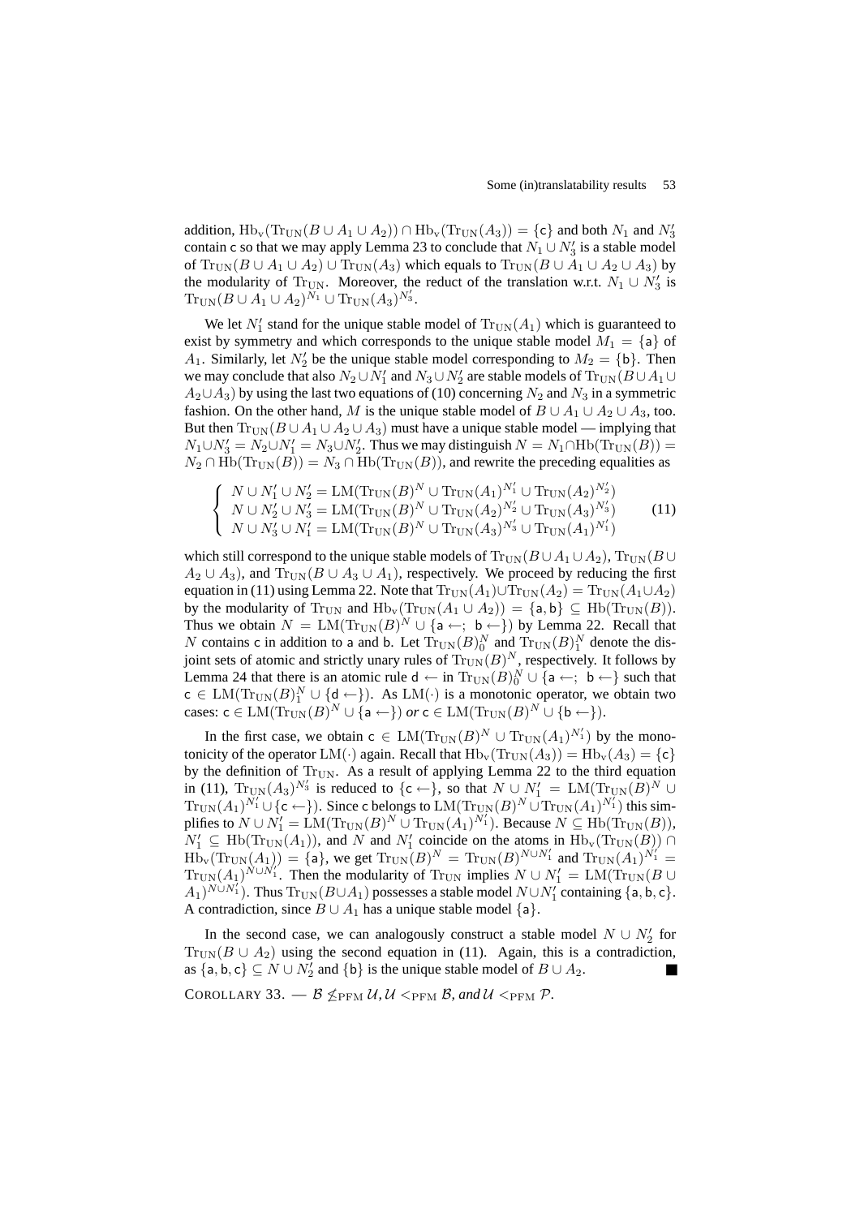addition, $\mathrm{Hb_v}(\mathrm{Tr_{UN}}(B \cup A_1 \cup A_2)) \cap \mathrm{Hb_v}(\mathrm{Tr_{UN}}(A_3)) = \{\mathsf{c}\}$ and both $N_1$ and $N_3'$ contain $\mathsf{c}$ so that we may apply Lemma 23 to conclude that $N_1 \cup N_3'$ is a stable model of $\mathrm{Tr_{UN}}(B \cup A_1 \cup A_2) \cup \mathrm{Tr_{UN}}(A_3)$ which equals to $\mathrm{Tr_{UN}}(B \cup A_1 \cup A_2 \cup A_3)$ by the modularity of $\mathrm{Tr_{UN}}$. Moreover, the reduct of the translation w.r.t. $N_1 \cup N_3'$ is $\mathrm{Tr_{UN}}(B \cup A_1 \cup A_2)^{N_1} \cup \mathrm{Tr_{UN}}(A_3)^{N_3'}$.

We let $N_1'$ stand for the unique stable model of $\mathrm{Tr_{UN}}(A_1)$ which is guaranteed to exist by symmetry and which corresponds to the unique stable model $M_1 = \{\mathsf{a}\}$ of $A_1$. Similarly, let $N_2'$ be the unique stable model corresponding to $M_2 = \{\mathsf{b}\}$. Then we may conclude that also $N_2 \cup N_1'$ and $N_3 \cup N_2'$ are stable models of $\mathrm{Tr_{UN}}(B \cup A_1 \cup A_2 \cup A_3)$ by using the last two equations of (10) concerning $N_2$ and $N_3$ in a symmetric fashion. On the other hand, $M$ is the unique stable model of $B \cup A_1 \cup A_2 \cup A_3$, too. But then $\mathrm{Tr_{UN}}(B \cup A_1 \cup A_2 \cup A_3)$ must have a unique stable model — implying that $N_1 \cup N_3' = N_2 \cup N_1' = N_3 \cup N_2'$. Thus we may distinguish $N = N_1 \cap \mathrm{Hb}(\mathrm{Tr_{UN}}(B)) = N_2 \cap \mathrm{Hb}(\mathrm{Tr_{UN}}(B)) = N_3 \cap \mathrm{Hb}(\mathrm{Tr_{UN}}(B))$, and rewrite the preceding equalities as

$$\left\{ \begin{array}{l} N \cup N_1' \cup N_2' = \mathrm{LM}(\mathrm{Tr_{UN}}(B)^N \cup \mathrm{Tr_{UN}}(A_1)^{N_1'} \cup \mathrm{Tr_{UN}}(A_2)^{N_2'}) \\ N \cup N_2' \cup N_3' = \mathrm{LM}(\mathrm{Tr_{UN}}(B)^N \cup \mathrm{Tr_{UN}}(A_2)^{N_2'} \cup \mathrm{Tr_{UN}}(A_3)^{N_3'}) \\ N \cup N_3' \cup N_1' = \mathrm{LM}(\mathrm{Tr_{UN}}(B)^N \cup \mathrm{Tr_{UN}}(A_3)^{N_3'} \cup \mathrm{Tr_{UN}}(A_1)^{N_1'}) \end{array} \right. \quad (11)$$

which still correspond to the unique stable models of $\mathrm{Tr_{UN}}(B \cup A_1 \cup A_2)$, $\mathrm{Tr_{UN}}(B \cup A_2 \cup A_3)$, and $\mathrm{Tr_{UN}}(B \cup A_3 \cup A_1)$, respectively. We proceed by reducing the first equation in (11) using Lemma 22. Note that $\mathrm{Tr_{UN}}(A_1) \cup \mathrm{Tr_{UN}}(A_2) = \mathrm{Tr_{UN}}(A_1 \cup A_2)$ by the modularity of $\mathrm{Tr_{UN}}$ and $\mathrm{Hb_v}(\mathrm{Tr_{UN}}(A_1 \cup A_2)) = \{\mathsf{a}, \mathsf{b}\} \subseteq \mathrm{Hb}(\mathrm{Tr_{UN}}(B))$. Thus we obtain $N = \mathrm{LM}(\mathrm{Tr_{UN}}(B)^N \cup \{\mathsf{a} \leftarrow;\ \mathsf{b} \leftarrow\})$ by Lemma 22. Recall that $N$ contains $\mathsf{c}$ in addition to $\mathsf{a}$ and $\mathsf{b}$. Let $\mathrm{Tr_{UN}}(B)^N_0$ and $\mathrm{Tr_{UN}}(B)^N_1$ denote the disjoint sets of atomic and strictly unary rules of $\mathrm{Tr_{UN}}(B)^N$, respectively. It follows by Lemma 24 that there is an atomic rule $\mathsf{d} \leftarrow$ in $\mathrm{Tr_{UN}}(B)^N_0 \cup \{\mathsf{a} \leftarrow;\ \mathsf{b} \leftarrow\}$ such that $\mathsf{c} \in \mathrm{LM}(\mathrm{Tr_{UN}}(B)^N_1 \cup \{\mathsf{d} \leftarrow\})$. As $\mathrm{LM}(\cdot)$ is a monotonic operator, we obtain two cases: $\mathsf{c} \in \mathrm{LM}(\mathrm{Tr_{UN}}(B)^N \cup \{\mathsf{a} \leftarrow\})$ *or* $\mathsf{c} \in \mathrm{LM}(\mathrm{Tr_{UN}}(B)^N \cup \{\mathsf{b} \leftarrow\})$.

In the first case, we obtain $\mathsf{c} \in \mathrm{LM}(\mathrm{Tr_{UN}}(B)^N \cup \mathrm{Tr_{UN}}(A_1)^{N_1'})$ by the monotonicity of the operator $\mathrm{LM}(\cdot)$ again. Recall that $\mathrm{Hb_v}(\mathrm{Tr_{UN}}(A_3)) = \mathrm{Hb_v}(A_3) = \{\mathsf{c}\}$ by the definition of $\mathrm{Tr_{UN}}$. As a result of applying Lemma 22 to the third equation in (11), $\mathrm{Tr_{UN}}(A_3)^{N_3'}$ is reduced to $\{\mathsf{c} \leftarrow\}$, so that $N \cup N_1' = \mathrm{LM}(\mathrm{Tr_{UN}}(B)^N \cup \mathrm{Tr_{UN}}(A_1)^{N_1'} \cup \{\mathsf{c} \leftarrow\})$. Since $\mathsf{c}$ belongs to $\mathrm{LM}(\mathrm{Tr_{UN}}(B)^N \cup \mathrm{Tr_{UN}}(A_1)^{N_1'})$ this simplifies to $N \cup N_1' = \mathrm{LM}(\mathrm{Tr_{UN}}(B)^N \cup \mathrm{Tr_{UN}}(A_1)^{N_1'})$. Because $N \subseteq \mathrm{Hb}(\mathrm{Tr_{UN}}(B))$, $N_1' \subseteq \mathrm{Hb}(\mathrm{Tr_{UN}}(A_1))$, and $N$ and $N_1'$ coincide on the atoms in $\mathrm{Hb_v}(\mathrm{Tr_{UN}}(B)) \cap \mathrm{Hb_v}(\mathrm{Tr_{UN}}(A_1)) = \{\mathsf{a}\}$, we get $\mathrm{Tr_{UN}}(B)^N = \mathrm{Tr_{UN}}(B)^{N \cup N_1'}$ and $\mathrm{Tr_{UN}}(A_1)^{N_1'} = \mathrm{Tr_{UN}}(A_1)^{N \cup N_1'}$. Then the modularity of $\mathrm{Tr_{UN}}$ implies $N \cup N_1' = \mathrm{LM}(\mathrm{Tr_{UN}}(B \cup A_1)^{N \cup N_1'})$. Thus $\mathrm{Tr_{UN}}(B \cup A_1)$ possesses a stable model $N \cup N_1'$ containing $\{\mathsf{a}, \mathsf{b}, \mathsf{c}\}$. A contradiction, since $B \cup A_1$ has a unique stable model $\{\mathsf{a}\}$.

In the second case, we can analogously construct a stable model $N \cup N_2'$ for $\mathrm{Tr_{UN}}(B \cup A_2)$ using the second equation in (11). Again, this is a contradiction, as $\{\mathsf{a}, \mathsf{b}, \mathsf{c}\} \subseteq N \cup N_2'$ and $\{\mathsf{b}\}$ is the unique stable model of $B \cup A_2$. ■

COROLLARY 33. — *$\mathcal{B} \not\leq_{\mathrm{PFM}} \mathcal{U}$, $\mathcal{U} <_{\mathrm{PFM}} \mathcal{B}$, and $\mathcal{U} <_{\mathrm{PFM}} \mathcal{P}$.*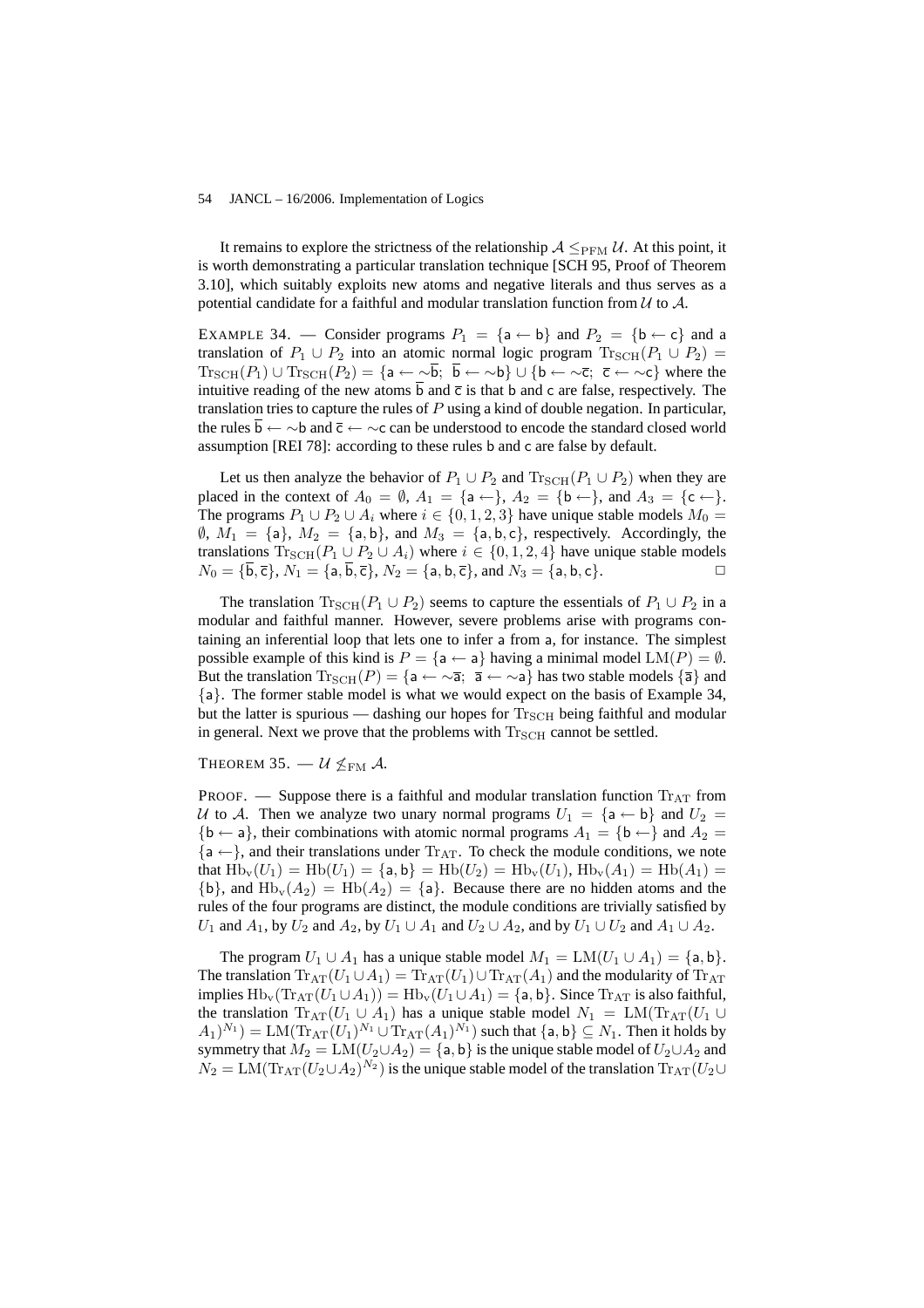It remains to explore the strictness of the relationship $\mathcal{A} \leq_{\text{PFM}} \mathcal{U}$. At this point, it is worth demonstrating a particular translation technique [SCH 95, Proof of Theorem 3.10], which suitably exploits new atoms and negative literals and thus serves as a potential candidate for a faithful and modular translation function from $\mathcal{U}$ to $\mathcal{A}$.

EXAMPLE 34. — Consider programs $P_1 = \{\mathsf{a} \leftarrow \mathsf{b}\}$ and $P_2 = \{\mathsf{b} \leftarrow \mathsf{c}\}$ and a translation of $P_1 \cup P_2$ into an atomic normal logic program $\mathrm{Tr}_{\mathrm{SCH}}(P_1 \cup P_2) = \mathrm{Tr}_{\mathrm{SCH}}(P_1) \cup \mathrm{Tr}_{\mathrm{SCH}}(P_2) = \{\mathsf{a} \leftarrow {\sim}\overline{\mathsf{b}};\ \ \overline{\mathsf{b}} \leftarrow {\sim}\mathsf{b}\} \cup \{\mathsf{b} \leftarrow {\sim}\overline{\mathsf{c}};\ \ \overline{\mathsf{c}} \leftarrow {\sim}\mathsf{c}\}$ where the intuitive reading of the new atoms $\overline{\mathsf{b}}$ and $\overline{\mathsf{c}}$ is that $\mathsf{b}$ and $\mathsf{c}$ are false, respectively. The translation tries to capture the rules of $P$ using a kind of double negation. In particular, the rules $\overline{\mathsf{b}} \leftarrow {\sim}\mathsf{b}$ and $\overline{\mathsf{c}} \leftarrow {\sim}\mathsf{c}$ can be understood to encode the standard closed world assumption [REI 78]: according to these rules $\mathsf{b}$ and $\mathsf{c}$ are false by default.

Let us then analyze the behavior of $P_1 \cup P_2$ and $\mathrm{Tr}_{\mathrm{SCH}}(P_1 \cup P_2)$ when they are placed in the context of $A_0 = \emptyset$, $A_1 = \{\mathsf{a} \leftarrow\}$, $A_2 = \{\mathsf{b} \leftarrow\}$, and $A_3 = \{\mathsf{c} \leftarrow\}$. The programs $P_1 \cup P_2 \cup A_i$ where $i \in \{0, 1, 2, 3\}$ have unique stable models $M_0 = \emptyset$, $M_1 = \{\mathsf{a}\}$, $M_2 = \{\mathsf{a}, \mathsf{b}\}$, and $M_3 = \{\mathsf{a}, \mathsf{b}, \mathsf{c}\}$, respectively. Accordingly, the translations $\mathrm{Tr}_{\mathrm{SCH}}(P_1 \cup P_2 \cup A_i)$ where $i \in \{0, 1, 2, 4\}$ have unique stable models $N_0 = \{\overline{\mathsf{b}}, \overline{\mathsf{c}}\}$, $N_1 = \{\mathsf{a}, \overline{\mathsf{b}}, \overline{\mathsf{c}}\}$, $N_2 = \{\mathsf{a}, \mathsf{b}, \overline{\mathsf{c}}\}$, and $N_3 = \{\mathsf{a}, \mathsf{b}, \mathsf{c}\}$. $\square$

The translation $\mathrm{Tr}_{\mathrm{SCH}}(P_1 \cup P_2)$ seems to capture the essentials of $P_1 \cup P_2$ in a modular and faithful manner. However, severe problems arise with programs containing an inferential loop that lets one to infer $\mathsf{a}$ from $\mathsf{a}$, for instance. The simplest possible example of this kind is $P = \{\mathsf{a} \leftarrow \mathsf{a}\}$ having a minimal model $\mathrm{LM}(P) = \emptyset$. But the translation $\mathrm{Tr}_{\mathrm{SCH}}(P) = \{\mathsf{a} \leftarrow {\sim}\overline{\mathsf{a}};\ \ \overline{\mathsf{a}} \leftarrow {\sim}\mathsf{a}\}$ has two stable models $\{\overline{\mathsf{a}}\}$ and $\{\mathsf{a}\}$. The former stable model is what we would expect on the basis of Example 34, but the latter is spurious — dashing our hopes for $\mathrm{Tr}_{\mathrm{SCH}}$ being faithful and modular in general. Next we prove that the problems with $\mathrm{Tr}_{\mathrm{SCH}}$ cannot be settled.

THEOREM 35. — *$\mathcal{U} \not\leq_{\mathrm{FM}} \mathcal{A}$.*

PROOF. — Suppose there is a faithful and modular translation function $\mathrm{Tr}_{\mathrm{AT}}$ from $\mathcal{U}$ to $\mathcal{A}$. Then we analyze two unary normal programs $U_1 = \{\mathsf{a} \leftarrow \mathsf{b}\}$ and $U_2 = \{\mathsf{b} \leftarrow \mathsf{a}\}$, their combinations with atomic normal programs $A_1 = \{\mathsf{b} \leftarrow\}$ and $A_2 = \{\mathsf{a} \leftarrow\}$, and their translations under $\mathrm{Tr}_{\mathrm{AT}}$. To check the module conditions, we note that $\mathrm{Hb_v}(U_1) = \mathrm{Hb}(U_1) = \{\mathsf{a}, \mathsf{b}\} = \mathrm{Hb}(U_2) = \mathrm{Hb_v}(U_1)$, $\mathrm{Hb_v}(A_1) = \mathrm{Hb}(A_1) = \{\mathsf{b}\}$, and $\mathrm{Hb_v}(A_2) = \mathrm{Hb}(A_2) = \{\mathsf{a}\}$. Because there are no hidden atoms and the rules of the four programs are distinct, the module conditions are trivially satisfied by $U_1$ and $A_1$, by $U_2$ and $A_2$, by $U_1 \cup A_1$ and $U_2 \cup A_2$, and by $U_1 \cup U_2$ and $A_1 \cup A_2$.

The program $U_1 \cup A_1$ has a unique stable model $M_1 = \mathrm{LM}(U_1 \cup A_1) = \{\mathsf{a}, \mathsf{b}\}$. The translation $\mathrm{Tr}_{\mathrm{AT}}(U_1 \cup A_1) = \mathrm{Tr}_{\mathrm{AT}}(U_1) \cup \mathrm{Tr}_{\mathrm{AT}}(A_1)$ and the modularity of $\mathrm{Tr}_{\mathrm{AT}}$ implies $\mathrm{Hb_v}(\mathrm{Tr}_{\mathrm{AT}}(U_1 \cup A_1)) = \mathrm{Hb_v}(U_1 \cup A_1) = \{\mathsf{a}, \mathsf{b}\}$. Since $\mathrm{Tr}_{\mathrm{AT}}$ is also faithful, the translation $\mathrm{Tr}_{\mathrm{AT}}(U_1 \cup A_1)$ has a unique stable model $N_1 = \mathrm{LM}(\mathrm{Tr}_{\mathrm{AT}}(U_1 \cup A_1)^{N_1}) = \mathrm{LM}(\mathrm{Tr}_{\mathrm{AT}}(U_1)^{N_1} \cup \mathrm{Tr}_{\mathrm{AT}}(A_1)^{N_1})$ such that $\{\mathsf{a}, \mathsf{b}\} \subseteq N_1$. Then it holds by symmetry that $M_2 = \mathrm{LM}(U_2 \cup A_2) = \{\mathsf{a}, \mathsf{b}\}$ is the unique stable model of $U_2 \cup A_2$ and $N_2 = \mathrm{LM}(\mathrm{Tr}_{\mathrm{AT}}(U_2 \cup A_2)^{N_2})$ is the unique stable model of the translation $\mathrm{Tr}_{\mathrm{AT}}(U_2 \cup$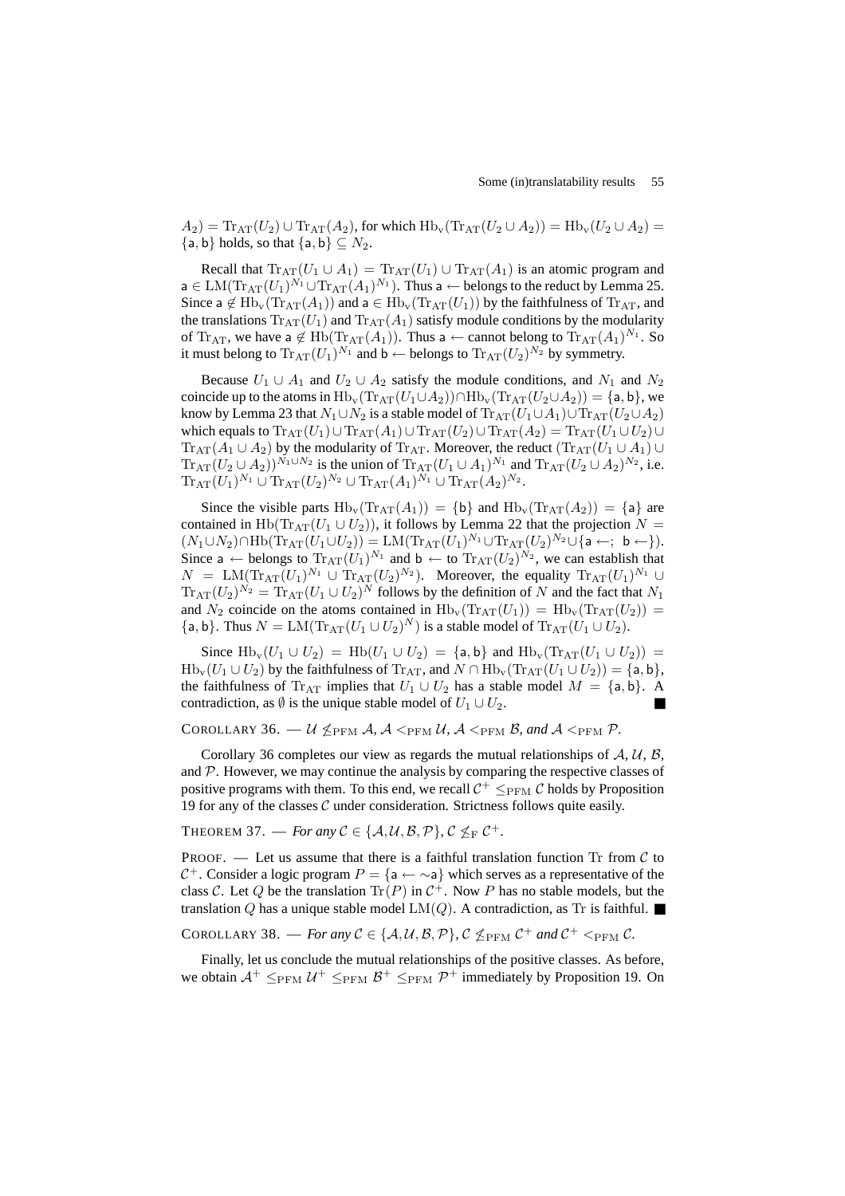$A_2) = \mathrm{Tr_{AT}}(U_2) \cup \mathrm{Tr_{AT}}(A_2)$, for which $\mathrm{Hb_v}(\mathrm{Tr_{AT}}(U_2 \cup A_2)) = \mathrm{Hb_v}(U_2 \cup A_2) = \{\mathsf{a}, \mathsf{b}\}$ holds, so that $\{\mathsf{a}, \mathsf{b}\} \subseteq N_2$.

Recall that $\mathrm{Tr_{AT}}(U_1 \cup A_1) = \mathrm{Tr_{AT}}(U_1) \cup \mathrm{Tr_{AT}}(A_1)$ is an atomic program and $\mathsf{a} \in \mathrm{LM}(\mathrm{Tr_{AT}}(U_1)^{N_1} \cup \mathrm{Tr_{AT}}(A_1)^{N_1})$. Thus $\mathsf{a} \leftarrow$ belongs to the reduct by Lemma 25. Since $\mathsf{a} \notin \mathrm{Hb_v}(\mathrm{Tr_{AT}}(A_1))$ and $\mathsf{a} \in \mathrm{Hb_v}(\mathrm{Tr_{AT}}(U_1))$ by the faithfulness of $\mathrm{Tr_{AT}}$, and the translations $\mathrm{Tr_{AT}}(U_1)$ and $\mathrm{Tr_{AT}}(A_1)$ satisfy module conditions by the modularity of $\mathrm{Tr_{AT}}$, we have $\mathsf{a} \notin \mathrm{Hb}(\mathrm{Tr_{AT}}(A_1))$. Thus $\mathsf{a} \leftarrow$ cannot belong to $\mathrm{Tr_{AT}}(A_1)^{N_1}$. So it must belong to $\mathrm{Tr_{AT}}(U_1)^{N_1}$ and $\mathsf{b} \leftarrow$ belongs to $\mathrm{Tr_{AT}}(U_2)^{N_2}$ by symmetry.

Because $U_1 \cup A_1$ and $U_2 \cup A_2$ satisfy the module conditions, and $N_1$ and $N_2$ coincide up to the atoms in $\mathrm{Hb_v}(\mathrm{Tr_{AT}}(U_1 \cup A_2)) \cap \mathrm{Hb_v}(\mathrm{Tr_{AT}}(U_2 \cup A_2)) = \{\mathsf{a}, \mathsf{b}\}$, we know by Lemma 23 that $N_1 \cup N_2$ is a stable model of $\mathrm{Tr_{AT}}(U_1 \cup A_1) \cup \mathrm{Tr_{AT}}(U_2 \cup A_2)$ which equals to $\mathrm{Tr_{AT}}(U_1) \cup \mathrm{Tr_{AT}}(A_1) \cup \mathrm{Tr_{AT}}(U_2) \cup \mathrm{Tr_{AT}}(A_2) = \mathrm{Tr_{AT}}(U_1 \cup U_2) \cup \mathrm{Tr_{AT}}(A_1 \cup A_2)$ by the modularity of $\mathrm{Tr_{AT}}$. Moreover, the reduct $(\mathrm{Tr_{AT}}(U_1 \cup A_1) \cup \mathrm{Tr_{AT}}(U_2 \cup A_2))^{N_1 \cup N_2}$ is the union of $\mathrm{Tr_{AT}}(U_1 \cup A_1)^{N_1}$ and $\mathrm{Tr_{AT}}(U_2 \cup A_2)^{N_2}$, i.e. $\mathrm{Tr_{AT}}(U_1)^{N_1} \cup \mathrm{Tr_{AT}}(U_2)^{N_2} \cup \mathrm{Tr_{AT}}(A_1)^{N_1} \cup \mathrm{Tr_{AT}}(A_2)^{N_2}$.

Since the visible parts $\mathrm{Hb_v}(\mathrm{Tr_{AT}}(A_1)) = \{\mathsf{b}\}$ and $\mathrm{Hb_v}(\mathrm{Tr_{AT}}(A_2)) = \{\mathsf{a}\}$ are contained in $\mathrm{Hb}(\mathrm{Tr_{AT}}(U_1 \cup U_2))$, it follows by Lemma 22 that the projection $N = (N_1 \cup N_2) \cap \mathrm{Hb}(\mathrm{Tr_{AT}}(U_1 \cup U_2)) = \mathrm{LM}(\mathrm{Tr_{AT}}(U_1)^{N_1} \cup \mathrm{Tr_{AT}}(U_2)^{N_2} \cup \{\mathsf{a} \leftarrow;\ \mathsf{b} \leftarrow\})$. Since $\mathsf{a} \leftarrow$ belongs to $\mathrm{Tr_{AT}}(U_1)^{N_1}$ and $\mathsf{b} \leftarrow$ to $\mathrm{Tr_{AT}}(U_2)^{N_2}$, we can establish that $N = \mathrm{LM}(\mathrm{Tr_{AT}}(U_1)^{N_1} \cup \mathrm{Tr_{AT}}(U_2)^{N_2})$. Moreover, the equality $\mathrm{Tr_{AT}}(U_1)^{N_1} \cup \mathrm{Tr_{AT}}(U_2)^{N_2} = \mathrm{Tr_{AT}}(U_1 \cup U_2)^{N}$ follows by the definition of $N$ and the fact that $N_1$ and $N_2$ coincide on the atoms contained in $\mathrm{Hb_v}(\mathrm{Tr_{AT}}(U_1)) = \mathrm{Hb_v}(\mathrm{Tr_{AT}}(U_2)) = \{\mathsf{a}, \mathsf{b}\}$. Thus $N = \mathrm{LM}(\mathrm{Tr_{AT}}(U_1 \cup U_2)^{N})$ is a stable model of $\mathrm{Tr_{AT}}(U_1 \cup U_2)$.

Since $\mathrm{Hb_v}(U_1 \cup U_2) = \mathrm{Hb}(U_1 \cup U_2) = \{\mathsf{a}, \mathsf{b}\}$ and $\mathrm{Hb_v}(\mathrm{Tr_{AT}}(U_1 \cup U_2)) = \mathrm{Hb_v}(U_1 \cup U_2)$ by the faithfulness of $\mathrm{Tr_{AT}}$, and $N \cap \mathrm{Hb_v}(\mathrm{Tr_{AT}}(U_1 \cup U_2)) = \{\mathsf{a}, \mathsf{b}\}$, the faithfulness of $\mathrm{Tr_{AT}}$ implies that $U_1 \cup U_2$ has a stable model $M = \{\mathsf{a}, \mathsf{b}\}$. A contradiction, as $\emptyset$ is the unique stable model of $U_1 \cup U_2$. ∎

COROLLARY 36. — *$\mathcal{U} \not\leq_{\mathrm{PFM}} \mathcal{A}$, $\mathcal{A} <_{\mathrm{PFM}} \mathcal{U}$, $\mathcal{A} <_{\mathrm{PFM}} \mathcal{B}$, and $\mathcal{A} <_{\mathrm{PFM}} \mathcal{P}$.*

Corollary 36 completes our view as regards the mutual relationships of $\mathcal{A}$, $\mathcal{U}$, $\mathcal{B}$, and $\mathcal{P}$. However, we may continue the analysis by comparing the respective classes of positive programs with them. To this end, we recall $\mathcal{C}^+ \leq_{\mathrm{PFM}} \mathcal{C}$ holds by Proposition 19 for any of the classes $\mathcal{C}$ under consideration. Strictness follows quite easily.

THEOREM 37. — *For any $\mathcal{C} \in \{\mathcal{A}, \mathcal{U}, \mathcal{B}, \mathcal{P}\}$, $\mathcal{C} \not\leq_{\mathrm{F}} \mathcal{C}^+$.*

PROOF. — Let us assume that there is a faithful translation function $\mathrm{Tr}$ from $\mathcal{C}$ to $\mathcal{C}^+$. Consider a logic program $P = \{\mathsf{a} \leftarrow {\sim}\mathsf{a}\}$ which serves as a representative of the class $\mathcal{C}$. Let $Q$ be the translation $\mathrm{Tr}(P)$ in $\mathcal{C}^+$. Now $P$ has no stable models, but the translation $Q$ has a unique stable model $\mathrm{LM}(Q)$. A contradiction, as $\mathrm{Tr}$ is faithful. ∎

COROLLARY 38. — *For any $\mathcal{C} \in \{\mathcal{A}, \mathcal{U}, \mathcal{B}, \mathcal{P}\}$, $\mathcal{C} \not\leq_{\mathrm{PFM}} \mathcal{C}^+$ and $\mathcal{C}^+ <_{\mathrm{PFM}} \mathcal{C}$.*

Finally, let us conclude the mutual relationships of the positive classes. As before, we obtain $\mathcal{A}^+ \leq_{\mathrm{PFM}} \mathcal{U}^+ \leq_{\mathrm{PFM}} \mathcal{B}^+ \leq_{\mathrm{PFM}} \mathcal{P}^+$ immediately by Proposition 19. On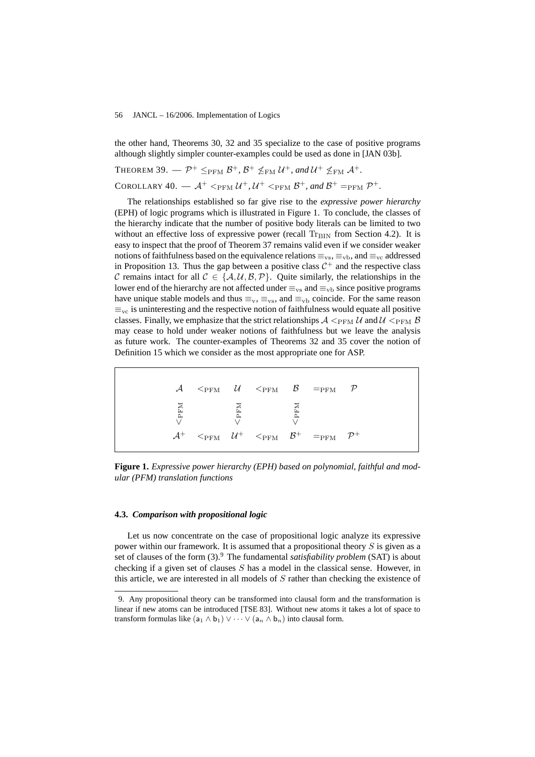the other hand, Theorems 30, 32 and 35 specialize to the case of positive programs although slightly simpler counter-examples could be used as done in [JAN 03b].

THEOREM 39. — $\mathcal{P}^+ \leq_{\mathrm{PFM}} \mathcal{B}^+$, $\mathcal{B}^+ \not\leq_{\mathrm{FM}} \mathcal{U}^+$, *and* $\mathcal{U}^+ \not\leq_{\mathrm{FM}} \mathcal{A}^+$.

COROLLARY 40. — $\mathcal{A}^+ <_{\mathrm{PFM}} \mathcal{U}^+$, $\mathcal{U}^+ <_{\mathrm{PFM}} \mathcal{B}^+$, *and* $\mathcal{B}^+ =_{\mathrm{PFM}} \mathcal{P}^+$.

The relationships established so far give rise to the *expressive power hierarchy* (EPH) of logic programs which is illustrated in Figure 1. To conclude, the classes of the hierarchy indicate that the number of positive body literals can be limited to two without an effective loss of expressive power (recall $\mathrm{Tr}_{\mathrm{BIN}}$ from Section 4.2). It is easy to inspect that the proof of Theorem 37 remains valid even if we consider weaker notions of faithfulness based on the equivalence relations $\equiv_{\mathrm{vs}}$, $\equiv_{\mathrm{vb}}$, and $\equiv_{\mathrm{vc}}$ addressed in Proposition 13. Thus the gap between a positive class $\mathcal{C}^+$ and the respective class $\mathcal{C}$ remains intact for all $\mathcal{C} \in \{\mathcal{A}, \mathcal{U}, \mathcal{B}, \mathcal{P}\}$. Quite similarly, the relationships in the lower end of the hierarchy are not affected under $\equiv_{\mathrm{vs}}$ and $\equiv_{\mathrm{vb}}$ since positive programs have unique stable models and thus $\equiv_{\mathrm{v}}$, $\equiv_{\mathrm{vs}}$, and $\equiv_{\mathrm{vb}}$ coincide. For the same reason $\equiv_{\mathrm{vc}}$ is uninteresting and the respective notion of faithfulness would equate all positive classes. Finally, we emphasize that the strict relationships $\mathcal{A} <_{\mathrm{PFM}} \mathcal{U}$ and $\mathcal{U} <_{\mathrm{PFM}} \mathcal{B}$ may cease to hold under weaker notions of faithfulness but we leave the analysis as future work. The counter-examples of Theorems 32 and 35 cover the notion of Definition 15 which we consider as the most appropriate one for ASP.

$$
\begin{array}{ccccccc}
\mathcal{A} & <_{\mathrm{PFM}} & \mathcal{U} & <_{\mathrm{PFM}} & \mathcal{B} & =_{\mathrm{PFM}} & \mathcal{P} \\
\rotatebox{90}{$<_{\mathrm{PFM}}$} & & \rotatebox{90}{$<_{\mathrm{PFM}}$} & & \rotatebox{90}{$<_{\mathrm{PFM}}$} & & \\
\mathcal{A}^+ & <_{\mathrm{PFM}} & \mathcal{U}^+ & <_{\mathrm{PFM}} & \mathcal{B}^+ & =_{\mathrm{PFM}} & \mathcal{P}^+
\end{array}
$$

**Figure 1.** *Expressive power hierarchy (EPH) based on polynomial, faithful and modular (PFM) translation functions*

### 4.3. *Comparison with propositional logic*

Let us now concentrate on the case of propositional logic analyze its expressive power within our framework. It is assumed that a propositional theory $S$ is given as a set of clauses of the form (3).[9] The fundamental *satisfiability problem* (SAT) is about checking if a given set of clauses $S$ has a model in the classical sense. However, in this article, we are interested in all models of $S$ rather than checking the existence of

9. Any propositional theory can be transformed into clausal form and the transformation is linear if new atoms can be introduced [TSE 83]. Without new atoms it takes a lot of space to transform formulas like $(\mathsf{a}_1 \wedge \mathsf{b}_1) \vee \cdots \vee (\mathsf{a}_n \wedge \mathsf{b}_n)$ into clausal form.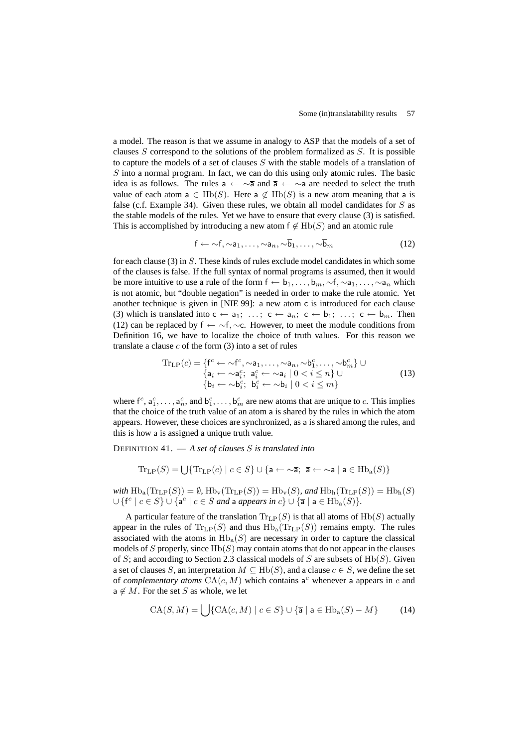a model. The reason is that we assume in analogy to ASP that the models of a set of clauses $S$ correspond to the solutions of the problem formalized as $S$. It is possible to capture the models of a set of clauses $S$ with the stable models of a translation of $S$ into a normal program. In fact, we can do this using only atomic rules. The basic idea is as follows. The rules $\mathsf{a} \leftarrow {\sim}\overline{\mathsf{a}}$ and $\overline{\mathsf{a}} \leftarrow {\sim}\mathsf{a}$ are needed to select the truth value of each atom $\mathsf{a} \in \mathrm{Hb}(S)$. Here $\overline{\mathsf{a}} \notin \mathrm{Hb}(S)$ is a new atom meaning that $\mathsf{a}$ is false (c.f. Example 34). Given these rules, we obtain all model candidates for $S$ as the stable models of the rules. Yet we have to ensure that every clause (3) is satisfied. This is accomplished by introducing a new atom $\mathsf{f} \notin \mathrm{Hb}(S)$ and an atomic rule

$$\mathsf{f} \leftarrow {\sim}\mathsf{f}, {\sim}\mathsf{a}_1, \ldots, {\sim}\mathsf{a}_n, {\sim}\overline{\mathsf{b}}_1, \ldots, {\sim}\overline{\mathsf{b}}_m \tag{12}$$

for each clause (3) in $S$. These kinds of rules exclude model candidates in which some of the clauses is false. If the full syntax of normal programs is assumed, then it would be more intuitive to use a rule of the form $\mathsf{f} \leftarrow \mathsf{b}_1, \ldots, \mathsf{b}_m, {\sim}\mathsf{f}, {\sim}\mathsf{a}_1, \ldots, {\sim}\mathsf{a}_n$ which is not atomic, but "double negation" is needed in order to make the rule atomic. Yet another technique is given in [NIE 99]: a new atom $\mathsf{c}$ is introduced for each clause (3) which is translated into $\mathsf{c} \leftarrow \mathsf{a}_1;\ \ldots;\ \mathsf{c} \leftarrow \mathsf{a}_n;\ \mathsf{c} \leftarrow \overline{\mathsf{b}_1};\ \ldots;\ \mathsf{c} \leftarrow \overline{\mathsf{b}_m}$. Then (12) can be replaced by $\mathsf{f} \leftarrow {\sim}\mathsf{f}, {\sim}\mathsf{c}$. However, to meet the module conditions from Definition 16, we have to localize the choice of truth values. For this reason we translate a clause $c$ of the form (3) into a set of rules

$$\begin{aligned}\mathrm{Tr}_{\mathrm{LP}}(c) = \{&\mathsf{f}^c \leftarrow {\sim}\mathsf{f}^c, {\sim}\mathsf{a}_1, \ldots, {\sim}\mathsf{a}_n, {\sim}\mathsf{b}_1^c, \ldots, {\sim}\mathsf{b}_m^c\} \cup \\ \{&\mathsf{a}_i \leftarrow {\sim}\mathsf{a}_i^c;\ \mathsf{a}_i^c \leftarrow {\sim}\mathsf{a}_i \mid 0 < i \leq n\} \cup \\ \{&\mathsf{b}_i \leftarrow {\sim}\mathsf{b}_i^c;\ \mathsf{b}_i^c \leftarrow {\sim}\mathsf{b}_i \mid 0 < i \leq m\}\end{aligned} \tag{13}$$

where $\mathsf{f}^c$, $\mathsf{a}_1^c, \ldots, \mathsf{a}_n^c$, and $\mathsf{b}_1^c, \ldots, \mathsf{b}_m^c$ are new atoms that are unique to $c$. This implies that the choice of the truth value of an atom $\mathsf{a}$ is shared by the rules in which the atom appears. However, these choices are synchronized, as $\mathsf{a}$ is shared among the rules, and this is how $\mathsf{a}$ is assigned a unique truth value.

DEFINITION 41. — *A set of clauses $S$ is translated into*

$$\mathrm{Tr}_{\mathrm{LP}}(S) = \bigcup\{\mathrm{Tr}_{\mathrm{LP}}(c) \mid c \in S\} \cup \{\mathsf{a} \leftarrow {\sim}\overline{\mathsf{a}};\ \overline{\mathsf{a}} \leftarrow {\sim}\mathsf{a} \mid \mathsf{a} \in \mathrm{Hb}_{\mathrm{a}}(S)\}$$

*with* $\mathrm{Hb}_{\mathrm{a}}(\mathrm{Tr}_{\mathrm{LP}}(S)) = \emptyset$, $\mathrm{Hb}_{\mathrm{v}}(\mathrm{Tr}_{\mathrm{LP}}(S)) = \mathrm{Hb}_{\mathrm{v}}(S)$, *and* $\mathrm{Hb}_{\mathrm{h}}(\mathrm{Tr}_{\mathrm{LP}}(S)) = \mathrm{Hb}_{\mathrm{h}}(S) \cup \{\mathsf{f}^c \mid c \in S\} \cup \{\mathsf{a}^c \mid c \in S$ *and* $\mathsf{a}$ *appears in* $c\} \cup \{\overline{\mathsf{a}} \mid \mathsf{a} \in \mathrm{Hb}_{\mathrm{a}}(S)\}$.

A particular feature of the translation $\mathrm{Tr}_{\mathrm{LP}}(S)$ is that all atoms of $\mathrm{Hb}(S)$ actually appear in the rules of $\mathrm{Tr}_{\mathrm{LP}}(S)$ and thus $\mathrm{Hb}_{\mathrm{a}}(\mathrm{Tr}_{\mathrm{LP}}(S))$ remains empty. The rules associated with the atoms in $\mathrm{Hb}_{\mathrm{a}}(S)$ are necessary in order to capture the classical models of $S$ properly, since $\mathrm{Hb}(S)$ may contain atoms that do not appear in the clauses of $S$; and according to Section 2.3 classical models of $S$ are subsets of $\mathrm{Hb}(S)$. Given a set of clauses $S$, an interpretation $M \subseteq \mathrm{Hb}(S)$, and a clause $c \in S$, we define the set of *complementary atoms* $\mathrm{CA}(c, M)$ which contains $\mathsf{a}^c$ whenever $\mathsf{a}$ appears in $c$ and $\mathsf{a} \notin M$. For the set $S$ as whole, we let

$$\mathrm{CA}(S, M) = \bigcup\{\mathrm{CA}(c, M) \mid c \in S\} \cup \{\overline{\mathsf{a}} \mid \mathsf{a} \in \mathrm{Hb}_{\mathrm{a}}(S) - M\} \tag{14}$$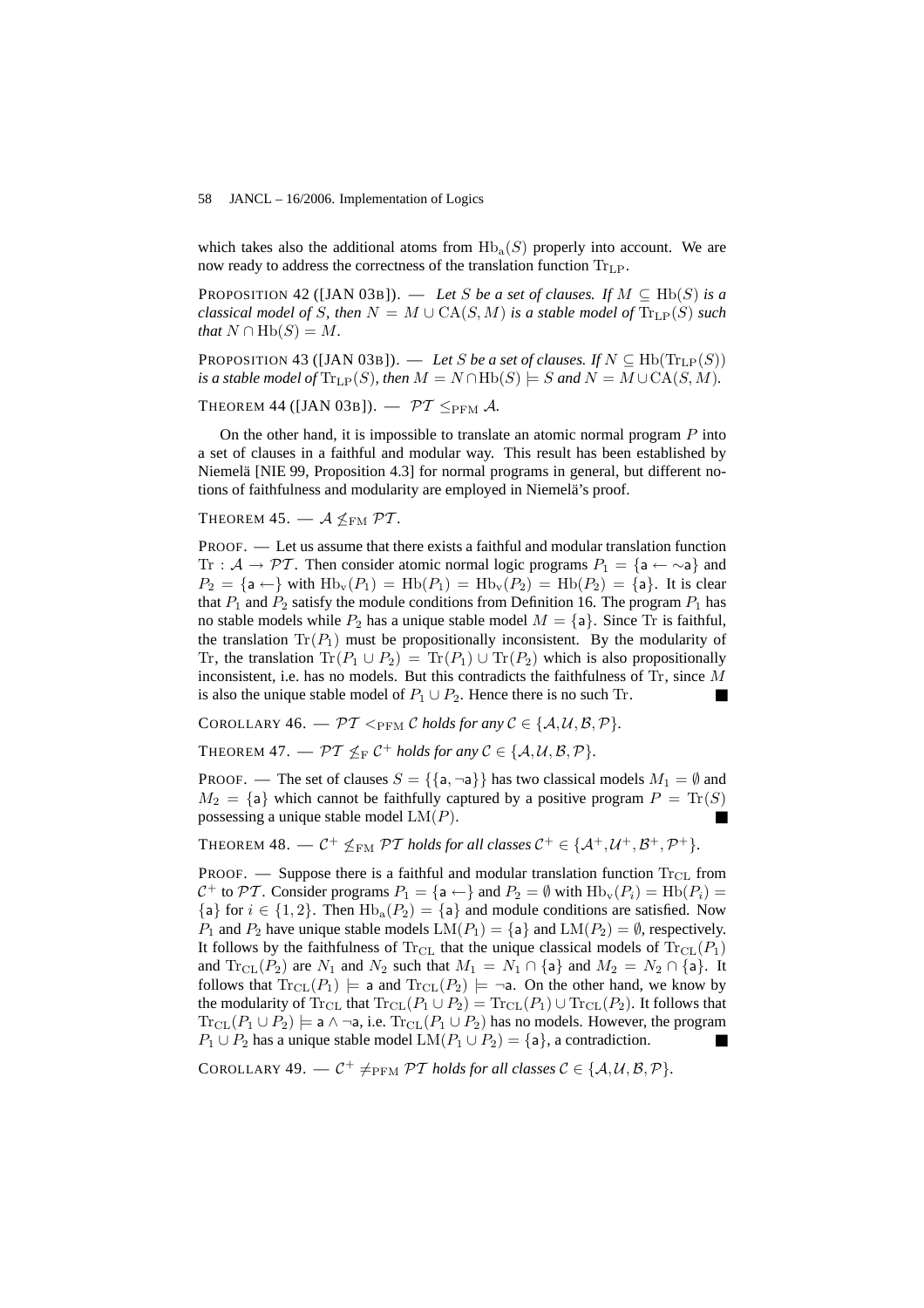which takes also the additional atoms from $\mathrm{Hb_a}(S)$ properly into account. We are now ready to address the correctness of the translation function $\mathrm{Tr_{LP}}$.

PROPOSITION 42 ([JAN 03B]). — *Let $S$ be a set of clauses. If $M \subseteq \mathrm{Hb}(S)$ is a classical model of $S$, then $N = M \cup \mathrm{CA}(S, M)$ is a stable model of $\mathrm{Tr_{LP}}(S)$ such that $N \cap \mathrm{Hb}(S) = M$.*

PROPOSITION 43 ([JAN 03B]). — *Let $S$ be a set of clauses. If $N \subseteq \mathrm{Hb}(\mathrm{Tr_{LP}}(S))$ is a stable model of $\mathrm{Tr_{LP}}(S)$, then $M = N \cap \mathrm{Hb}(S) \models S$ and $N = M \cup \mathrm{CA}(S, M)$.*

THEOREM 44 ([JAN 03B]). — $\mathcal{PT} \leq_{\mathrm{PFM}} \mathcal{A}$*.*

On the other hand, it is impossible to translate an atomic normal program $P$ into a set of clauses in a faithful and modular way. This result has been established by Niemelä [NIE 99, Proposition 4.3] for normal programs in general, but different notions of faithfulness and modularity are employed in Niemelä's proof.

THEOREM 45. — $\mathcal{A} \not\leq_{\mathrm{FM}} \mathcal{PT}$*.*

PROOF. — Let us assume that there exists a faithful and modular translation function $\mathrm{Tr} : \mathcal{A} \to \mathcal{PT}$. Then consider atomic normal logic programs $P_1 = \{\mathsf{a} \leftarrow \sim\mathsf{a}\}$ and $P_2 = \{\mathsf{a} \leftarrow\}$ with $\mathrm{Hb_v}(P_1) = \mathrm{Hb}(P_1) = \mathrm{Hb_v}(P_2) = \mathrm{Hb}(P_2) = \{\mathsf{a}\}$. It is clear that $P_1$ and $P_2$ satisfy the module conditions from Definition 16. The program $P_1$ has no stable models while $P_2$ has a unique stable model $M = \{\mathsf{a}\}$. Since $\mathrm{Tr}$ is faithful, the translation $\mathrm{Tr}(P_1)$ must be propositionally inconsistent. By the modularity of $\mathrm{Tr}$, the translation $\mathrm{Tr}(P_1 \cup P_2) = \mathrm{Tr}(P_1) \cup \mathrm{Tr}(P_2)$ which is also propositionally inconsistent, i.e. has no models. But this contradicts the faithfulness of $\mathrm{Tr}$, since $M$ is also the unique stable model of $P_1 \cup P_2$. Hence there is no such $\mathrm{Tr}$. ■

COROLLARY 46. — $\mathcal{PT} <_{\mathrm{PFM}} \mathcal{C}$ *holds for any* $\mathcal{C} \in \{\mathcal{A}, \mathcal{U}, \mathcal{B}, \mathcal{P}\}$*.*

THEOREM 47. — $\mathcal{PT} \not\leq_{\mathrm{F}} \mathcal{C}^+$ *holds for any* $\mathcal{C} \in \{\mathcal{A}, \mathcal{U}, \mathcal{B}, \mathcal{P}\}$*.*

PROOF. — The set of clauses $S = \{\{\mathsf{a}, \neg\mathsf{a}\}\}$ has two classical models $M_1 = \emptyset$ and $M_2 = \{\mathsf{a}\}$ which cannot be faithfully captured by a positive program $P = \mathrm{Tr}(S)$ possessing a unique stable model $\mathrm{LM}(P)$. ■

THEOREM 48. — $\mathcal{C}^+ \not\leq_{\mathrm{FM}} \mathcal{PT}$ *holds for all classes* $\mathcal{C}^+ \in \{\mathcal{A}^+, \mathcal{U}^+, \mathcal{B}^+, \mathcal{P}^+\}$*.*

PROOF. — Suppose there is a faithful and modular translation function $\mathrm{Tr_{CL}}$ from $\mathcal{C}^+$ to $\mathcal{PT}$. Consider programs $P_1 = \{\mathsf{a} \leftarrow\}$ and $P_2 = \emptyset$ with $\mathrm{Hb_v}(P_i) = \mathrm{Hb}(P_i) = \{\mathsf{a}\}$ for $i \in \{1, 2\}$. Then $\mathrm{Hb_a}(P_2) = \{\mathsf{a}\}$ and module conditions are satisfied. Now $P_1$ and $P_2$ have unique stable models $\mathrm{LM}(P_1) = \{\mathsf{a}\}$ and $\mathrm{LM}(P_2) = \emptyset$, respectively. It follows by the faithfulness of $\mathrm{Tr_{CL}}$ that the unique classical models of $\mathrm{Tr_{CL}}(P_1)$ and $\mathrm{Tr_{CL}}(P_2)$ are $N_1$ and $N_2$ such that $M_1 = N_1 \cap \{\mathsf{a}\}$ and $M_2 = N_2 \cap \{\mathsf{a}\}$. It follows that $\mathrm{Tr_{CL}}(P_1) \models \mathsf{a}$ and $\mathrm{Tr_{CL}}(P_2) \models \neg\mathsf{a}$. On the other hand, we know by the modularity of $\mathrm{Tr_{CL}}$ that $\mathrm{Tr_{CL}}(P_1 \cup P_2) = \mathrm{Tr_{CL}}(P_1) \cup \mathrm{Tr_{CL}}(P_2)$. It follows that $\mathrm{Tr_{CL}}(P_1 \cup P_2) \models \mathsf{a} \wedge \neg\mathsf{a}$, i.e. $\mathrm{Tr_{CL}}(P_1 \cup P_2)$ has no models. However, the program $P_1 \cup P_2$ has a unique stable model $\mathrm{LM}(P_1 \cup P_2) = \{\mathsf{a}\}$, a contradiction. ■

COROLLARY 49. — $\mathcal{C}^+ \neq_{\mathrm{PFM}} \mathcal{PT}$ *holds for all classes* $\mathcal{C} \in \{\mathcal{A}, \mathcal{U}, \mathcal{B}, \mathcal{P}\}$*.*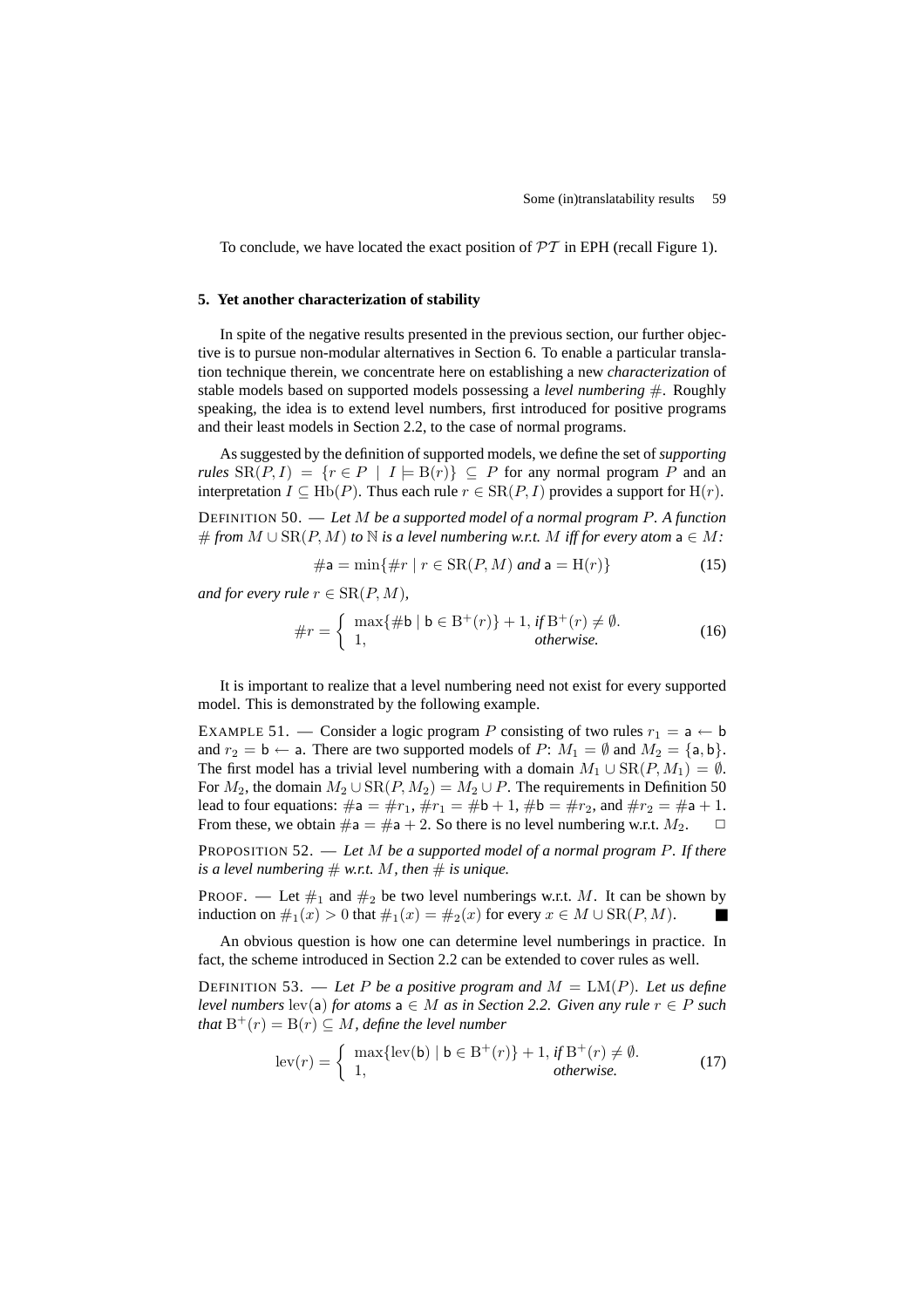To conclude, we have located the exact position of $\mathcal{PT}$ in EPH (recall Figure 1).

## 5. Yet another characterization of stability

In spite of the negative results presented in the previous section, our further objective is to pursue non-modular alternatives in Section 6. To enable a particular translation technique therein, we concentrate here on establishing a new *characterization* of stable models based on supported models possessing a *level numbering* $\#$. Roughly speaking, the idea is to extend level numbers, first introduced for positive programs and their least models in Section 2.2, to the case of normal programs.

As suggested by the definition of supported models, we define the set of *supporting rules* $\mathrm{SR}(P, I) = \{r \in P \mid I \models \mathrm{B}(r)\} \subseteq P$ for any normal program $P$ and an interpretation $I \subseteq \mathrm{Hb}(P)$. Thus each rule $r \in \mathrm{SR}(P, I)$ provides a support for $\mathrm{H}(r)$.

DEFINITION 50. — *Let $M$ be a supported model of a normal program $P$. A function $\#$ from $M \cup \mathrm{SR}(P, M)$ to $\mathbb{N}$ is a level numbering w.r.t. $M$ iff for every atom $\mathsf{a} \in M$:*

$$\#\mathsf{a} = \min\{\#r \mid r \in \mathrm{SR}(P, M) \text{ and } \mathsf{a} = \mathrm{H}(r)\} \tag{15}$$

*and for every rule $r \in \mathrm{SR}(P, M)$,*

$$\#r = \begin{cases} \max\{\#\mathsf{b} \mid \mathsf{b} \in \mathrm{B}^+(r)\} + 1, & \text{if } \mathrm{B}^+(r) \neq \emptyset. \\ 1, & \text{otherwise.} \end{cases} \tag{16}$$

It is important to realize that a level numbering need not exist for every supported model. This is demonstrated by the following example.

EXAMPLE 51. — Consider a logic program $P$ consisting of two rules $r_1 = \mathsf{a} \leftarrow \mathsf{b}$ and $r_2 = \mathsf{b} \leftarrow \mathsf{a}$. There are two supported models of $P$: $M_1 = \emptyset$ and $M_2 = \{\mathsf{a}, \mathsf{b}\}$. The first model has a trivial level numbering with a domain $M_1 \cup \mathrm{SR}(P, M_1) = \emptyset$. For $M_2$, the domain $M_2 \cup \mathrm{SR}(P, M_2) = M_2 \cup P$. The requirements in Definition 50 lead to four equations: $\#\mathsf{a} = \#r_1$, $\#r_1 = \#\mathsf{b} + 1$, $\#\mathsf{b} = \#r_2$, and $\#r_2 = \#\mathsf{a} + 1$. From these, we obtain $\#\mathsf{a} = \#\mathsf{a} + 2$. So there is no level numbering w.r.t. $M_2$. $\square$

PROPOSITION 52. — *Let $M$ be a supported model of a normal program $P$. If there is a level numbering $\#$ w.r.t. $M$, then $\#$ is unique.*

PROOF. — Let $\#_1$ and $\#_2$ be two level numberings w.r.t. $M$. It can be shown by induction on $\#_1(x) > 0$ that $\#_1(x) = \#_2(x)$ for every $x \in M \cup \mathrm{SR}(P, M)$. ■

An obvious question is how one can determine level numberings in practice. In fact, the scheme introduced in Section 2.2 can be extended to cover rules as well.

DEFINITION 53. — *Let $P$ be a positive program and $M = \mathrm{LM}(P)$. Let us define level numbers $\mathrm{lev}(\mathsf{a})$ for atoms $\mathsf{a} \in M$ as in Section 2.2. Given any rule $r \in P$ such that $\mathrm{B}^+(r) = \mathrm{B}(r) \subseteq M$, define the level number*

$$\mathrm{lev}(r) = \begin{cases} \max\{\mathrm{lev}(\mathsf{b}) \mid \mathsf{b} \in \mathrm{B}^+(r)\} + 1, & \text{if } \mathrm{B}^+(r) \neq \emptyset. \\ 1, & \text{otherwise.} \end{cases} \tag{17}$$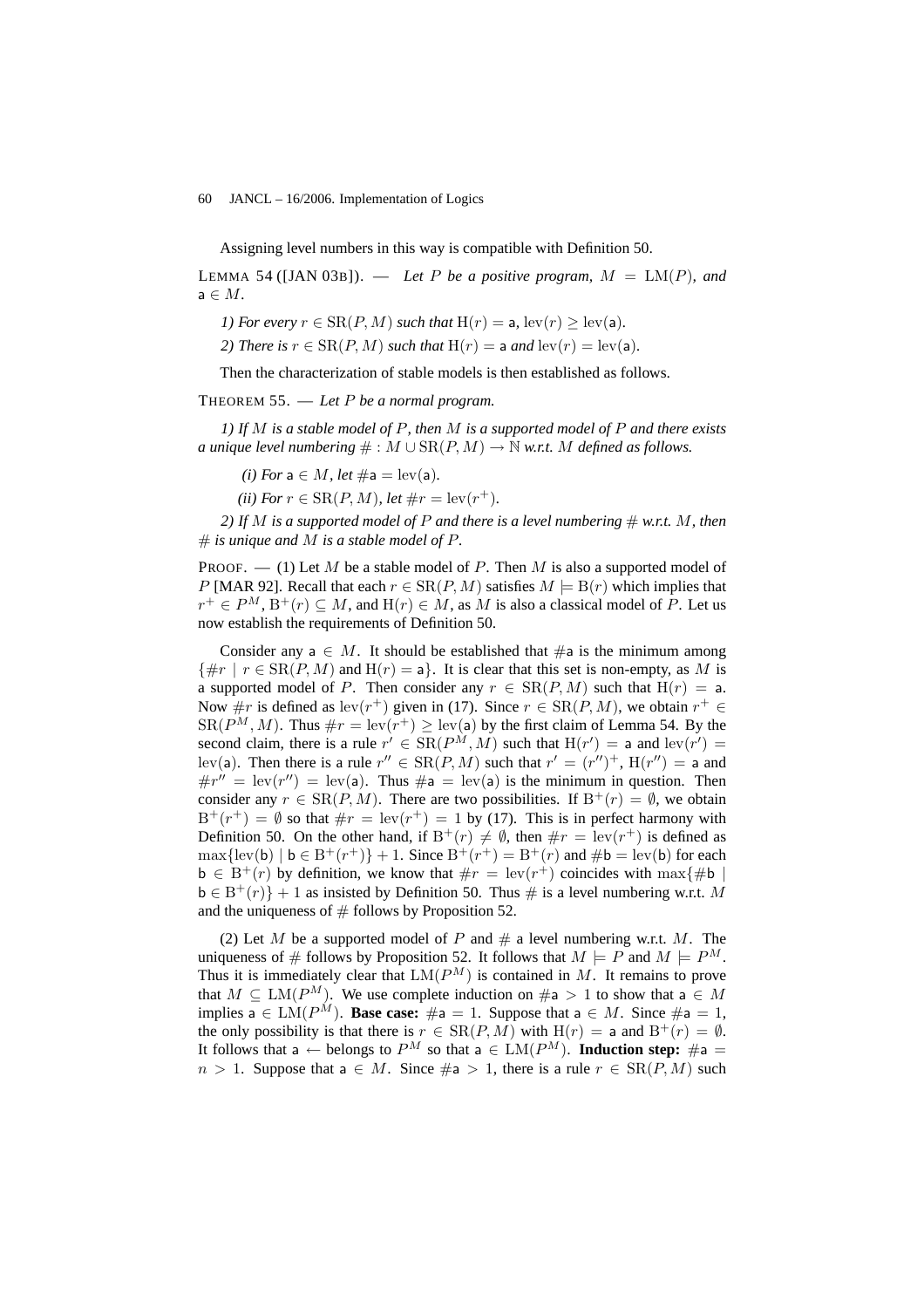Assigning level numbers in this way is compatible with Definition 50.

LEMMA 54 ([JAN 03B]). — *Let $P$ be a positive program, $M = \mathrm{LM}(P)$, and $\mathsf{a} \in M$.*

*1) For every $r \in \mathrm{SR}(P, M)$ such that $\mathrm{H}(r) = \mathsf{a}$, $\mathrm{lev}(r) \geq \mathrm{lev}(\mathsf{a})$.*

*2) There is $r \in \mathrm{SR}(P, M)$ such that $\mathrm{H}(r) = \mathsf{a}$ and $\mathrm{lev}(r) = \mathrm{lev}(\mathsf{a})$.*

Then the characterization of stable models is then established as follows.

THEOREM 55. — *Let $P$ be a normal program.*

*1) If $M$ is a stable model of $P$, then $M$ is a supported model of $P$ and there exists a unique level numbering $\# : M \cup \mathrm{SR}(P, M) \to \mathbb{N}$ w.r.t. $M$ defined as follows.*

*(i) For $\mathsf{a} \in M$, let $\#\mathsf{a} = \mathrm{lev}(\mathsf{a})$.*

*(ii) For $r \in \mathrm{SR}(P, M)$, let $\#r = \mathrm{lev}(r^+)$.*

*2) If $M$ is a supported model of $P$ and there is a level numbering $\#$ w.r.t. $M$, then $\#$ is unique and $M$ is a stable model of $P$.*

PROOF. — (1) Let $M$ be a stable model of $P$. Then $M$ is also a supported model of $P$ [MAR 92]. Recall that each $r \in \mathrm{SR}(P, M)$ satisfies $M \models \mathrm{B}(r)$ which implies that $r^+ \in P^M$, $\mathrm{B}^+(r) \subseteq M$, and $\mathrm{H}(r) \in M$, as $M$ is also a classical model of $P$. Let us now establish the requirements of Definition 50.

Consider any $\mathsf{a} \in M$. It should be established that $\#\mathsf{a}$ is the minimum among $\{\#r \mid r \in \mathrm{SR}(P, M) \text{ and } \mathrm{H}(r) = \mathsf{a}\}$. It is clear that this set is non-empty, as $M$ is a supported model of $P$. Then consider any $r \in \mathrm{SR}(P, M)$ such that $\mathrm{H}(r) = \mathsf{a}$. Now $\#r$ is defined as $\mathrm{lev}(r^+)$ given in (17). Since $r \in \mathrm{SR}(P, M)$, we obtain $r^+ \in \mathrm{SR}(P^M, M)$. Thus $\#r = \mathrm{lev}(r^+) \geq \mathrm{lev}(\mathsf{a})$ by the first claim of Lemma 54. By the second claim, there is a rule $r' \in \mathrm{SR}(P^M, M)$ such that $\mathrm{H}(r') = \mathsf{a}$ and $\mathrm{lev}(r') = \mathrm{lev}(\mathsf{a})$. Then there is a rule $r'' \in \mathrm{SR}(P, M)$ such that $r' = (r'')^+$, $\mathrm{H}(r'') = \mathsf{a}$ and $\#r'' = \mathrm{lev}(r'') = \mathrm{lev}(\mathsf{a})$. Thus $\#\mathsf{a} = \mathrm{lev}(\mathsf{a})$ is the minimum in question. Then consider any $r \in \mathrm{SR}(P, M)$. There are two possibilities. If $\mathrm{B}^+(r) = \emptyset$, we obtain $\mathrm{B}^+(r^+) = \emptyset$ so that $\#r = \mathrm{lev}(r^+) = 1$ by (17). This is in perfect harmony with Definition 50. On the other hand, if $\mathrm{B}^+(r) \neq \emptyset$, then $\#r = \mathrm{lev}(r^+)$ is defined as $\max\{\mathrm{lev}(\mathsf{b}) \mid \mathsf{b} \in \mathrm{B}^+(r^+)\} + 1$. Since $\mathrm{B}^+(r^+) = \mathrm{B}^+(r)$ and $\#\mathsf{b} = \mathrm{lev}(\mathsf{b})$ for each $\mathsf{b} \in \mathrm{B}^+(r)$ by definition, we know that $\#r = \mathrm{lev}(r^+)$ coincides with $\max\{\#\mathsf{b} \mid \mathsf{b} \in \mathrm{B}^+(r)\} + 1$ as insisted by Definition 50. Thus $\#$ is a level numbering w.r.t. $M$ and the uniqueness of $\#$ follows by Proposition 52.

(2) Let $M$ be a supported model of $P$ and $\#$ a level numbering w.r.t. $M$. The uniqueness of $\#$ follows by Proposition 52. It follows that $M \models P$ and $M \models P^M$. Thus it is immediately clear that $\mathrm{LM}(P^M)$ is contained in $M$. It remains to prove that $M \subseteq \mathrm{LM}(P^M)$. We use complete induction on $\#\mathsf{a} > 1$ to show that $\mathsf{a} \in M$ implies $\mathsf{a} \in \mathrm{LM}(P^M)$. **Base case:** $\#\mathsf{a} = 1$. Suppose that $\mathsf{a} \in M$. Since $\#\mathsf{a} = 1$, the only possibility is that there is $r \in \mathrm{SR}(P, M)$ with $\mathrm{H}(r) = \mathsf{a}$ and $\mathrm{B}^+(r) = \emptyset$. It follows that $\mathsf{a} \leftarrow$ belongs to $P^M$ so that $\mathsf{a} \in \mathrm{LM}(P^M)$. **Induction step:** $\#\mathsf{a} = n > 1$. Suppose that $\mathsf{a} \in M$. Since $\#\mathsf{a} > 1$, there is a rule $r \in \mathrm{SR}(P, M)$ such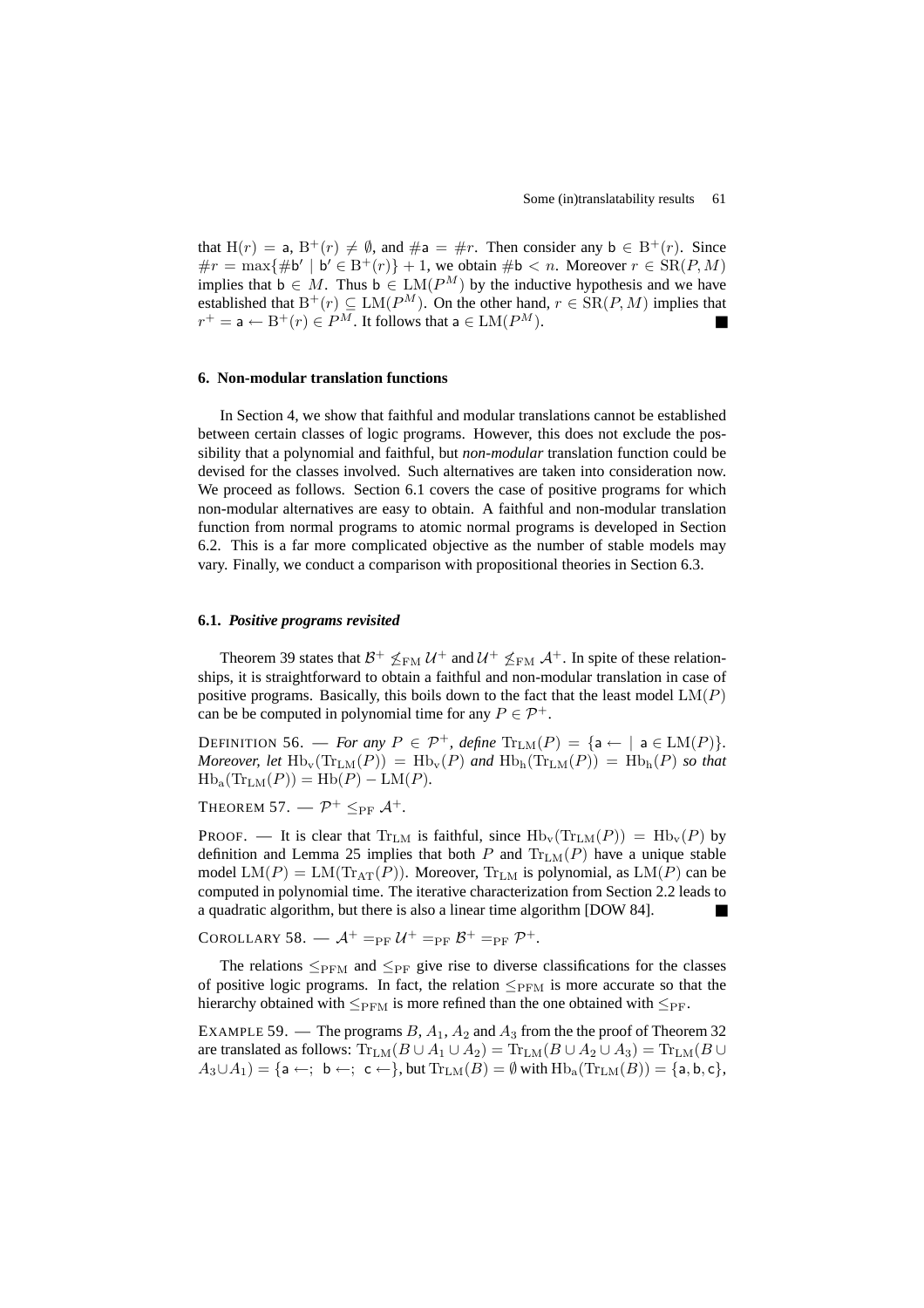that $\mathrm{H}(r) = \mathsf{a}$, $\mathrm{B}^+(r) \neq \emptyset$, and $\#\mathsf{a} = \#r$. Then consider any $\mathsf{b} \in \mathrm{B}^+(r)$. Since $\#r = \max\{\#\mathsf{b}' \mid \mathsf{b}' \in \mathrm{B}^+(r)\} + 1$, we obtain $\#\mathsf{b} < n$. Moreover $r \in \mathrm{SR}(P, M)$ implies that $\mathsf{b} \in M$. Thus $\mathsf{b} \in \mathrm{LM}(P^M)$ by the inductive hypothesis and we have established that $\mathrm{B}^+(r) \subseteq \mathrm{LM}(P^M)$. On the other hand, $r \in \mathrm{SR}(P, M)$ implies that $r^+ = \mathsf{a} \leftarrow \mathrm{B}^+(r) \in P^M$. It follows that $\mathsf{a} \in \mathrm{LM}(P^M)$. ■

## 6. Non-modular translation functions

In Section 4, we show that faithful and modular translations cannot be established between certain classes of logic programs. However, this does not exclude the possibility that a polynomial and faithful, but *non-modular* translation function could be devised for the classes involved. Such alternatives are taken into consideration now. We proceed as follows. Section 6.1 covers the case of positive programs for which non-modular alternatives are easy to obtain. A faithful and non-modular translation function from normal programs to atomic normal programs is developed in Section 6.2. This is a far more complicated objective as the number of stable models may vary. Finally, we conduct a comparison with propositional theories in Section 6.3.

### 6.1. *Positive programs revisited*

Theorem 39 states that $\mathcal{B}^+ \not\leq_{\mathrm{FM}} \mathcal{U}^+$ and $\mathcal{U}^+ \not\leq_{\mathrm{FM}} \mathcal{A}^+$. In spite of these relationships, it is straightforward to obtain a faithful and non-modular translation in case of positive programs. Basically, this boils down to the fact that the least model $\mathrm{LM}(P)$ can be be computed in polynomial time for any $P \in \mathcal{P}^+$.

DEFINITION 56. — *For any $P \in \mathcal{P}^+$, define $\mathrm{Tr}_{\mathrm{LM}}(P) = \{\mathsf{a} \leftarrow \mid \mathsf{a} \in \mathrm{LM}(P)\}$. Moreover, let $\mathrm{Hb}_{\mathrm{v}}(\mathrm{Tr}_{\mathrm{LM}}(P)) = \mathrm{Hb}_{\mathrm{v}}(P)$ and $\mathrm{Hb}_{\mathrm{h}}(\mathrm{Tr}_{\mathrm{LM}}(P)) = \mathrm{Hb}_{\mathrm{h}}(P)$ so that $\mathrm{Hb}_{\mathrm{a}}(\mathrm{Tr}_{\mathrm{LM}}(P)) = \mathrm{Hb}(P) - \mathrm{LM}(P)$.*

THEOREM 57. — $\mathcal{P}^+ \leq_{\mathrm{PF}} \mathcal{A}^+$.

PROOF. — It is clear that $\mathrm{Tr}_{\mathrm{LM}}$ is faithful, since $\mathrm{Hb}_{\mathrm{v}}(\mathrm{Tr}_{\mathrm{LM}}(P)) = \mathrm{Hb}_{\mathrm{v}}(P)$ by definition and Lemma 25 implies that both $P$ and $\mathrm{Tr}_{\mathrm{LM}}(P)$ have a unique stable model $\mathrm{LM}(P) = \mathrm{LM}(\mathrm{Tr}_{\mathrm{AT}}(P))$. Moreover, $\mathrm{Tr}_{\mathrm{LM}}$ is polynomial, as $\mathrm{LM}(P)$ can be computed in polynomial time. The iterative characterization from Section 2.2 leads to a quadratic algorithm, but there is also a linear time algorithm [DOW 84]. ■

COROLLARY 58. — $\mathcal{A}^+ =_{\mathrm{PF}} \mathcal{U}^+ =_{\mathrm{PF}} \mathcal{B}^+ =_{\mathrm{PF}} \mathcal{P}^+$.

The relations $\leq_{\mathrm{PFM}}$ and $\leq_{\mathrm{PF}}$ give rise to diverse classifications for the classes of positive logic programs. In fact, the relation $\leq_{\mathrm{PFM}}$ is more accurate so that the hierarchy obtained with $\leq_{\mathrm{PFM}}$ is more refined than the one obtained with $\leq_{\mathrm{PF}}$.

EXAMPLE 59. — The programs $B$, $A_1$, $A_2$ and $A_3$ from the the proof of Theorem 32 are translated as follows: $\mathrm{Tr}_{\mathrm{LM}}(B \cup A_1 \cup A_2) = \mathrm{Tr}_{\mathrm{LM}}(B \cup A_2 \cup A_3) = \mathrm{Tr}_{\mathrm{LM}}(B \cup A_3 \cup A_1) = \{\mathsf{a} \leftarrow;\ \mathsf{b} \leftarrow;\ \mathsf{c} \leftarrow\}$, but $\mathrm{Tr}_{\mathrm{LM}}(B) = \emptyset$ with $\mathrm{Hb}_{\mathrm{a}}(\mathrm{Tr}_{\mathrm{LM}}(B)) = \{\mathsf{a}, \mathsf{b}, \mathsf{c}\}$,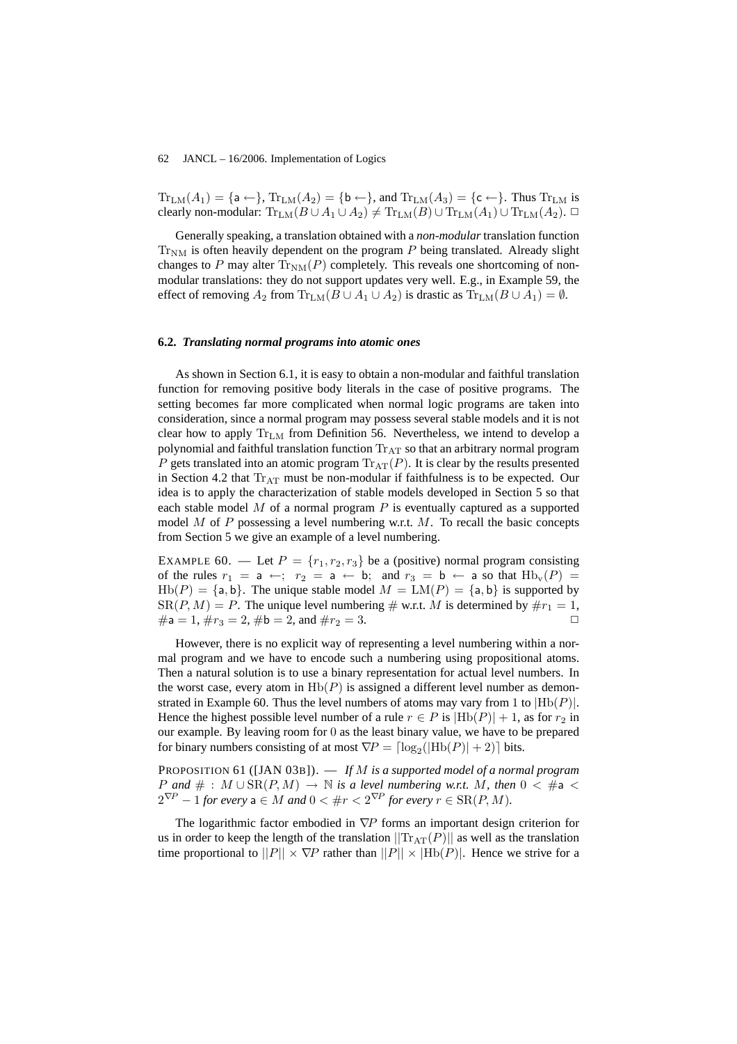$\mathrm{Tr}_{\mathrm{LM}}(A_1) = \{\mathsf{a} \leftarrow\}$, $\mathrm{Tr}_{\mathrm{LM}}(A_2) = \{\mathsf{b} \leftarrow\}$, and $\mathrm{Tr}_{\mathrm{LM}}(A_3) = \{\mathsf{c} \leftarrow\}$. Thus $\mathrm{Tr}_{\mathrm{LM}}$ is clearly non-modular: $\mathrm{Tr}_{\mathrm{LM}}(B \cup A_1 \cup A_2) \neq \mathrm{Tr}_{\mathrm{LM}}(B) \cup \mathrm{Tr}_{\mathrm{LM}}(A_1) \cup \mathrm{Tr}_{\mathrm{LM}}(A_2)$. □

Generally speaking, a translation obtained with a *non-modular* translation function $\mathrm{Tr}_{\mathrm{NM}}$ is often heavily dependent on the program $P$ being translated. Already slight changes to $P$ may alter $\mathrm{Tr}_{\mathrm{NM}}(P)$ completely. This reveals one shortcoming of non-modular translations: they do not support updates very well. E.g., in Example 59, the effect of removing $A_2$ from $\mathrm{Tr}_{\mathrm{LM}}(B \cup A_1 \cup A_2)$ is drastic as $\mathrm{Tr}_{\mathrm{LM}}(B \cup A_1) = \emptyset$.

### 6.2. *Translating normal programs into atomic ones*

As shown in Section 6.1, it is easy to obtain a non-modular and faithful translation function for removing positive body literals in the case of positive programs. The setting becomes far more complicated when normal logic programs are taken into consideration, since a normal program may possess several stable models and it is not clear how to apply $\mathrm{Tr}_{\mathrm{LM}}$ from Definition 56. Nevertheless, we intend to develop a polynomial and faithful translation function $\mathrm{Tr}_{\mathrm{AT}}$ so that an arbitrary normal program $P$ gets translated into an atomic program $\mathrm{Tr}_{\mathrm{AT}}(P)$. It is clear by the results presented in Section 4.2 that $\mathrm{Tr}_{\mathrm{AT}}$ must be non-modular if faithfulness is to be expected. Our idea is to apply the characterization of stable models developed in Section 5 so that each stable model $M$ of a normal program $P$ is eventually captured as a supported model $M$ of $P$ possessing a level numbering w.r.t. $M$. To recall the basic concepts from Section 5 we give an example of a level numbering.

EXAMPLE 60. — Let $P = \{r_1, r_2, r_3\}$ be a (positive) normal program consisting of the rules $r_1 = \mathsf{a} \leftarrow$; $r_2 = \mathsf{a} \leftarrow \mathsf{b}$; and $r_3 = \mathsf{b} \leftarrow \mathsf{a}$ so that $\mathrm{Hb_v}(P) = \mathrm{Hb}(P) = \{\mathsf{a}, \mathsf{b}\}$. The unique stable model $M = \mathrm{LM}(P) = \{\mathsf{a}, \mathsf{b}\}$ is supported by $\mathrm{SR}(P, M) = P$. The unique level numbering $\#$ w.r.t. $M$ is determined by $\# r_1 = 1$, $\#\mathsf{a} = 1$, $\# r_3 = 2$, $\#\mathsf{b} = 2$, and $\# r_2 = 3$. □

However, there is no explicit way of representing a level numbering within a normal program and we have to encode such a numbering using propositional atoms. Then a natural solution is to use a binary representation for actual level numbers. In the worst case, every atom in $\mathrm{Hb}(P)$ is assigned a different level number as demonstrated in Example 60. Thus the level numbers of atoms may vary from 1 to $|\mathrm{Hb}(P)|$. Hence the highest possible level number of a rule $r \in P$ is $|\mathrm{Hb}(P)| + 1$, as for $r_2$ in our example. By leaving room for 0 as the least binary value, we have to be prepared for binary numbers consisting of at most $\nabla P = \lceil \log_2(|\mathrm{Hb}(P)| + 2) \rceil$ bits.

PROPOSITION 61 ([JAN 03B]). — *If $M$ is a supported model of a normal program $P$ and $\# : M \cup \mathrm{SR}(P, M) \rightarrow \mathbb{N}$ is a level numbering w.r.t. $M$, then $0 < \#\mathsf{a} < 2^{\nabla P} - 1$ for every $\mathsf{a} \in M$ and $0 < \# r < 2^{\nabla P}$ for every $r \in \mathrm{SR}(P, M)$.*

The logarithmic factor embodied in $\nabla P$ forms an important design criterion for us in order to keep the length of the translation $||\mathrm{Tr}_{\mathrm{AT}}(P)||$ as well as the translation time proportional to $||P|| \times \nabla P$ rather than $||P|| \times |\mathrm{Hb}(P)|$. Hence we strive for a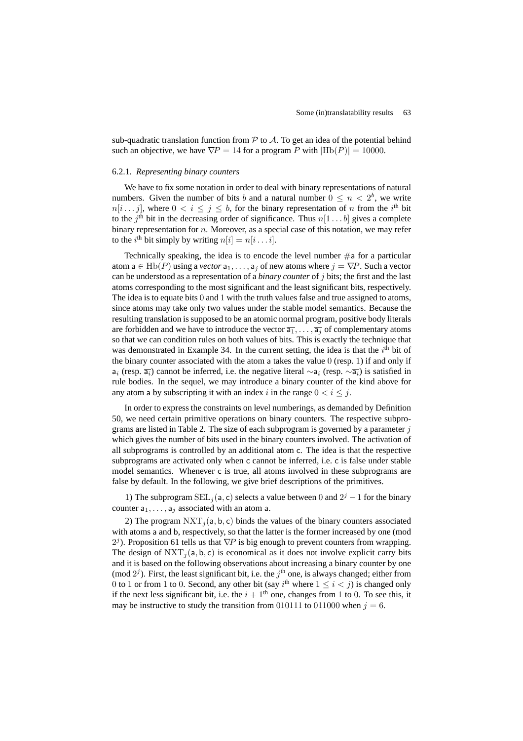sub-quadratic translation function from $\mathcal{P}$ to $\mathcal{A}$. To get an idea of the potential behind such an objective, we have $\nabla P = 14$ for a program $P$ with $|\mathrm{Hb}(P)| = 10000$.

#### 6.2.1. *Representing binary counters*

We have to fix some notation in order to deal with binary representations of natural numbers. Given the number of bits $b$ and a natural number $0 \leq n < 2^b$, we write $n[i \ldots j]$, where $0 < i \leq j \leq b$, for the binary representation of $n$ from the $i^{\text{th}}$ bit to the $j^{\text{th}}$ bit in the decreasing order of significance. Thus $n[1 \ldots b]$ gives a complete binary representation for $n$. Moreover, as a special case of this notation, we may refer to the $i^{\text{th}}$ bit simply by writing $n[i] = n[i \ldots i]$.

Technically speaking, the idea is to encode the level number $\#\mathsf{a}$ for a particular atom $\mathsf{a} \in \mathrm{Hb}(P)$ using a *vector* $\mathsf{a}_1, \ldots, \mathsf{a}_j$ of new atoms where $j = \nabla P$. Such a vector can be understood as a representation of a *binary counter* of $j$ bits; the first and the last atoms corresponding to the most significant and the least significant bits, respectively. The idea is to equate bits $0$ and $1$ with the truth values false and true assigned to atoms, since atoms may take only two values under the stable model semantics. Because the resulting translation is supposed to be an atomic normal program, positive body literals are forbidden and we have to introduce the vector $\overline{\mathsf{a}_1}, \ldots, \overline{\mathsf{a}_j}$ of complementary atoms so that we can condition rules on both values of bits. This is exactly the technique that was demonstrated in Example 34. In the current setting, the idea is that the $i^{\text{th}}$ bit of the binary counter associated with the atom $\mathsf{a}$ takes the value $0$ (resp. $1$) if and only if $\mathsf{a}_i$ (resp. $\overline{\mathsf{a}_i}$) cannot be inferred, i.e. the negative literal $\sim\mathsf{a}_i$ (resp. $\sim\overline{\mathsf{a}_i}$) is satisfied in rule bodies. In the sequel, we may introduce a binary counter of the kind above for any atom $\mathsf{a}$ by subscripting it with an index $i$ in the range $0 < i \leq j$.

In order to express the constraints on level numberings, as demanded by Definition 50, we need certain primitive operations on binary counters. The respective subprograms are listed in Table 2. The size of each subprogram is governed by a parameter $j$ which gives the number of bits used in the binary counters involved. The activation of all subprograms is controlled by an additional atom $\mathsf{c}$. The idea is that the respective subprograms are activated only when $\mathsf{c}$ cannot be inferred, i.e. $\mathsf{c}$ is false under stable model semantics. Whenever $\mathsf{c}$ is true, all atoms involved in these subprograms are false by default. In the following, we give brief descriptions of the primitives.

1) The subprogram $\mathrm{SEL}_j(\mathsf{a}, \mathsf{c})$ selects a value between $0$ and $2^j - 1$ for the binary counter $\mathsf{a}_1, \ldots, \mathsf{a}_j$ associated with an atom $\mathsf{a}$.

2) The program $\mathrm{NXT}_j(\mathsf{a}, \mathsf{b}, \mathsf{c})$ binds the values of the binary counters associated with atoms $\mathsf{a}$ and $\mathsf{b}$, respectively, so that the latter is the former increased by one (mod $2^j$). Proposition 61 tells us that $\nabla P$ is big enough to prevent counters from wrapping. The design of $\mathrm{NXT}_j(\mathsf{a}, \mathsf{b}, \mathsf{c})$ is economical as it does not involve explicit carry bits and it is based on the following observations about increasing a binary counter by one (mod $2^j$). First, the least significant bit, i.e. the $j^{\text{th}}$ one, is always changed; either from $0$ to $1$ or from $1$ to $0$. Second, any other bit (say $i^{\text{th}}$ where $1 \leq i < j$) is changed only if the next less significant bit, i.e. the $i + 1^{\text{th}}$ one, changes from $1$ to $0$. To see this, it may be instructive to study the transition from $010111$ to $011000$ when $j = 6$.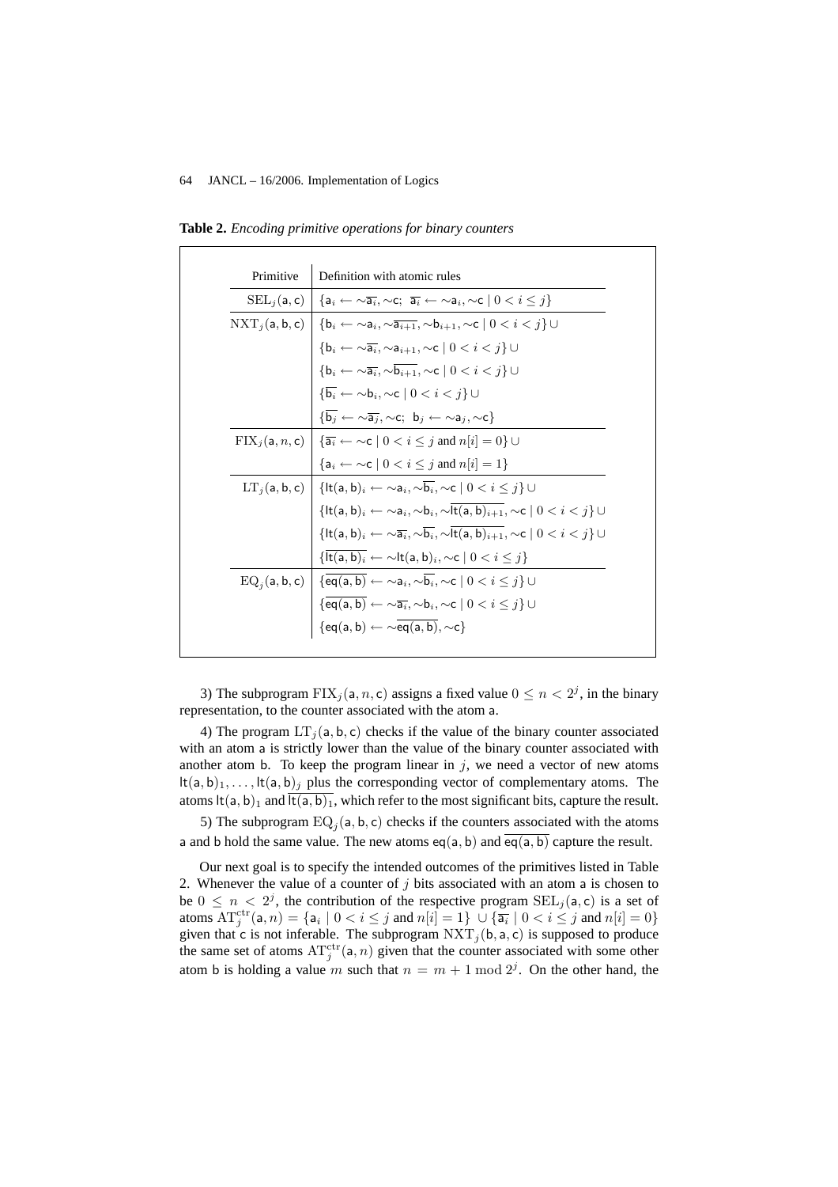**Table 2.** *Encoding primitive operations for binary counters*

| Primitive | Definition with atomic rules |
|---|---|
| $\mathrm{SEL}_j(\mathsf{a},\mathsf{c})$ | $\{\mathsf{a}_i \leftarrow \sim\overline{\mathsf{a}_i}, \sim\mathsf{c};\ \overline{\mathsf{a}_i} \leftarrow \sim\mathsf{a}_i, \sim\mathsf{c} \mid 0 < i \leq j\}$ |
| $\mathrm{NXT}_j(\mathsf{a},\mathsf{b},\mathsf{c})$ | $\{\mathsf{b}_i \leftarrow \sim\mathsf{a}_i, \sim\overline{\mathsf{a}_{i+1}}, \sim\mathsf{b}_{i+1}, \sim\mathsf{c} \mid 0 < i < j\} \cup$ |
| | $\{\mathsf{b}_i \leftarrow \sim\overline{\mathsf{a}_i}, \sim\mathsf{a}_{i+1}, \sim\mathsf{c} \mid 0 < i < j\} \cup$ |
| | $\{\mathsf{b}_i \leftarrow \sim\overline{\mathsf{a}_i}, \sim\overline{\mathsf{b}_{i+1}}, \sim\mathsf{c} \mid 0 < i < j\} \cup$ |
| | $\{\overline{\mathsf{b}_i} \leftarrow \sim\mathsf{b}_i, \sim\mathsf{c} \mid 0 < i < j\} \cup$ |
| | $\{\overline{\mathsf{b}_j} \leftarrow \sim\overline{\mathsf{a}_j}, \sim\mathsf{c};\ \mathsf{b}_j \leftarrow \sim\mathsf{a}_j, \sim\mathsf{c}\}$ |
| $\mathrm{FIX}_j(\mathsf{a},n,\mathsf{c})$ | $\{\overline{\mathsf{a}_i} \leftarrow \sim\mathsf{c} \mid 0 < i \leq j \text{ and } n[i] = 0\} \cup$ |
| | $\{\mathsf{a}_i \leftarrow \sim\mathsf{c} \mid 0 < i \leq j \text{ and } n[i] = 1\}$ |
| $\mathrm{LT}_j(\mathsf{a},\mathsf{b},\mathsf{c})$ | $\{\mathsf{lt(a,b)}_i \leftarrow \sim\mathsf{a}_i, \sim\overline{\mathsf{b}_i}, \sim\mathsf{c} \mid 0 < i \leq j\} \cup$ |
| | $\{\mathsf{lt(a,b)}_i \leftarrow \sim\mathsf{a}_i, \sim\mathsf{b}_i, \sim\overline{\mathsf{lt(a,b)}_{i+1}}, \sim\mathsf{c} \mid 0 < i < j\} \cup$ |
| | $\{\mathsf{lt(a,b)}_i \leftarrow \sim\overline{\mathsf{a}_i}, \sim\overline{\mathsf{b}_i}, \sim\overline{\mathsf{lt(a,b)}_{i+1}}, \sim\mathsf{c} \mid 0 < i < j\} \cup$ |
| | $\{\overline{\mathsf{lt(a,b)}_i} \leftarrow \sim\mathsf{lt(a,b)}_i, \sim\mathsf{c} \mid 0 < i \leq j\}$ |
| $\mathrm{EQ}_j(\mathsf{a},\mathsf{b},\mathsf{c})$ | $\{\overline{\mathsf{eq(a,b)}} \leftarrow \sim\mathsf{a}_i, \sim\overline{\mathsf{b}_i}, \sim\mathsf{c} \mid 0 < i \leq j\} \cup$ |
| | $\{\overline{\mathsf{eq(a,b)}} \leftarrow \sim\overline{\mathsf{a}_i}, \sim\mathsf{b}_i, \sim\mathsf{c} \mid 0 < i \leq j\} \cup$ |
| | $\{\mathsf{eq(a,b)} \leftarrow \sim\overline{\mathsf{eq(a,b)}}, \sim\mathsf{c}\}$ |

3) The subprogram $\mathrm{FIX}_j(\mathsf{a},n,\mathsf{c})$ assigns a fixed value $0 \leq n < 2^j$, in the binary representation, to the counter associated with the atom $\mathsf{a}$.

4) The program $\mathrm{LT}_j(\mathsf{a},\mathsf{b},\mathsf{c})$ checks if the value of the binary counter associated with an atom $\mathsf{a}$ is strictly lower than the value of the binary counter associated with another atom $\mathsf{b}$. To keep the program linear in $j$, we need a vector of new atoms $\mathsf{lt(a,b)}_1, \ldots, \mathsf{lt(a,b)}_j$ plus the corresponding vector of complementary atoms. The atoms $\mathsf{lt(a,b)}_1$ and $\overline{\mathsf{lt(a,b)}_1}$, which refer to the most significant bits, capture the result.

5) The subprogram $\mathrm{EQ}_j(\mathsf{a},\mathsf{b},\mathsf{c})$ checks if the counters associated with the atoms $\mathsf{a}$ and $\mathsf{b}$ hold the same value. The new atoms $\mathsf{eq(a,b)}$ and $\overline{\mathsf{eq(a,b)}}$ capture the result.

Our next goal is to specify the intended outcomes of the primitives listed in Table 2. Whenever the value of a counter of $j$ bits associated with an atom $\mathsf{a}$ is chosen to be $0 \leq n < 2^j$, the contribution of the respective program $\mathrm{SEL}_j(\mathsf{a},\mathsf{c})$ is a set of atoms $\mathrm{AT}_j^{\mathrm{ctr}}(\mathsf{a},n) = \{\mathsf{a}_i \mid 0 < i \leq j \text{ and } n[i] = 1\} \cup \{\overline{\mathsf{a}_i} \mid 0 < i \leq j \text{ and } n[i] = 0\}$ given that $\mathsf{c}$ is not inferable. The subprogram $\mathrm{NXT}_j(\mathsf{b},\mathsf{a},\mathsf{c})$ is supposed to produce the same set of atoms $\mathrm{AT}_j^{\mathrm{ctr}}(\mathsf{a},n)$ given that the counter associated with some other atom $\mathsf{b}$ is holding a value $m$ such that $n = m + 1 \bmod 2^j$. On the other hand, the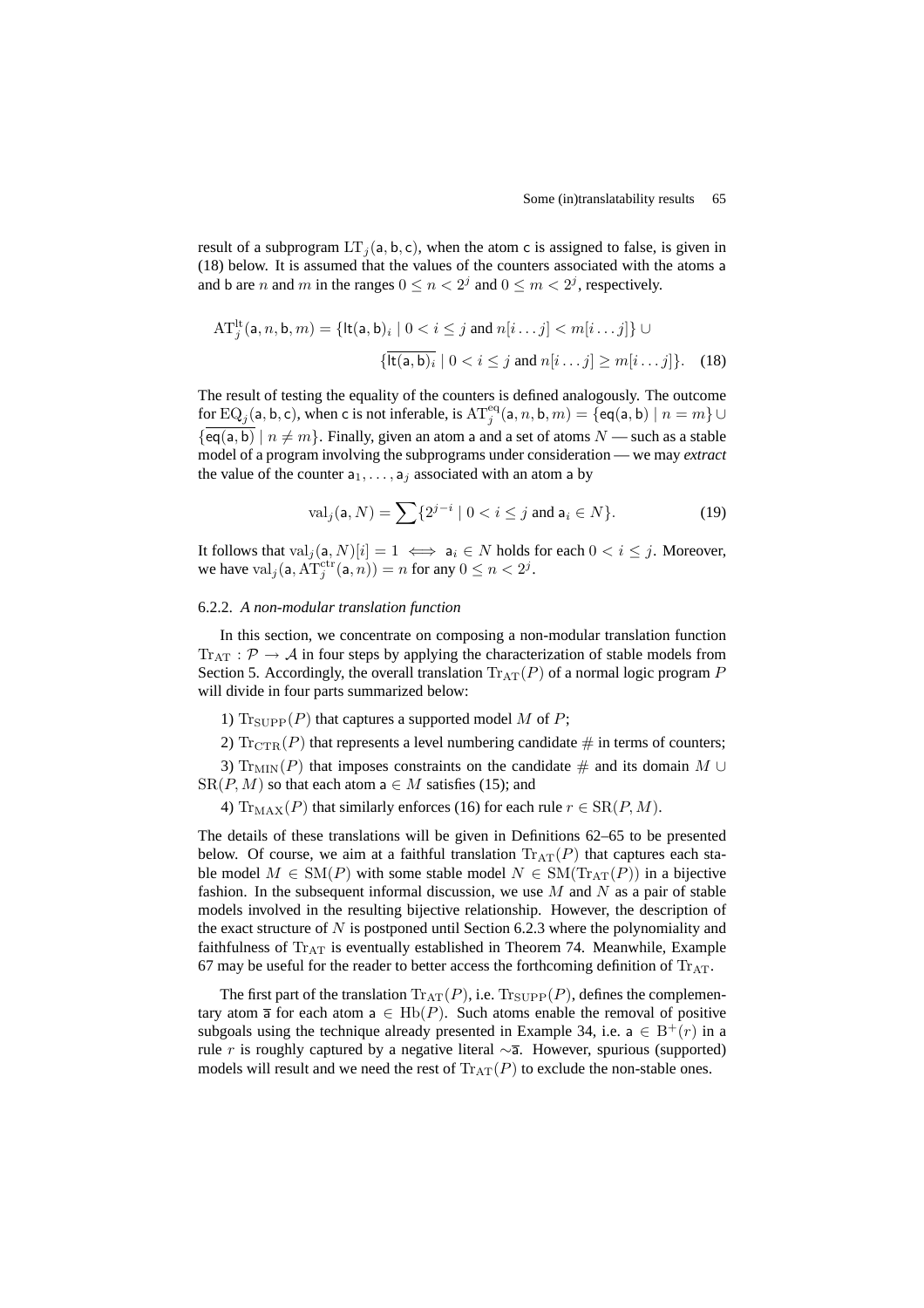result of a subprogram $\mathrm{LT}_j(\mathsf{a},\mathsf{b},\mathsf{c})$, when the atom $\mathsf{c}$ is assigned to false, is given in (18) below. It is assumed that the values of the counters associated with the atoms $\mathsf{a}$ and $\mathsf{b}$ are $n$ and $m$ in the ranges $0 \leq n < 2^j$ and $0 \leq m < 2^j$, respectively.

$$
\begin{aligned}
\mathrm{AT}_j^{\mathrm{lt}}(\mathsf{a}, n, \mathsf{b}, m) = \{\mathsf{lt}(\mathsf{a},\mathsf{b})_i \mid 0 < i \leq j \text{ and } n[i \dots j] < m[i \dots j]\} \cup \\
\{\overline{\mathsf{lt}(\mathsf{a},\mathsf{b})_i} \mid 0 < i \leq j \text{ and } n[i \dots j] \geq m[i \dots j]\}. \quad (18)
\end{aligned}
$$

The result of testing the equality of the counters is defined analogously. The outcome for $\mathrm{EQ}_j(\mathsf{a},\mathsf{b},\mathsf{c})$, when $\mathsf{c}$ is not inferable, is $\mathrm{AT}_j^{\mathrm{eq}}(\mathsf{a}, n, \mathsf{b}, m) = \{\mathsf{eq}(\mathsf{a},\mathsf{b}) \mid n = m\} \cup \{\overline{\mathsf{eq}(\mathsf{a},\mathsf{b})} \mid n \neq m\}$. Finally, given an atom $\mathsf{a}$ and a set of atoms $N$ — such as a stable model of a program involving the subprograms under consideration — we may *extract* the value of the counter $\mathsf{a}_1, \dots, \mathsf{a}_j$ associated with an atom $\mathsf{a}$ by

$$
\mathrm{val}_j(\mathsf{a}, N) = \sum \{2^{j-i} \mid 0 < i \leq j \text{ and } \mathsf{a}_i \in N\}. \quad (19)
$$

It follows that $\mathrm{val}_j(\mathsf{a}, N)[i] = 1 \iff \mathsf{a}_i \in N$ holds for each $0 < i \leq j$. Moreover, we have $\mathrm{val}_j(\mathsf{a}, \mathrm{AT}_j^{\mathrm{ctr}}(\mathsf{a}, n)) = n$ for any $0 \leq n < 2^j$.

### 6.2.2. *A non-modular translation function*

In this section, we concentrate on composing a non-modular translation function $\mathrm{Tr}_{\mathrm{AT}} : \mathcal{P} \to \mathcal{A}$ in four steps by applying the characterization of stable models from Section 5. Accordingly, the overall translation $\mathrm{Tr}_{\mathrm{AT}}(P)$ of a normal logic program $P$ will divide in four parts summarized below:

1) $\mathrm{Tr}_{\mathrm{SUPP}}(P)$ that captures a supported model $M$ of $P$;

2) $\mathrm{Tr}_{\mathrm{CTR}}(P)$ that represents a level numbering candidate $\#$ in terms of counters;

3) $\mathrm{Tr}_{\mathrm{MIN}}(P)$ that imposes constraints on the candidate $\#$ and its domain $M \cup \mathrm{SR}(P, M)$ so that each atom $\mathsf{a} \in M$ satisfies (15); and

4) $\mathrm{Tr}_{\mathrm{MAX}}(P)$ that similarly enforces (16) for each rule $r \in \mathrm{SR}(P, M)$.

The details of these translations will be given in Definitions 62–65 to be presented below. Of course, we aim at a faithful translation $\mathrm{Tr}_{\mathrm{AT}}(P)$ that captures each stable model $M \in \mathrm{SM}(P)$ with some stable model $N \in \mathrm{SM}(\mathrm{Tr}_{\mathrm{AT}}(P))$ in a bijective fashion. In the subsequent informal discussion, we use $M$ and $N$ as a pair of stable models involved in the resulting bijective relationship. However, the description of the exact structure of $N$ is postponed until Section 6.2.3 where the polynomiality and faithfulness of $\mathrm{Tr}_{\mathrm{AT}}$ is eventually established in Theorem 74. Meanwhile, Example 67 may be useful for the reader to better access the forthcoming definition of $\mathrm{Tr}_{\mathrm{AT}}$.

The first part of the translation $\mathrm{Tr}_{\mathrm{AT}}(P)$, i.e. $\mathrm{Tr}_{\mathrm{SUPP}}(P)$, defines the complementary atom $\overline{\mathsf{a}}$ for each atom $\mathsf{a} \in \mathrm{Hb}(P)$. Such atoms enable the removal of positive subgoals using the technique already presented in Example 34, i.e. $\mathsf{a} \in \mathrm{B}^+(r)$ in a rule $r$ is roughly captured by a negative literal $\sim\overline{\mathsf{a}}$. However, spurious (supported) models will result and we need the rest of $\mathrm{Tr}_{\mathrm{AT}}(P)$ to exclude the non-stable ones.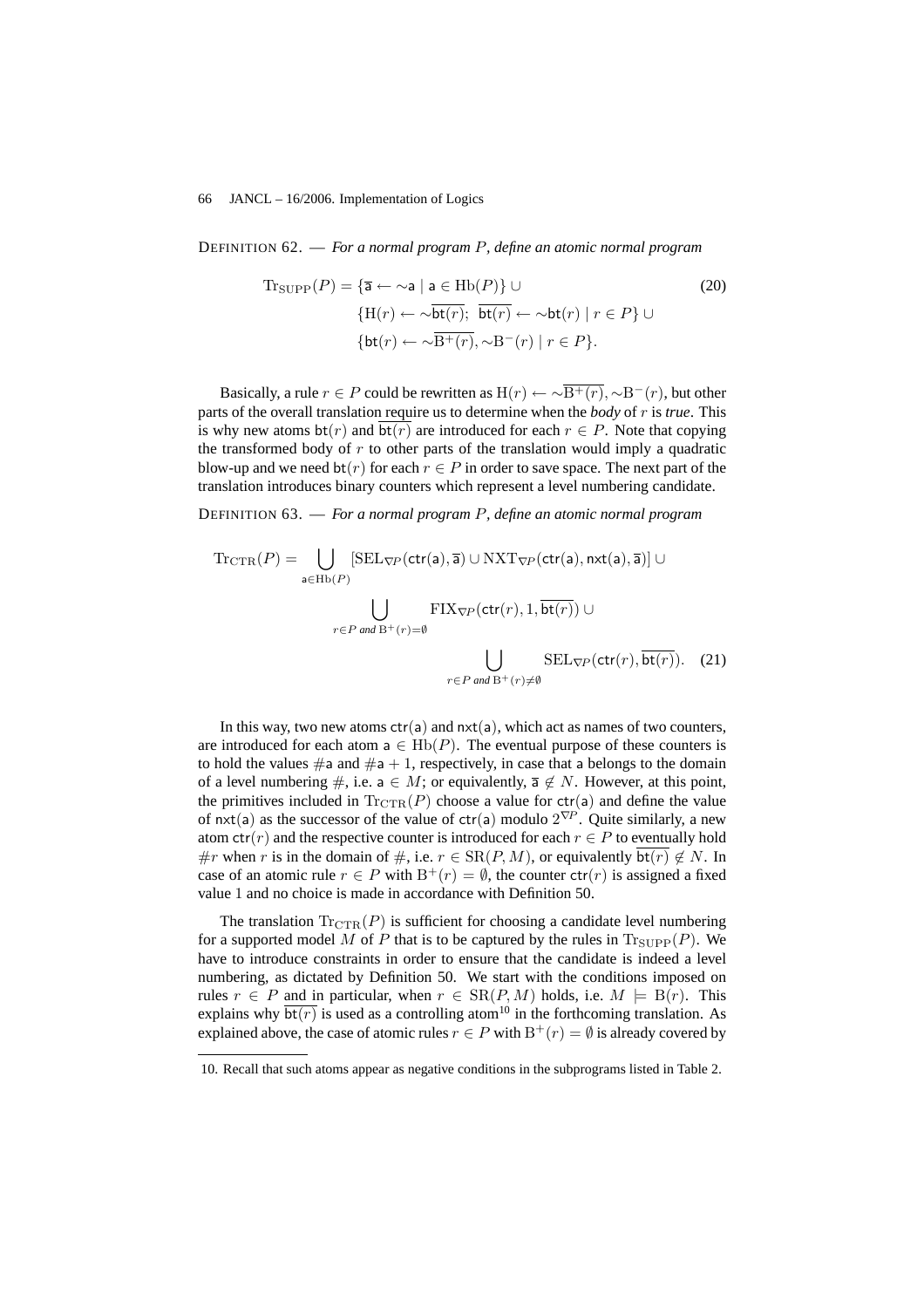DEFINITION 62. — *For a normal program $P$, define an atomic normal program*

$$
\begin{aligned}
\mathrm{Tr}_{\mathrm{SUPP}}(P) = \{ & \overline{\mathsf{a}} \leftarrow {\sim}\mathsf{a} \mid \mathsf{a} \in \mathrm{Hb}(P)\} \cup \\
& \{\mathrm{H}(r) \leftarrow {\sim}\overline{\mathsf{bt}(r)};\ \ \overline{\mathsf{bt}(r)} \leftarrow {\sim}\mathsf{bt}(r) \mid r \in P\} \cup \\
& \{\mathsf{bt}(r) \leftarrow {\sim}\overline{\mathrm{B}^{+}(r)}, {\sim}\mathrm{B}^{-}(r) \mid r \in P\}.
\end{aligned} \tag{20}
$$

Basically, a rule $r \in P$ could be rewritten as $\mathrm{H}(r) \leftarrow {\sim}\overline{\mathrm{B}^{+}(r)}, {\sim}\mathrm{B}^{-}(r)$, but other parts of the overall translation require us to determine when the *body* of $r$ is *true*. This is why new atoms $\mathsf{bt}(r)$ and $\overline{\mathsf{bt}(r)}$ are introduced for each $r \in P$. Note that copying the transformed body of $r$ to other parts of the translation would imply a quadratic blow-up and we need $\mathsf{bt}(r)$ for each $r \in P$ in order to save space. The next part of the translation introduces binary counters which represent a level numbering candidate.

DEFINITION 63. — *For a normal program $P$, define an atomic normal program*

$$
\begin{aligned}
\mathrm{Tr}_{\mathrm{CTR}}(P) = & \bigcup_{\mathsf{a} \in \mathrm{Hb}(P)} [\mathrm{SEL}_{\nabla P}(\mathsf{ctr}(\mathsf{a}), \overline{\mathsf{a}}) \cup \mathrm{NXT}_{\nabla P}(\mathsf{ctr}(\mathsf{a}), \mathsf{nxt}(\mathsf{a}), \overline{\mathsf{a}})] \cup \\
& \bigcup_{r \in P \text{ and } \mathrm{B}^{+}(r) = \emptyset} \mathrm{FIX}_{\nabla P}(\mathsf{ctr}(r), 1, \overline{\mathsf{bt}(r)}) \cup \\
& \bigcup_{r \in P \text{ and } \mathrm{B}^{+}(r) \neq \emptyset} \mathrm{SEL}_{\nabla P}(\mathsf{ctr}(r), \overline{\mathsf{bt}(r)}).
\end{aligned} \tag{21}
$$

In this way, two new atoms $\mathsf{ctr}(\mathsf{a})$ and $\mathsf{nxt}(\mathsf{a})$, which act as names of two counters, are introduced for each atom $\mathsf{a} \in \mathrm{Hb}(P)$. The eventual purpose of these counters is to hold the values $\#\mathsf{a}$ and $\#\mathsf{a} + 1$, respectively, in case that $\mathsf{a}$ belongs to the domain of a level numbering $\#$, i.e. $\mathsf{a} \in M$; or equivalently, $\overline{\mathsf{a}} \not\in N$. However, at this point, the primitives included in $\mathrm{Tr}_{\mathrm{CTR}}(P)$ choose a value for $\mathsf{ctr}(\mathsf{a})$ and define the value of $\mathsf{nxt}(\mathsf{a})$ as the successor of the value of $\mathsf{ctr}(\mathsf{a})$ modulo $2^{\nabla P}$. Quite similarly, a new atom $\mathsf{ctr}(r)$ and the respective counter is introduced for each $r \in P$ to eventually hold $\#r$ when $r$ is in the domain of $\#$, i.e. $r \in \mathrm{SR}(P, M)$, or equivalently $\overline{\mathsf{bt}(r)} \not\in N$. In case of an atomic rule $r \in P$ with $\mathrm{B}^{+}(r) = \emptyset$, the counter $\mathsf{ctr}(r)$ is assigned a fixed value 1 and no choice is made in accordance with Definition 50.

The translation $\mathrm{Tr}_{\mathrm{CTR}}(P)$ is sufficient for choosing a candidate level numbering for a supported model $M$ of $P$ that is to be captured by the rules in $\mathrm{Tr}_{\mathrm{SUPP}}(P)$. We have to introduce constraints in order to ensure that the candidate is indeed a level numbering, as dictated by Definition 50. We start with the conditions imposed on rules $r \in P$ and in particular, when $r \in \mathrm{SR}(P, M)$ holds, i.e. $M \models \mathrm{B}(r)$. This explains why $\overline{\mathsf{bt}(r)}$ is used as a controlling atom[10] in the forthcoming translation. As explained above, the case of atomic rules $r \in P$ with $\mathrm{B}^{+}(r) = \emptyset$ is already covered by

10. Recall that such atoms appear as negative conditions in the subprograms listed in Table 2.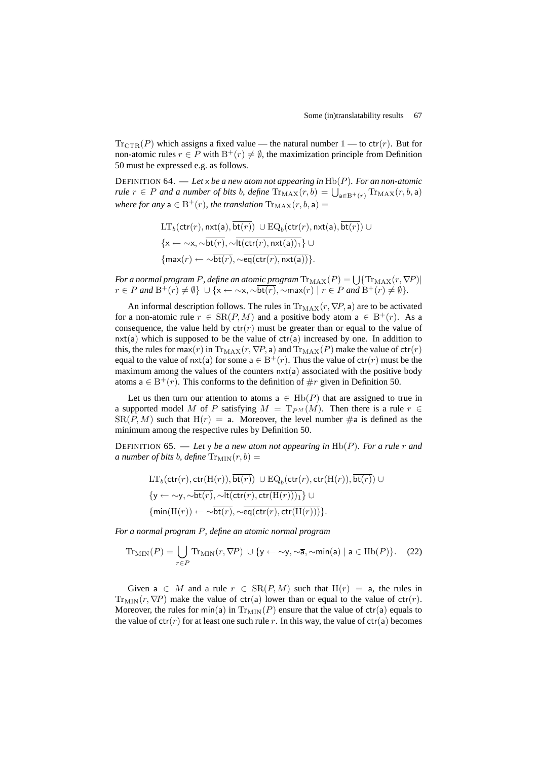$\mathrm{Tr}_{\mathrm{CTR}}(P)$ which assigns a fixed value — the natural number $1$ — to $\mathsf{ctr}(r)$. But for non-atomic rules $r \in P$ with $\mathrm{B}^+(r) \neq \emptyset$, the maximization principle from Definition 50 must be expressed e.g. as follows.

DEFINITION 64. — *Let* $\mathsf{x}$ *be a new atom not appearing in* $\mathrm{Hb}(P)$*. For an non-atomic rule* $r \in P$ *and a number of bits* $b$*, define* $\mathrm{Tr}_{\mathrm{MAX}}(r, b) = \bigcup_{\mathsf{a} \in \mathrm{B}^+(r)} \mathrm{Tr}_{\mathrm{MAX}}(r, b, \mathsf{a})$ *where for any* $\mathsf{a} \in \mathrm{B}^+(r)$*, the translation* $\mathrm{Tr}_{\mathrm{MAX}}(r, b, \mathsf{a}) =$

$$
\begin{aligned}
&\mathrm{LT}_b(\mathsf{ctr}(r), \mathsf{nxt}(\mathsf{a}), \overline{\mathsf{bt}(r)}) \ \cup \mathrm{EQ}_b(\mathsf{ctr}(r), \mathsf{nxt}(\mathsf{a}), \overline{\mathsf{bt}(r)}) \cup \\
&\{\mathsf{x} \leftarrow {\sim}\mathsf{x}, {\sim}\overline{\mathsf{bt}(r)}, {\sim}\overline{\mathsf{lt}(\mathsf{ctr}(r), \mathsf{nxt}(\mathsf{a}))_1}\} \cup \\
&\{\mathsf{max}(r) \leftarrow {\sim}\overline{\mathsf{bt}(r)}, {\sim}\overline{\mathsf{eq}(\mathsf{ctr}(r), \mathsf{nxt}(\mathsf{a}))}\}.
\end{aligned}
$$

*For a normal program* $P$*, define an atomic program* $\mathrm{Tr}_{\mathrm{MAX}}(P) = \bigcup\{\mathrm{Tr}_{\mathrm{MAX}}(r, \nabla P) \mid r \in P$ *and* $\mathrm{B}^+(r) \neq \emptyset\} \cup \{\mathsf{x} \leftarrow {\sim}\mathsf{x}, {\sim}\overline{\mathsf{bt}(r)}, {\sim}\mathsf{max}(r) \mid r \in P$ *and* $\mathrm{B}^+(r) \neq \emptyset\}$.

An informal description follows. The rules in $\mathrm{Tr}_{\mathrm{MAX}}(r, \nabla P, \mathsf{a})$ are to be activated for a non-atomic rule $r \in \mathrm{SR}(P, M)$ and a positive body atom $\mathsf{a} \in \mathrm{B}^+(r)$. As a consequence, the value held by $\mathsf{ctr}(r)$ must be greater than or equal to the value of $\mathsf{nxt}(\mathsf{a})$ which is supposed to be the value of $\mathsf{ctr}(\mathsf{a})$ increased by one. In addition to this, the rules for $\mathsf{max}(r)$ in $\mathrm{Tr}_{\mathrm{MAX}}(r, \nabla P, \mathsf{a})$ and $\mathrm{Tr}_{\mathrm{MAX}}(P)$ make the value of $\mathsf{ctr}(r)$ equal to the value of $\mathsf{nxt}(\mathsf{a})$ for some $\mathsf{a} \in \mathrm{B}^+(r)$. Thus the value of $\mathsf{ctr}(r)$ must be the maximum among the values of the counters $\mathsf{nxt}(\mathsf{a})$ associated with the positive body atoms $\mathsf{a} \in \mathrm{B}^+(r)$. This conforms to the definition of $\#r$ given in Definition 50.

Let us then turn our attention to atoms $\mathsf{a} \in \mathrm{Hb}(P)$ that are assigned to true in a supported model $M$ of $P$ satisfying $M = \mathrm{T}_{P^M}(M)$. Then there is a rule $r \in \mathrm{SR}(P, M)$ such that $\mathrm{H}(r) = \mathsf{a}$. Moreover, the level number $\#\mathsf{a}$ is defined as the minimum among the respective rules by Definition 50.

DEFINITION 65. — *Let* $\mathsf{y}$ *be a new atom not appearing in* $\mathrm{Hb}(P)$*. For a rule* $r$ *and a number of bits* $b$*, define* $\mathrm{Tr}_{\mathrm{MIN}}(r, b) =$

$$
\begin{aligned}
&\mathrm{LT}_b(\mathsf{ctr}(r), \mathsf{ctr}(\mathrm{H}(r)), \overline{\mathsf{bt}(r)}) \ \cup \mathrm{EQ}_b(\mathsf{ctr}(r), \mathsf{ctr}(\mathrm{H}(r)), \overline{\mathsf{bt}(r)}) \cup \\
&\{\mathsf{y} \leftarrow {\sim}\mathsf{y}, {\sim}\overline{\mathsf{bt}(r)}, {\sim}\overline{\mathsf{lt}(\mathsf{ctr}(r), \mathsf{ctr}(\mathrm{H}(r)))_1}\} \cup \\
&\{\mathsf{min}(\mathrm{H}(r)) \leftarrow {\sim}\overline{\mathsf{bt}(r)}, {\sim}\overline{\mathsf{eq}(\mathsf{ctr}(r), \mathsf{ctr}(\mathrm{H}(r)))}\}.
\end{aligned}
$$

*For a normal program* $P$*, define an atomic normal program*

$$
\mathrm{Tr}_{\mathrm{MIN}}(P) = \bigcup_{r \in P} \mathrm{Tr}_{\mathrm{MIN}}(r, \nabla P) \ \cup \{\mathsf{y} \leftarrow {\sim}\mathsf{y}, {\sim}\overline{\mathsf{a}}, {\sim}\mathsf{min}(\mathsf{a}) \mid \mathsf{a} \in \mathrm{Hb}(P)\}. \quad (22)
$$

Given $\mathsf{a} \in M$ and a rule $r \in \mathrm{SR}(P, M)$ such that $\mathrm{H}(r) = \mathsf{a}$, the rules in $\mathrm{Tr}_{\mathrm{MIN}}(r, \nabla P)$ make the value of $\mathsf{ctr}(\mathsf{a})$ lower than or equal to the value of $\mathsf{ctr}(r)$. Moreover, the rules for $\mathsf{min}(\mathsf{a})$ in $\mathrm{Tr}_{\mathrm{MIN}}(P)$ ensure that the value of $\mathsf{ctr}(\mathsf{a})$ equals to the value of $\mathsf{ctr}(r)$ for at least one such rule $r$. In this way, the value of $\mathsf{ctr}(\mathsf{a})$ becomes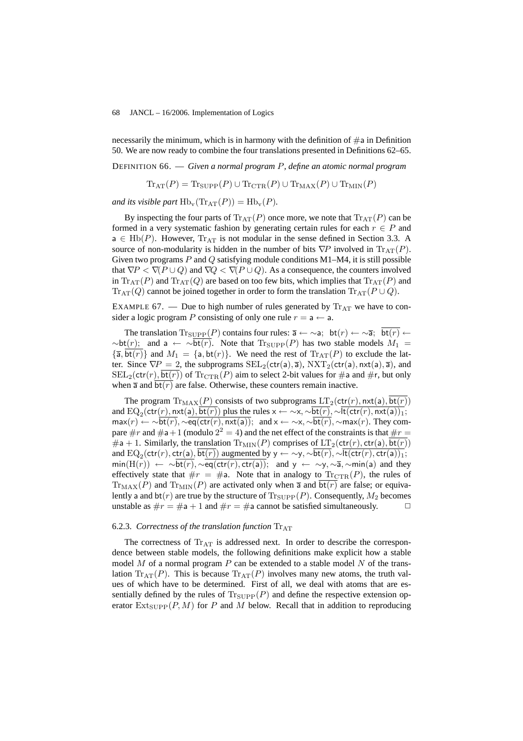necessarily the minimum, which is in harmony with the definition of $\#\mathsf{a}$ in Definition 50. We are now ready to combine the four translations presented in Definitions 62–65.

DEFINITION 66. — *Given a normal program $P$, define an atomic normal program*

$$\mathrm{Tr}_{\mathrm{AT}}(P) = \mathrm{Tr}_{\mathrm{SUPP}}(P) \cup \mathrm{Tr}_{\mathrm{CTR}}(P) \cup \mathrm{Tr}_{\mathrm{MAX}}(P) \cup \mathrm{Tr}_{\mathrm{MIN}}(P)$$

*and its visible part* $\mathrm{Hb_v}(\mathrm{Tr}_{\mathrm{AT}}(P)) = \mathrm{Hb_v}(P)$.

By inspecting the four parts of $\mathrm{Tr}_{\mathrm{AT}}(P)$ once more, we note that $\mathrm{Tr}_{\mathrm{AT}}(P)$ can be formed in a very systematic fashion by generating certain rules for each $r \in P$ and $\mathsf{a} \in \mathrm{Hb}(P)$. However, $\mathrm{Tr}_{\mathrm{AT}}$ is not modular in the sense defined in Section 3.3. A source of non-modularity is hidden in the number of bits $\nabla P$ involved in $\mathrm{Tr}_{\mathrm{AT}}(P)$. Given two programs $P$ and $Q$ satisfying module conditions M1–M4, it is still possible that $\nabla P < \nabla(P \cup Q)$ and $\nabla Q < \nabla(P \cup Q)$. As a consequence, the counters involved in $\mathrm{Tr}_{\mathrm{AT}}(P)$ and $\mathrm{Tr}_{\mathrm{AT}}(Q)$ are based on too few bits, which implies that $\mathrm{Tr}_{\mathrm{AT}}(P)$ and $\mathrm{Tr}_{\mathrm{AT}}(Q)$ cannot be joined together in order to form the translation $\mathrm{Tr}_{\mathrm{AT}}(P \cup Q)$.

EXAMPLE 67. — Due to high number of rules generated by $\mathrm{Tr}_{\mathrm{AT}}$ we have to consider a logic program $P$ consisting of only one rule $r = \mathsf{a} \leftarrow \mathsf{a}$.

The translation $\mathrm{Tr}_{\mathrm{SUPP}}(P)$ contains four rules: $\overline{\mathsf{a}} \leftarrow \sim\!\mathsf{a}$; $\mathsf{bt}(r) \leftarrow \sim\!\overline{\mathsf{a}}$; $\overline{\mathsf{bt}(r)} \leftarrow \sim\!\mathsf{bt}(r)$; and $\mathsf{a} \leftarrow \sim\!\overline{\mathsf{bt}(r)}$. Note that $\mathrm{Tr}_{\mathrm{SUPP}}(P)$ has two stable models $M_1 = \{\overline{\mathsf{a}}, \overline{\mathsf{bt}(r)}\}$ and $M_1 = \{\mathsf{a}, \mathsf{bt}(r)\}$. We need the rest of $\mathrm{Tr}_{\mathrm{AT}}(P)$ to exclude the latter. Since $\nabla P = 2$, the subprograms $\mathrm{SEL}_2(\mathsf{ctr}(\mathsf{a}), \overline{\mathsf{a}})$, $\mathrm{NXT}_2(\mathsf{ctr}(\mathsf{a}), \mathsf{nxt}(\mathsf{a}), \overline{\mathsf{a}})$, and $\mathrm{SEL}_2(\mathsf{ctr}(r), \overline{\mathsf{bt}(r)})$ of $\mathrm{Tr}_{\mathrm{CTR}}(P)$ aim to select 2-bit values for $\#\mathsf{a}$ and $\#\mathsf{r}$, but only when $\overline{\mathsf{a}}$ and $\overline{\mathsf{bt}(r)}$ are false. Otherwise, these counters remain inactive.

The program $\mathrm{Tr}_{\mathrm{MAX}}(P)$ consists of two subprograms $\mathrm{LT}_2(\mathsf{ctr}(r), \mathsf{nxt}(\mathsf{a}), \overline{\mathsf{bt}(r)})$ and $\mathrm{EQ}_2(\mathsf{ctr}(r), \mathsf{nxt}(\mathsf{a}), \overline{\mathsf{bt}(r)})$ plus the rules $\mathsf{x} \leftarrow \sim\!\mathsf{x}, \sim\!\overline{\mathsf{bt}(r)}, \sim\!\overline{\mathsf{lt}(\mathsf{ctr}(r), \mathsf{nxt}(\mathsf{a}))_1}$; $\mathsf{max}(r) \leftarrow \sim\!\overline{\mathsf{bt}(r)}, \sim\!\overline{\mathsf{eq}(\mathsf{ctr}(r), \mathsf{nxt}(\mathsf{a}))}$; and $\mathsf{x} \leftarrow \sim\!\mathsf{x}, \sim\!\overline{\mathsf{bt}(r)}, \sim\!\mathsf{max}(r)$. They compare $\#r$ and $\#\mathsf{a}+1$ (modulo $2^2 = 4$) and the net effect of the constraints is that $\#r = \#\mathsf{a} + 1$. Similarly, the translation $\mathrm{Tr}_{\mathrm{MIN}}(P)$ comprises of $\mathrm{LT}_2(\mathsf{ctr}(r), \mathsf{ctr}(\mathsf{a}), \overline{\mathsf{bt}(r)})$ and $\mathrm{EQ}_2(\mathsf{ctr}(r), \mathsf{ctr}(\mathsf{a}), \overline{\mathsf{bt}(r)})$ augmented by $\mathsf{y} \leftarrow \sim\!\mathsf{y}, \sim\!\overline{\mathsf{bt}(r)}, \sim\!\overline{\mathsf{lt}(\mathsf{ctr}(r), \mathsf{ctr}(\mathsf{a}))_1}$; $\mathsf{min}(\mathrm{H}(r)) \leftarrow \sim\!\overline{\mathsf{bt}(r)}, \sim\!\overline{\mathsf{eq}(\mathsf{ctr}(r), \mathsf{ctr}(\mathsf{a}))}$; and $\mathsf{y} \leftarrow \sim\!\mathsf{y}, \sim\!\overline{\mathsf{a}}, \sim\!\mathsf{min}(\mathsf{a})$ and they effectively state that $\#r = \#\mathsf{a}$. Note that in analogy to $\mathrm{Tr}_{\mathrm{CTR}}(P)$, the rules of $\mathrm{Tr}_{\mathrm{MAX}}(P)$ and $\mathrm{Tr}_{\mathrm{MIN}}(P)$ are activated only when $\overline{\mathsf{a}}$ and $\overline{\mathsf{bt}(r)}$ are false; or equivalently $\mathsf{a}$ and $\mathsf{bt}(r)$ are true by the structure of $\mathrm{Tr}_{\mathrm{SUPP}}(P)$. Consequently, $M_2$ becomes unstable as $\#r = \#\mathsf{a} + 1$ and $\#r = \#\mathsf{a}$ cannot be satisfied simultaneously. □

#### 6.2.3. *Correctness of the translation function* $\mathrm{Tr}_{\mathrm{AT}}$

The correctness of $\mathrm{Tr}_{\mathrm{AT}}$ is addressed next. In order to describe the correspondence between stable models, the following definitions make explicit how a stable model $M$ of a normal program $P$ can be extended to a stable model $N$ of the translation $\mathrm{Tr}_{\mathrm{AT}}(P)$. This is because $\mathrm{Tr}_{\mathrm{AT}}(P)$ involves many new atoms, the truth values of which have to be determined. First of all, we deal with atoms that are essentially defined by the rules of $\mathrm{Tr}_{\mathrm{SUPP}}(P)$ and define the respective extension operator $\mathrm{Ext}_{\mathrm{SUPP}}(P, M)$ for $P$ and $M$ below. Recall that in addition to reproducing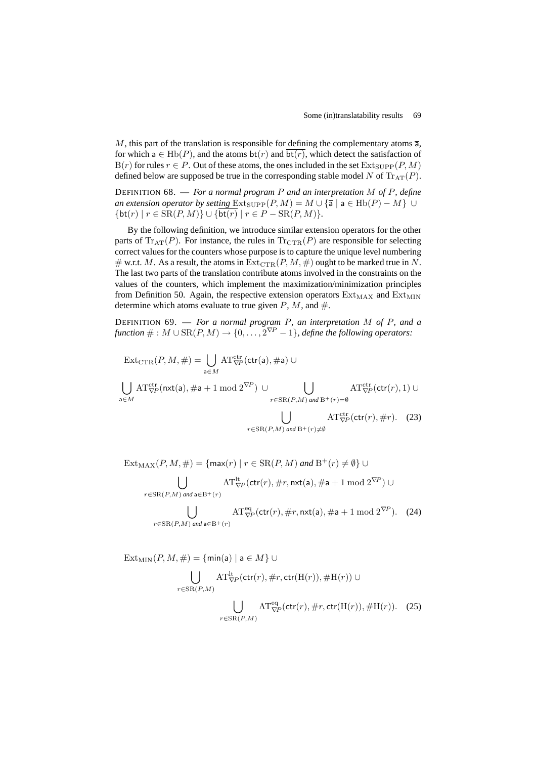$M$, this part of the translation is responsible for defining the complementary atoms $\overline{\mathsf{a}}$, for which $\mathsf{a} \in \mathrm{Hb}(P)$, and the atoms $\mathsf{bt}(r)$ and $\overline{\mathsf{bt}(r)}$, which detect the satisfaction of $\mathrm{B}(r)$ for rules $r \in P$. Out of these atoms, the ones included in the set $\mathrm{Ext}_{\mathrm{SUPP}}(P, M)$ defined below are supposed be true in the corresponding stable model $N$ of $\mathrm{Tr}_{\mathrm{AT}}(P)$.

DEFINITION 68. — *For a normal program $P$ and an interpretation $M$ of $P$, define an extension operator by setting* $\mathrm{Ext}_{\mathrm{SUPP}}(P, M) = M \cup \{\overline{\mathsf{a}} \mid \mathsf{a} \in \mathrm{Hb}(P) - M\} \cup \{\mathsf{bt}(r) \mid r \in \mathrm{SR}(P, M)\} \cup \{\overline{\mathsf{bt}(r)} \mid r \in P - \mathrm{SR}(P, M)\}$.

By the following definition, we introduce similar extension operators for the other parts of $\mathrm{Tr}_{\mathrm{AT}}(P)$. For instance, the rules in $\mathrm{Tr}_{\mathrm{CTR}}(P)$ are responsible for selecting correct values for the counters whose purpose is to capture the unique level numbering $\#$ w.r.t. $M$. As a result, the atoms in $\mathrm{Ext}_{\mathrm{CTR}}(P, M, \#)$ ought to be marked true in $N$. The last two parts of the translation contribute atoms involved in the constraints on the values of the counters, which implement the maximization/minimization principles from Definition 50. Again, the respective extension operators $\mathrm{Ext}_{\mathrm{MAX}}$ and $\mathrm{Ext}_{\mathrm{MIN}}$ determine which atoms evaluate to true given $P$, $M$, and $\#$.

DEFINITION 69. — *For a normal program $P$, an interpretation $M$ of $P$, and a function $\# : M \cup \mathrm{SR}(P, M) \to \{0, \ldots, 2^{\nabla P} - 1\}$, define the following operators:*

$$\mathrm{Ext}_{\mathrm{CTR}}(P, M, \#) = \bigcup_{\mathsf{a} \in M} \mathrm{AT}^{\mathrm{ctr}}_{\nabla P}(\mathsf{ctr}(\mathsf{a}), \#\mathsf{a}) \cup \bigcup_{\mathsf{a} \in M} \mathrm{AT}^{\mathrm{ctr}}_{\nabla P}(\mathsf{nxt}(\mathsf{a}), \#\mathsf{a} + 1 \bmod 2^{\nabla P}) \cup \bigcup_{r \in \mathrm{SR}(P,M) \text{ and } \mathrm{B}^+(r) = \emptyset} \mathrm{AT}^{\mathrm{ctr}}_{\nabla P}(\mathsf{ctr}(r), 1) \cup \bigcup_{r \in \mathrm{SR}(P,M) \text{ and } \mathrm{B}^+(r) \neq \emptyset} \mathrm{AT}^{\mathrm{ctr}}_{\nabla P}(\mathsf{ctr}(r), \#r). \quad (23)$$

$$\mathrm{Ext}_{\mathrm{MAX}}(P, M, \#) = \{\mathsf{max}(r) \mid r \in \mathrm{SR}(P, M) \text{ and } \mathrm{B}^+(r) \neq \emptyset\} \cup \bigcup_{r \in \mathrm{SR}(P,M) \text{ and } \mathsf{a} \in \mathrm{B}^+(r)} \mathrm{AT}^{\mathrm{lt}}_{\nabla P}(\mathsf{ctr}(r), \#r, \mathsf{nxt}(\mathsf{a}), \#\mathsf{a} + 1 \bmod 2^{\nabla P}) \cup \bigcup_{r \in \mathrm{SR}(P,M) \text{ and } \mathsf{a} \in \mathrm{B}^+(r)} \mathrm{AT}^{\mathrm{eq}}_{\nabla P}(\mathsf{ctr}(r), \#r, \mathsf{nxt}(\mathsf{a}), \#\mathsf{a} + 1 \bmod 2^{\nabla P}). \quad (24)$$

$$\mathrm{Ext}_{\mathrm{MIN}}(P, M, \#) = \{\mathsf{min}(\mathsf{a}) \mid \mathsf{a} \in M\} \cup \bigcup_{r \in \mathrm{SR}(P,M)} \mathrm{AT}^{\mathrm{lt}}_{\nabla P}(\mathsf{ctr}(r), \#r, \mathsf{ctr}(\mathrm{H}(r)), \#\mathrm{H}(r)) \cup \bigcup_{r \in \mathrm{SR}(P,M)} \mathrm{AT}^{\mathrm{eq}}_{\nabla P}(\mathsf{ctr}(r), \#r, \mathsf{ctr}(\mathrm{H}(r)), \#\mathrm{H}(r)). \quad (25)$$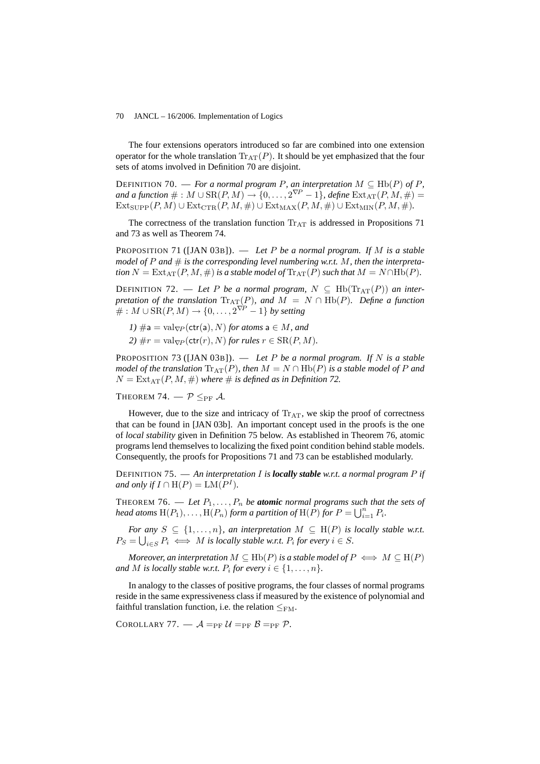The four extensions operators introduced so far are combined into one extension operator for the whole translation $\mathrm{Tr}_{\mathrm{AT}}(P)$. It should be yet emphasized that the four sets of atoms involved in Definition 70 are disjoint.

DEFINITION 70. — *For a normal program $P$, an interpretation $M \subseteq \mathrm{Hb}(P)$ of $P$, and a function $\# : M \cup \mathrm{SR}(P, M) \rightarrow \{0, \ldots, 2^{\nabla P} - 1\}$, define $\mathrm{Ext}_{\mathrm{AT}}(P, M, \#) = \mathrm{Ext}_{\mathrm{SUPP}}(P, M) \cup \mathrm{Ext}_{\mathrm{CTR}}(P, M, \#) \cup \mathrm{Ext}_{\mathrm{MAX}}(P, M, \#) \cup \mathrm{Ext}_{\mathrm{MIN}}(P, M, \#)$.*

The correctness of the translation function $\mathrm{Tr}_{\mathrm{AT}}$ is addressed in Propositions 71 and 73 as well as Theorem 74.

PROPOSITION 71 ([JAN 03B]). — *Let $P$ be a normal program. If $M$ is a stable model of $P$ and $\#$ is the corresponding level numbering w.r.t. $M$, then the interpretation $N = \mathrm{Ext}_{\mathrm{AT}}(P, M, \#)$ is a stable model of $\mathrm{Tr}_{\mathrm{AT}}(P)$ such that $M = N \cap \mathrm{Hb}(P)$.*

DEFINITION 72. — *Let $P$ be a normal program, $N \subseteq \mathrm{Hb}(\mathrm{Tr}_{\mathrm{AT}}(P))$ an interpretation of the translation $\mathrm{Tr}_{\mathrm{AT}}(P)$, and $M = N \cap \mathrm{Hb}(P)$. Define a function $\# : M \cup \mathrm{SR}(P, M) \rightarrow \{0, \ldots, 2^{\nabla P} - 1\}$ by setting*

*1) $\#\mathsf{a} = \mathrm{val}_{\nabla P}(\mathsf{ctr}(\mathsf{a}), N)$ for atoms $\mathsf{a} \in M$, and*

*2) $\#r = \mathrm{val}_{\nabla P}(\mathsf{ctr}(r), N)$ for rules $r \in \mathrm{SR}(P, M)$.*

PROPOSITION 73 ([JAN 03B]). — *Let $P$ be a normal program. If $N$ is a stable model of the translation $\mathrm{Tr}_{\mathrm{AT}}(P)$, then $M = N \cap \mathrm{Hb}(P)$ is a stable model of $P$ and $N = \mathrm{Ext}_{\mathrm{AT}}(P, M, \#)$ where $\#$ is defined as in Definition 72.*

THEOREM 74. — *$\mathcal{P} \leq_{\mathrm{PF}} \mathcal{A}$.*

However, due to the size and intricacy of $\mathrm{Tr}_{\mathrm{AT}}$, we skip the proof of correctness that can be found in [JAN 03b]. An important concept used in the proofs is the one of *local stability* given in Definition 75 below. As established in Theorem 76, atomic programs lend themselves to localizing the fixed point condition behind stable models. Consequently, the proofs for Propositions 71 and 73 can be established modularly.

DEFINITION 75. — *An interpretation $I$ is **locally stable** w.r.t. a normal program $P$ if and only if $I \cap \mathrm{H}(P) = \mathrm{LM}(P^I)$.*

THEOREM 76. — *Let $P_1, \ldots, P_n$ be **atomic** normal programs such that the sets of head atoms $\mathrm{H}(P_1), \ldots, \mathrm{H}(P_n)$ form a partition of $\mathrm{H}(P)$ for $P = \bigcup_{i=1}^{n} P_i$.*

*For any $S \subseteq \{1, \ldots, n\}$, an interpretation $M \subseteq \mathrm{H}(P)$ is locally stable w.r.t. $P_S = \bigcup_{i \in S} P_i \iff M$ is locally stable w.r.t. $P_i$ for every $i \in S$.*

*Moreover, an interpretation $M \subseteq \mathrm{Hb}(P)$ is a stable model of $P \iff M \subseteq \mathrm{H}(P)$ and $M$ is locally stable w.r.t. $P_i$ for every $i \in \{1, \ldots, n\}$.*

In analogy to the classes of positive programs, the four classes of normal programs reside in the same expressiveness class if measured by the existence of polynomial and faithful translation function, i.e. the relation $\leq_{\mathrm{FM}}$.

COROLLARY 77. — $\mathcal{A} =_{\mathrm{PF}} \mathcal{U} =_{\mathrm{PF}} \mathcal{B} =_{\mathrm{PF}} \mathcal{P}$.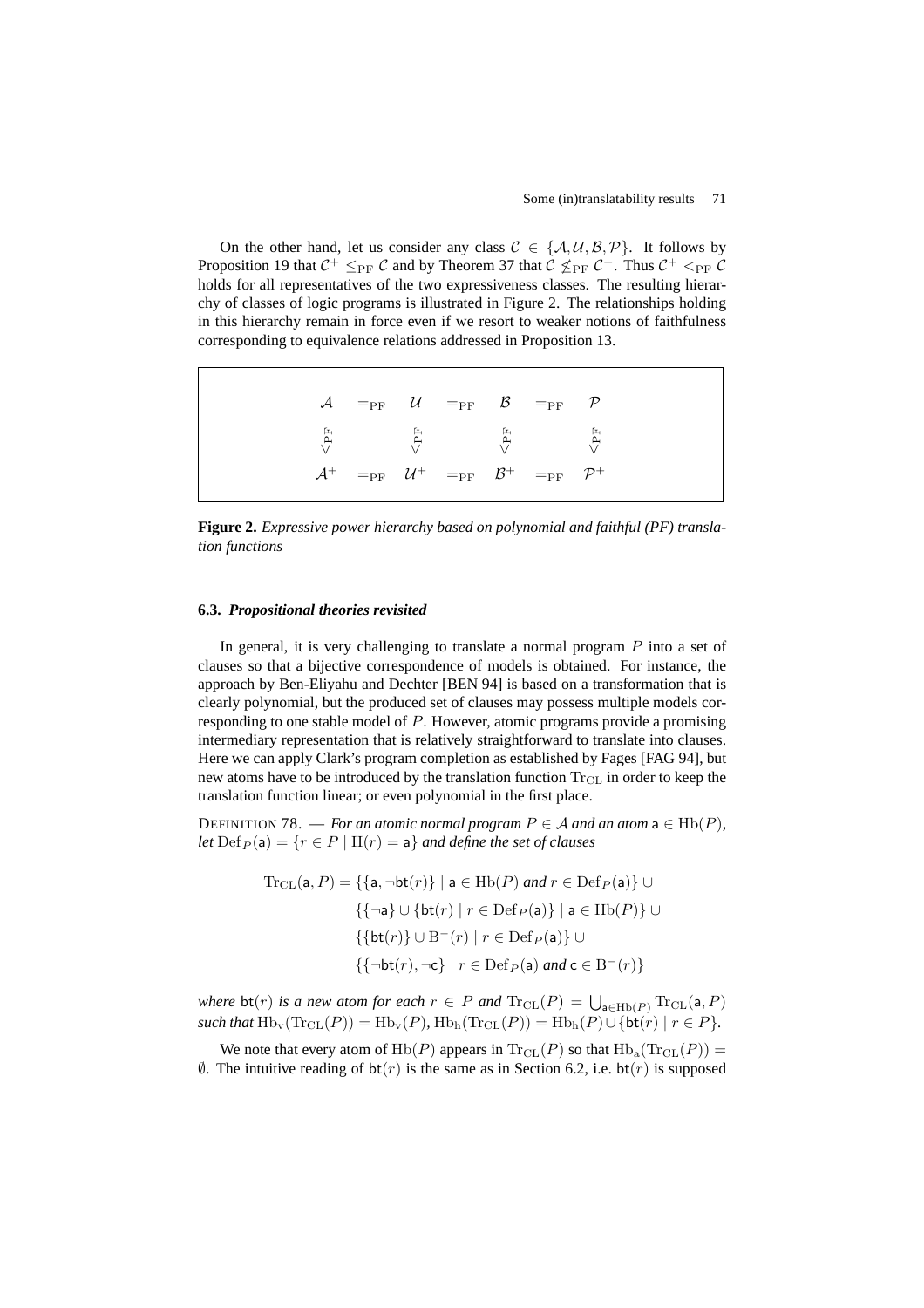On the other hand, let us consider any class $\mathcal{C} \in \{\mathcal{A}, \mathcal{U}, \mathcal{B}, \mathcal{P}\}$. It follows by Proposition 19 that $\mathcal{C}^+ \leq_{\mathrm{PF}} \mathcal{C}$ and by Theorem 37 that $\mathcal{C} \not\leq_{\mathrm{PF}} \mathcal{C}^+$. Thus $\mathcal{C}^+ <_{\mathrm{PF}} \mathcal{C}$ holds for all representatives of the two expressiveness classes. The resulting hierarchy of classes of logic programs is illustrated in Figure 2. The relationships holding in this hierarchy remain in force even if we resort to weaker notions of faithfulness corresponding to equivalence relations addressed in Proposition 13.

$$
\begin{array}{ccccccc}
\mathcal{A} & =_{\mathrm{PF}} & \mathcal{U} & =_{\mathrm{PF}} & \mathcal{B} & =_{\mathrm{PF}} & \mathcal{P} \\
\vee_{\mathrm{PF}} & & \vee_{\mathrm{PF}} & & \vee_{\mathrm{PF}} & & \vee_{\mathrm{PF}} \\
\mathcal{A}^+ & =_{\mathrm{PF}} & \mathcal{U}^+ & =_{\mathrm{PF}} & \mathcal{B}^+ & =_{\mathrm{PF}} & \mathcal{P}^+
\end{array}
$$

**Figure 2.** *Expressive power hierarchy based on polynomial and faithful (PF) translation functions*

### 6.3. *Propositional theories revisited*

In general, it is very challenging to translate a normal program $P$ into a set of clauses so that a bijective correspondence of models is obtained. For instance, the approach by Ben-Eliyahu and Dechter [BEN 94] is based on a transformation that is clearly polynomial, but the produced set of clauses may possess multiple models corresponding to one stable model of $P$. However, atomic programs provide a promising intermediary representation that is relatively straightforward to translate into clauses. Here we can apply Clark's program completion as established by Fages [FAG 94], but new atoms have to be introduced by the translation function $\mathrm{Tr}_{\mathrm{CL}}$ in order to keep the translation function linear; or even polynomial in the first place.

DEFINITION 78. — *For an atomic normal program $P \in \mathcal{A}$ and an atom $\mathsf{a} \in \mathrm{Hb}(P)$, let $\mathrm{Def}_P(\mathsf{a}) = \{r \in P \mid \mathrm{H}(r) = \mathsf{a}\}$ and define the set of clauses*

$$
\begin{aligned}
\mathrm{Tr}_{\mathrm{CL}}(\mathsf{a}, P) = \; & \{\{\mathsf{a}, \neg\mathsf{bt}(r)\} \mid \mathsf{a} \in \mathrm{Hb}(P) \text{ and } r \in \mathrm{Def}_P(\mathsf{a})\} \;\cup \\
& \{\{\neg\mathsf{a}\} \cup \{\mathsf{bt}(r) \mid r \in \mathrm{Def}_P(\mathsf{a})\} \mid \mathsf{a} \in \mathrm{Hb}(P)\} \;\cup \\
& \{\{\mathsf{bt}(r)\} \cup \mathrm{B}^-(r) \mid r \in \mathrm{Def}_P(\mathsf{a})\} \;\cup \\
& \{\{\neg\mathsf{bt}(r), \neg\mathsf{c}\} \mid r \in \mathrm{Def}_P(\mathsf{a}) \text{ and } \mathsf{c} \in \mathrm{B}^-(r)\}
\end{aligned}
$$

*where $\mathsf{bt}(r)$ is a new atom for each $r \in P$ and $\mathrm{Tr}_{\mathrm{CL}}(P) = \bigcup_{\mathsf{a} \in \mathrm{Hb}(P)} \mathrm{Tr}_{\mathrm{CL}}(\mathsf{a}, P)$ such that $\mathrm{Hb}_{\mathrm{v}}(\mathrm{Tr}_{\mathrm{CL}}(P)) = \mathrm{Hb}_{\mathrm{v}}(P)$, $\mathrm{Hb}_{\mathrm{h}}(\mathrm{Tr}_{\mathrm{CL}}(P)) = \mathrm{Hb}_{\mathrm{h}}(P) \cup \{\mathsf{bt}(r) \mid r \in P\}$.*

We note that every atom of $\mathrm{Hb}(P)$ appears in $\mathrm{Tr}_{\mathrm{CL}}(P)$ so that $\mathrm{Hb}_{\mathrm{a}}(\mathrm{Tr}_{\mathrm{CL}}(P)) = \emptyset$. The intuitive reading of $\mathsf{bt}(r)$ is the same as in Section 6.2, i.e. $\mathsf{bt}(r)$ is supposed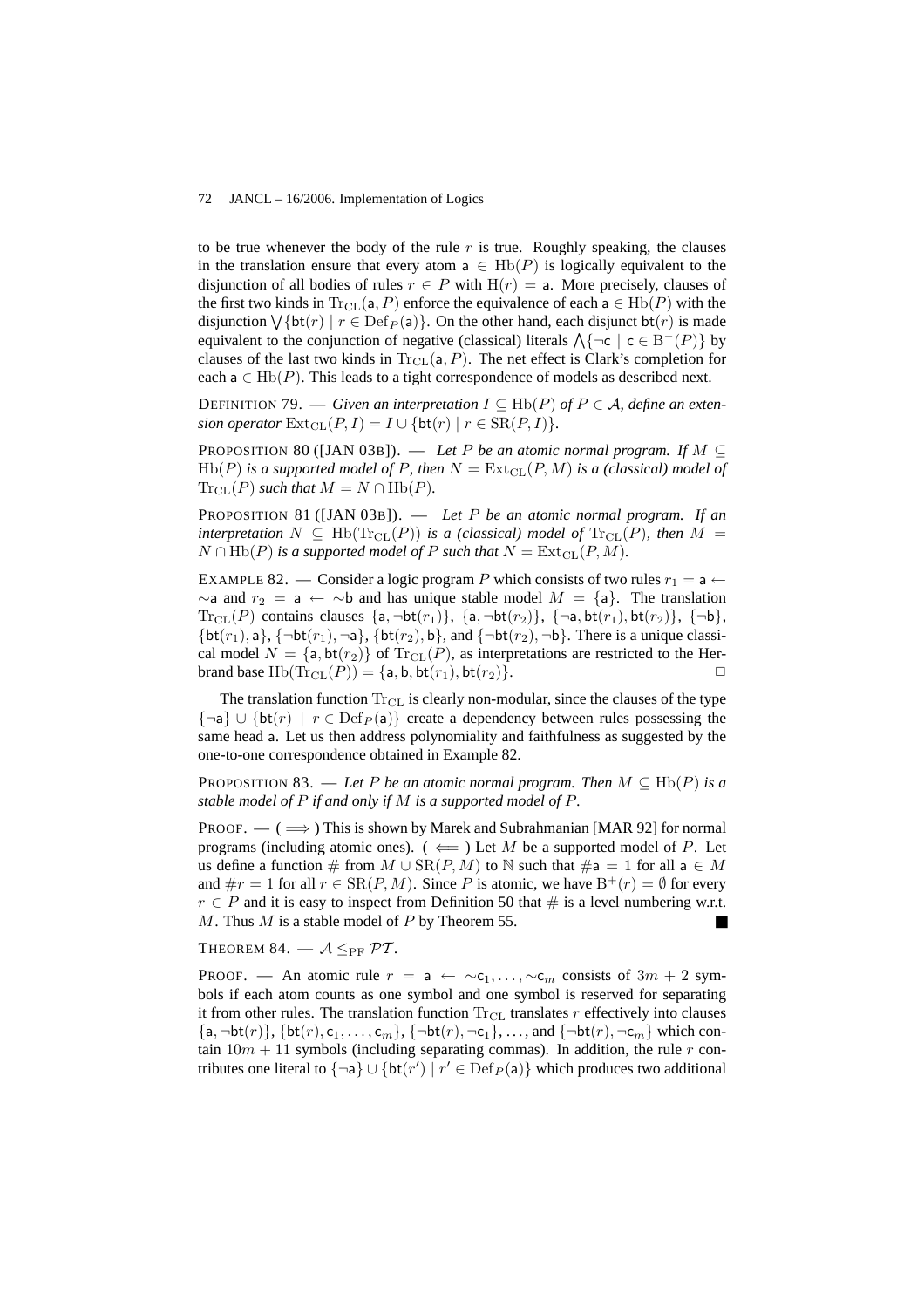to be true whenever the body of the rule $r$ is true. Roughly speaking, the clauses in the translation ensure that every atom $\mathsf{a} \in \mathrm{Hb}(P)$ is logically equivalent to the disjunction of all bodies of rules $r \in P$ with $\mathrm{H}(r) = \mathsf{a}$. More precisely, clauses of the first two kinds in $\mathrm{Tr}_{\mathrm{CL}}(\mathsf{a}, P)$ enforce the equivalence of each $\mathsf{a} \in \mathrm{Hb}(P)$ with the disjunction $\bigvee\{\mathsf{bt}(r) \mid r \in \mathrm{Def}_P(\mathsf{a})\}$. On the other hand, each disjunct $\mathsf{bt}(r)$ is made equivalent to the conjunction of negative (classical) literals $\bigwedge\{\neg\mathsf{c} \mid \mathsf{c} \in \mathrm{B}^-(P)\}$ by clauses of the last two kinds in $\mathrm{Tr}_{\mathrm{CL}}(\mathsf{a}, P)$. The net effect is Clark's completion for each $\mathsf{a} \in \mathrm{Hb}(P)$. This leads to a tight correspondence of models as described next.

DEFINITION 79. — *Given an interpretation $I \subseteq \mathrm{Hb}(P)$ of $P \in \mathcal{A}$, define an extension operator $\mathrm{Ext}_{\mathrm{CL}}(P, I) = I \cup \{\mathsf{bt}(r) \mid r \in \mathrm{SR}(P, I)\}$.*

PROPOSITION 80 ([JAN 03B]). — *Let $P$ be an atomic normal program. If $M \subseteq \mathrm{Hb}(P)$ is a supported model of $P$, then $N = \mathrm{Ext}_{\mathrm{CL}}(P, M)$ is a (classical) model of $\mathrm{Tr}_{\mathrm{CL}}(P)$ such that $M = N \cap \mathrm{Hb}(P)$.*

PROPOSITION 81 ([JAN 03B]). — *Let $P$ be an atomic normal program. If an interpretation $N \subseteq \mathrm{Hb}(\mathrm{Tr}_{\mathrm{CL}}(P))$ is a (classical) model of $\mathrm{Tr}_{\mathrm{CL}}(P)$, then $M = N \cap \mathrm{Hb}(P)$ is a supported model of $P$ such that $N = \mathrm{Ext}_{\mathrm{CL}}(P, M)$.*

EXAMPLE 82. — Consider a logic program $P$ which consists of two rules $r_1 = \mathsf{a} \leftarrow {\sim}\mathsf{a}$ and $r_2 = \mathsf{a} \leftarrow {\sim}\mathsf{b}$ and has unique stable model $M = \{\mathsf{a}\}$. The translation $\mathrm{Tr}_{\mathrm{CL}}(P)$ contains clauses $\{\mathsf{a}, \neg\mathsf{bt}(r_1)\}$, $\{\mathsf{a}, \neg\mathsf{bt}(r_2)\}$, $\{\neg\mathsf{a}, \mathsf{bt}(r_1), \mathsf{bt}(r_2)\}$, $\{\neg\mathsf{b}\}$, $\{\mathsf{bt}(r_1), \mathsf{a}\}$, $\{\neg\mathsf{bt}(r_1), \neg\mathsf{a}\}$, $\{\mathsf{bt}(r_2), \mathsf{b}\}$, and $\{\neg\mathsf{bt}(r_2), \neg\mathsf{b}\}$. There is a unique classical model $N = \{\mathsf{a}, \mathsf{bt}(r_2)\}$ of $\mathrm{Tr}_{\mathrm{CL}}(P)$, as interpretations are restricted to the Herbrand base $\mathrm{Hb}(\mathrm{Tr}_{\mathrm{CL}}(P)) = \{\mathsf{a}, \mathsf{b}, \mathsf{bt}(r_1), \mathsf{bt}(r_2)\}$. □

The translation function $\mathrm{Tr}_{\mathrm{CL}}$ is clearly non-modular, since the clauses of the type $\{\neg\mathsf{a}\} \cup \{\mathsf{bt}(r) \mid r \in \mathrm{Def}_P(\mathsf{a})\}$ create a dependency between rules possessing the same head $\mathsf{a}$. Let us then address polynomiality and faithfulness as suggested by the one-to-one correspondence obtained in Example 82.

PROPOSITION 83. — *Let $P$ be an atomic normal program. Then $M \subseteq \mathrm{Hb}(P)$ is a stable model of $P$ if and only if $M$ is a supported model of $P$.*

PROOF. — ($\Longrightarrow$) This is shown by Marek and Subrahmanian [MAR 92] for normal programs (including atomic ones). ($\Longleftarrow$) Let $M$ be a supported model of $P$. Let us define a function $\#$ from $M \cup \mathrm{SR}(P, M)$ to $\mathbb{N}$ such that $\#\mathsf{a} = 1$ for all $\mathsf{a} \in M$ and $\#r = 1$ for all $r \in \mathrm{SR}(P, M)$. Since $P$ is atomic, we have $\mathrm{B}^+(r) = \emptyset$ for every $r \in P$ and it is easy to inspect from Definition 50 that $\#$ is a level numbering w.r.t. $M$. Thus $M$ is a stable model of $P$ by Theorem 55. ■

THEOREM 84. — $\mathcal{A} \leq_{\mathrm{PF}} \mathcal{PT}$.

PROOF. — An atomic rule $r = \mathsf{a} \leftarrow {\sim}\mathsf{c}_1, \ldots, {\sim}\mathsf{c}_m$ consists of $3m + 2$ symbols if each atom counts as one symbol and one symbol is reserved for separating it from other rules. The translation function $\mathrm{Tr}_{\mathrm{CL}}$ translates $r$ effectively into clauses $\{\mathsf{a}, \neg\mathsf{bt}(r)\}$, $\{\mathsf{bt}(r), \mathsf{c}_1, \ldots, \mathsf{c}_m\}$, $\{\neg\mathsf{bt}(r), \neg\mathsf{c}_1\}$, ..., and $\{\neg\mathsf{bt}(r), \neg\mathsf{c}_m\}$ which contain $10m + 11$ symbols (including separating commas). In addition, the rule $r$ contributes one literal to $\{\neg\mathsf{a}\} \cup \{\mathsf{bt}(r') \mid r' \in \mathrm{Def}_P(\mathsf{a})\}$ which produces two additional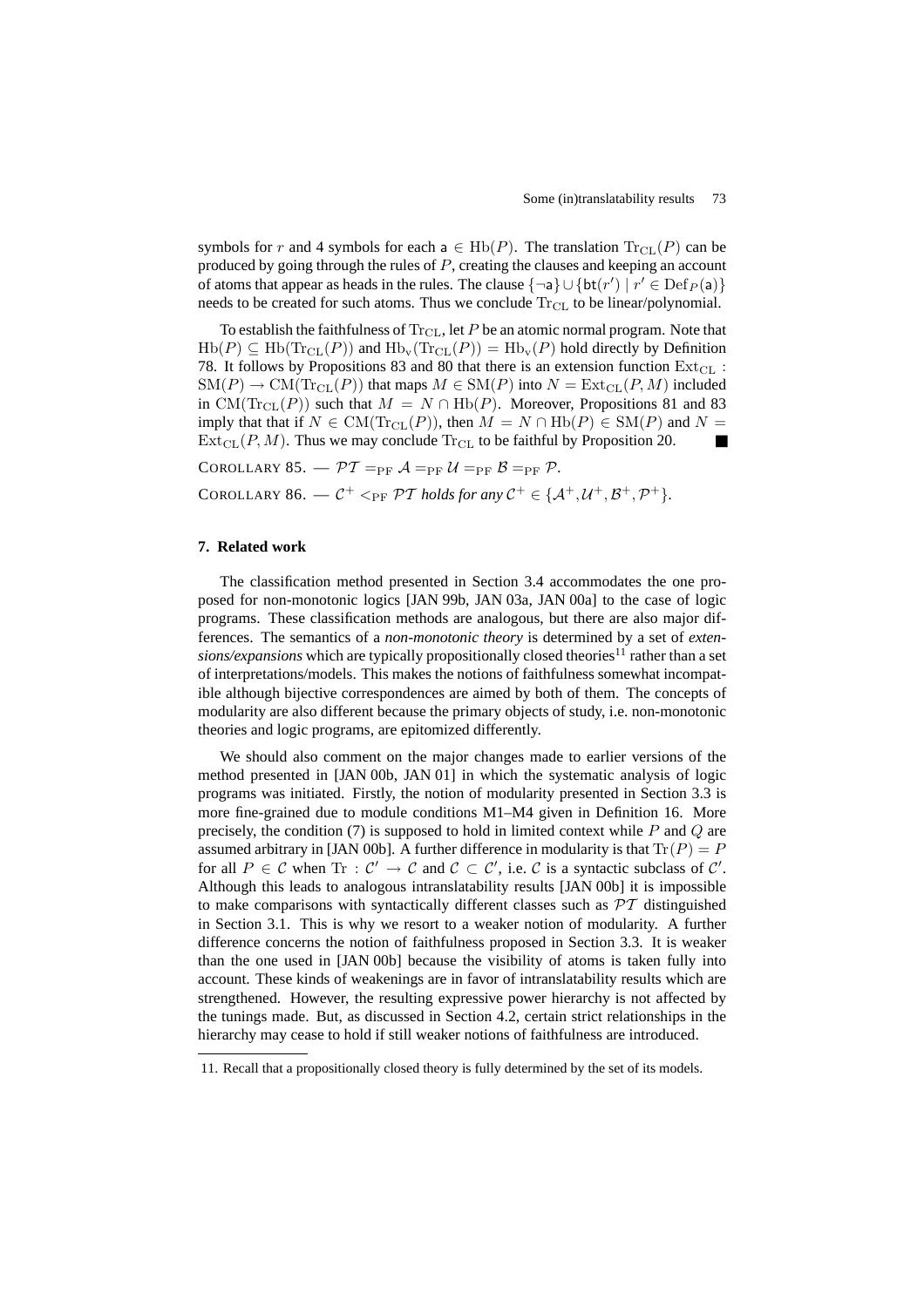symbols for $r$ and 4 symbols for each $\mathsf{a} \in \mathrm{Hb}(P)$. The translation $\mathrm{Tr}_{\mathrm{CL}}(P)$ can be produced by going through the rules of $P$, creating the clauses and keeping an account of atoms that appear as heads in the rules. The clause $\{\neg\mathsf{a}\} \cup \{\mathsf{bt}(r') \mid r' \in \mathrm{Def}_P(\mathsf{a})\}$ needs to be created for such atoms. Thus we conclude $\mathrm{Tr}_{\mathrm{CL}}$ to be linear/polynomial.

To establish the faithfulness of $\mathrm{Tr}_{\mathrm{CL}}$, let $P$ be an atomic normal program. Note that $\mathrm{Hb}(P) \subseteq \mathrm{Hb}(\mathrm{Tr}_{\mathrm{CL}}(P))$ and $\mathrm{Hb}_{\mathrm{v}}(\mathrm{Tr}_{\mathrm{CL}}(P)) = \mathrm{Hb}_{\mathrm{v}}(P)$ hold directly by Definition 78. It follows by Propositions 83 and 80 that there is an extension function $\mathrm{Ext}_{\mathrm{CL}} : \mathrm{SM}(P) \to \mathrm{CM}(\mathrm{Tr}_{\mathrm{CL}}(P))$ that maps $M \in \mathrm{SM}(P)$ into $N = \mathrm{Ext}_{\mathrm{CL}}(P, M)$ included in $\mathrm{CM}(\mathrm{Tr}_{\mathrm{CL}}(P))$ such that $M = N \cap \mathrm{Hb}(P)$. Moreover, Propositions 81 and 83 imply that that if $N \in \mathrm{CM}(\mathrm{Tr}_{\mathrm{CL}}(P))$, then $M = N \cap \mathrm{Hb}(P) \in \mathrm{SM}(P)$ and $N = \mathrm{Ext}_{\mathrm{CL}}(P, M)$. Thus we may conclude $\mathrm{Tr}_{\mathrm{CL}}$ to be faithful by Proposition 20. ■

COROLLARY 85. — $\mathcal{PT} =_{\mathrm{PF}} \mathcal{A} =_{\mathrm{PF}} \mathcal{U} =_{\mathrm{PF}} \mathcal{B} =_{\mathrm{PF}} \mathcal{P}$.

COROLLARY 86. — $\mathcal{C}^+ <_{\mathrm{PF}} \mathcal{PT}$ *holds for any* $\mathcal{C}^+ \in \{\mathcal{A}^+, \mathcal{U}^+, \mathcal{B}^+, \mathcal{P}^+\}$.

## 7. Related work

The classification method presented in Section 3.4 accommodates the one proposed for non-monotonic logics [JAN 99b, JAN 03a, JAN 00a] to the case of logic programs. These classification methods are analogous, but there are also major differences. The semantics of a *non-monotonic theory* is determined by a set of *extensions/expansions* which are typically propositionally closed theories[11] rather than a set of interpretations/models. This makes the notions of faithfulness somewhat incompatible although bijective correspondences are aimed by both of them. The concepts of modularity are also different because the primary objects of study, i.e. non-monotonic theories and logic programs, are epitomized differently.

We should also comment on the major changes made to earlier versions of the method presented in [JAN 00b, JAN 01] in which the systematic analysis of logic programs was initiated. Firstly, the notion of modularity presented in Section 3.3 is more fine-grained due to module conditions M1–M4 given in Definition 16. More precisely, the condition (7) is supposed to hold in limited context while $P$ and $Q$ are assumed arbitrary in [JAN 00b]. A further difference in modularity is that $\mathrm{Tr}(P) = P$ for all $P \in \mathcal{C}$ when $\mathrm{Tr} : \mathcal{C}' \to \mathcal{C}$ and $\mathcal{C} \subset \mathcal{C}'$, i.e. $\mathcal{C}$ is a syntactic subclass of $\mathcal{C}'$. Although this leads to analogous intranslatability results [JAN 00b] it is impossible to make comparisons with syntactically different classes such as $\mathcal{PT}$ distinguished in Section 3.1. This is why we resort to a weaker notion of modularity. A further difference concerns the notion of faithfulness proposed in Section 3.3. It is weaker than the one used in [JAN 00b] because the visibility of atoms is taken fully into account. These kinds of weakenings are in favor of intranslatability results which are strengthened. However, the resulting expressive power hierarchy is not affected by the tunings made. But, as discussed in Section 4.2, certain strict relationships in the hierarchy may cease to hold if still weaker notions of faithfulness are introduced.

11. Recall that a propositionally closed theory is fully determined by the set of its models.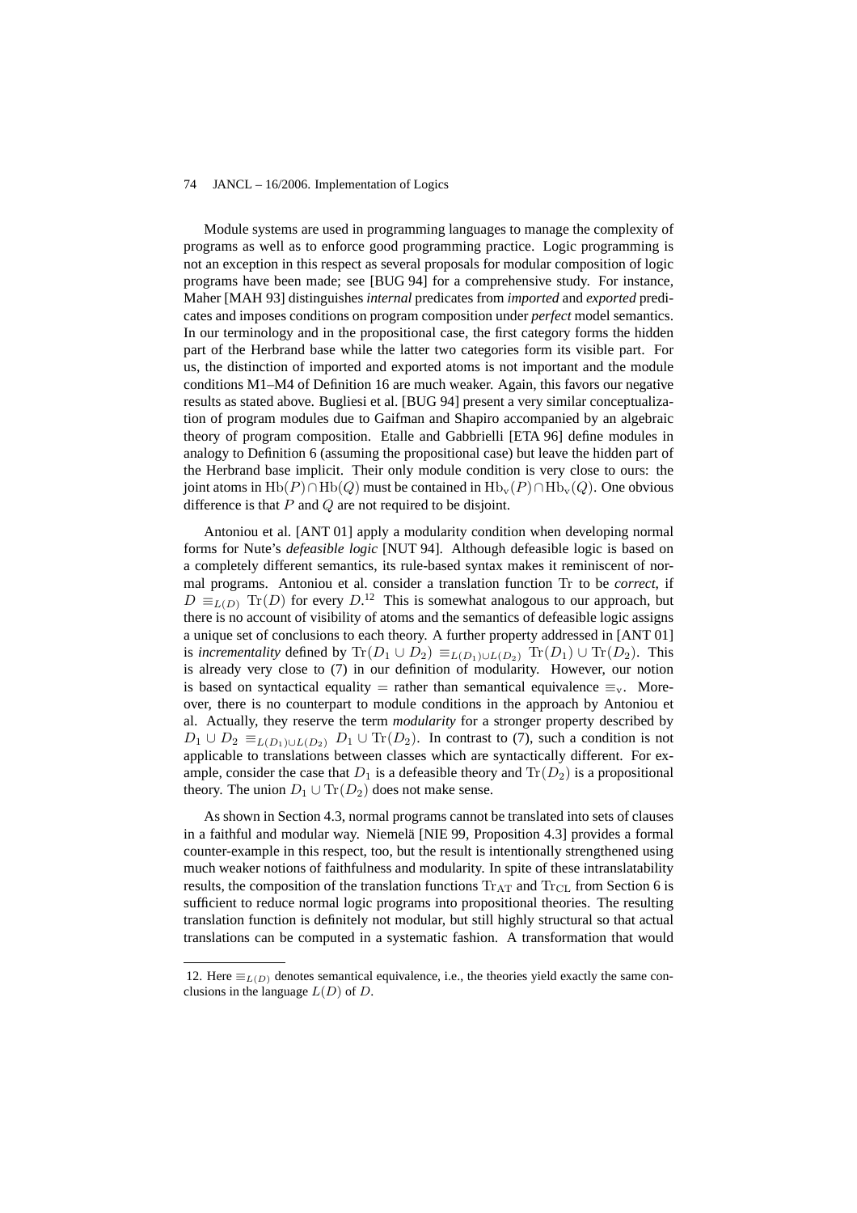Module systems are used in programming languages to manage the complexity of programs as well as to enforce good programming practice. Logic programming is not an exception in this respect as several proposals for modular composition of logic programs have been made; see [BUG 94] for a comprehensive study. For instance, Maher [MAH 93] distinguishes *internal* predicates from *imported* and *exported* predicates and imposes conditions on program composition under *perfect* model semantics. In our terminology and in the propositional case, the first category forms the hidden part of the Herbrand base while the latter two categories form its visible part. For us, the distinction of imported and exported atoms is not important and the module conditions M1–M4 of Definition 16 are much weaker. Again, this favors our negative results as stated above. Bugliesi et al. [BUG 94] present a very similar conceptualization of program modules due to Gaifman and Shapiro accompanied by an algebraic theory of program composition. Etalle and Gabbrielli [ETA 96] define modules in analogy to Definition 6 (assuming the propositional case) but leave the hidden part of the Herbrand base implicit. Their only module condition is very close to ours: the joint atoms in $\mathrm{Hb}(P) \cap \mathrm{Hb}(Q)$ must be contained in $\mathrm{Hb_v}(P) \cap \mathrm{Hb_v}(Q)$. One obvious difference is that $P$ and $Q$ are not required to be disjoint.

Antoniou et al. [ANT 01] apply a modularity condition when developing normal forms for Nute's *defeasible logic* [NUT 94]. Although defeasible logic is based on a completely different semantics, its rule-based syntax makes it reminiscent of normal programs. Antoniou et al. consider a translation function $\mathrm{Tr}$ to be *correct*, if $D \equiv_{L(D)} \mathrm{Tr}(D)$ for every $D$.[12] This is somewhat analogous to our approach, but there is no account of visibility of atoms and the semantics of defeasible logic assigns a unique set of conclusions to each theory. A further property addressed in [ANT 01] is *incrementality* defined by $\mathrm{Tr}(D_1 \cup D_2) \equiv_{L(D_1) \cup L(D_2)} \mathrm{Tr}(D_1) \cup \mathrm{Tr}(D_2)$. This is already very close to (7) in our definition of modularity. However, our notion is based on syntactical equality $=$ rather than semantical equivalence $\equiv_{\mathrm{v}}$. Moreover, there is no counterpart to module conditions in the approach by Antoniou et al. Actually, they reserve the term *modularity* for a stronger property described by $D_1 \cup D_2 \equiv_{L(D_1) \cup L(D_2)} D_1 \cup \mathrm{Tr}(D_2)$. In contrast to (7), such a condition is not applicable to translations between classes which are syntactically different. For example, consider the case that $D_1$ is a defeasible theory and $\mathrm{Tr}(D_2)$ is a propositional theory. The union $D_1 \cup \mathrm{Tr}(D_2)$ does not make sense.

As shown in Section 4.3, normal programs cannot be translated into sets of clauses in a faithful and modular way. Niemelä [NIE 99, Proposition 4.3] provides a formal counter-example in this respect, too, but the result is intentionally strengthened using much weaker notions of faithfulness and modularity. In spite of these intranslatability results, the composition of the translation functions $\mathrm{Tr_{AT}}$ and $\mathrm{Tr_{CL}}$ from Section 6 is sufficient to reduce normal logic programs into propositional theories. The resulting translation function is definitely not modular, but still highly structural so that actual translations can be computed in a systematic fashion. A transformation that would

12. Here $\equiv_{L(D)}$ denotes semantical equivalence, i.e., the theories yield exactly the same conclusions in the language $L(D)$ of $D$.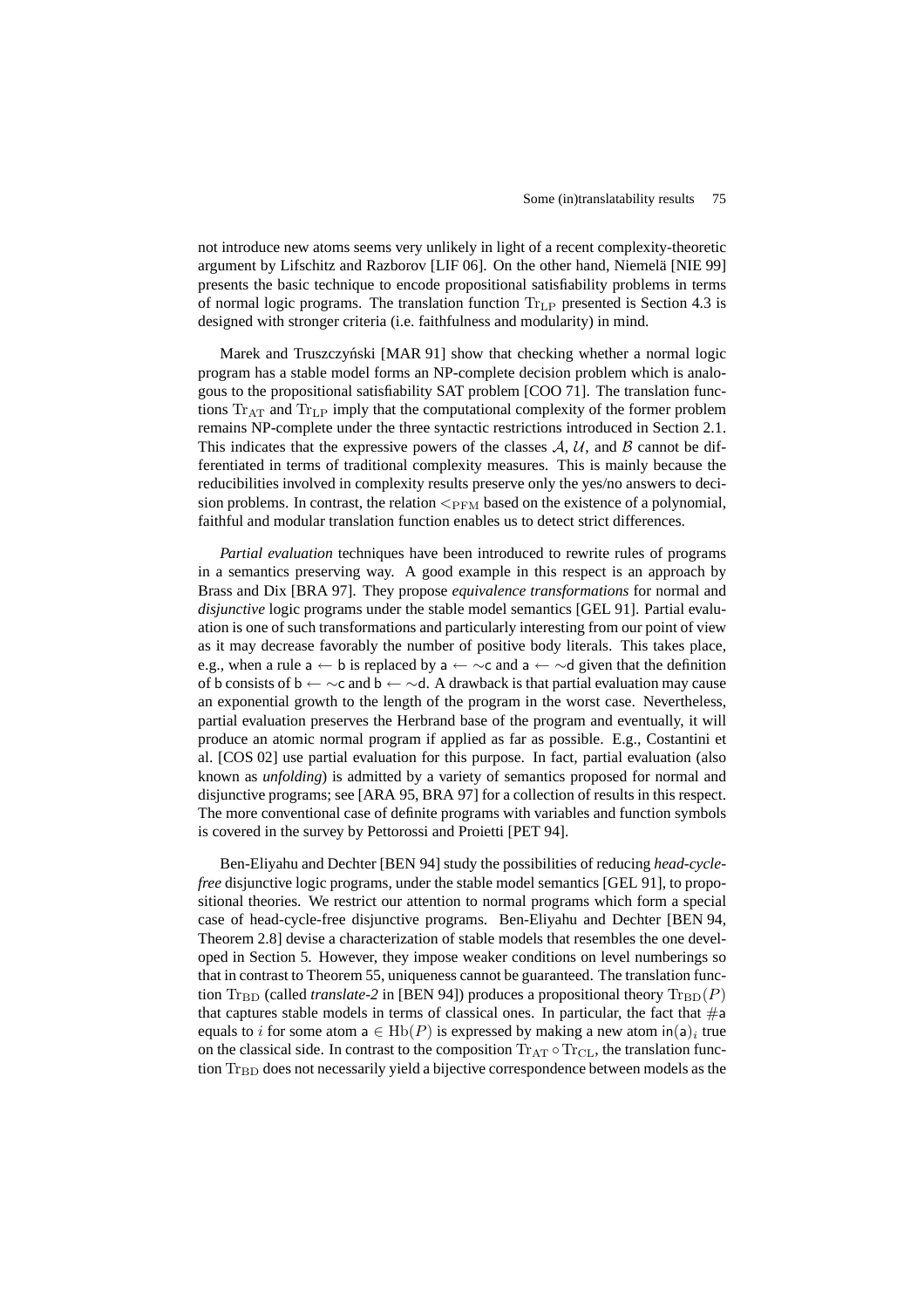not introduce new atoms seems very unlikely in light of a recent complexity-theoretic argument by Lifschitz and Razborov [LIF 06]. On the other hand, Niemelä [NIE 99] presents the basic technique to encode propositional satisfiability problems in terms of normal logic programs. The translation function $\mathrm{Tr}_{\mathrm{LP}}$ presented is Section 4.3 is designed with stronger criteria (i.e. faithfulness and modularity) in mind.

Marek and Truszczyński [MAR 91] show that checking whether a normal logic program has a stable model forms an NP-complete decision problem which is analogous to the propositional satisfiability SAT problem [COO 71]. The translation functions $\mathrm{Tr}_{\mathrm{AT}}$ and $\mathrm{Tr}_{\mathrm{LP}}$ imply that the computational complexity of the former problem remains NP-complete under the three syntactic restrictions introduced in Section 2.1. This indicates that the expressive powers of the classes $\mathcal{A}$, $\mathcal{U}$, and $\mathcal{B}$ cannot be differentiated in terms of traditional complexity measures. This is mainly because the reducibilities involved in complexity results preserve only the yes/no answers to decision problems. In contrast, the relation $<_{\mathrm{PFM}}$ based on the existence of a polynomial, faithful and modular translation function enables us to detect strict differences.

*Partial evaluation* techniques have been introduced to rewrite rules of programs in a semantics preserving way. A good example in this respect is an approach by Brass and Dix [BRA 97]. They propose *equivalence transformations* for normal and *disjunctive* logic programs under the stable model semantics [GEL 91]. Partial evaluation is one of such transformations and particularly interesting from our point of view as it may decrease favorably the number of positive body literals. This takes place, e.g., when a rule $\mathsf{a} \leftarrow \mathsf{b}$ is replaced by $\mathsf{a} \leftarrow \sim\mathsf{c}$ and $\mathsf{a} \leftarrow \sim\mathsf{d}$ given that the definition of $\mathsf{b}$ consists of $\mathsf{b} \leftarrow \sim\mathsf{c}$ and $\mathsf{b} \leftarrow \sim\mathsf{d}$. A drawback is that partial evaluation may cause an exponential growth to the length of the program in the worst case. Nevertheless, partial evaluation preserves the Herbrand base of the program and eventually, it will produce an atomic normal program if applied as far as possible. E.g., Costantini et al. [COS 02] use partial evaluation for this purpose. In fact, partial evaluation (also known as *unfolding*) is admitted by a variety of semantics proposed for normal and disjunctive programs; see [ARA 95, BRA 97] for a collection of results in this respect. The more conventional case of definite programs with variables and function symbols is covered in the survey by Pettorossi and Proietti [PET 94].

Ben-Eliyahu and Dechter [BEN 94] study the possibilities of reducing *head-cycle-free* disjunctive logic programs, under the stable model semantics [GEL 91], to propositional theories. We restrict our attention to normal programs which form a special case of head-cycle-free disjunctive programs. Ben-Eliyahu and Dechter [BEN 94, Theorem 2.8] devise a characterization of stable models that resembles the one developed in Section 5. However, they impose weaker conditions on level numberings so that in contrast to Theorem 55, uniqueness cannot be guaranteed. The translation function $\mathrm{Tr}_{\mathrm{BD}}$ (called *translate-2* in [BEN 94]) produces a propositional theory $\mathrm{Tr}_{\mathrm{BD}}(P)$ that captures stable models in terms of classical ones. In particular, the fact that $\#\mathsf{a}$ equals to $i$ for some atom $\mathsf{a} \in \mathrm{Hb}(P)$ is expressed by making a new atom $\mathsf{in}(\mathsf{a})_i$ true on the classical side. In contrast to the composition $\mathrm{Tr}_{\mathrm{AT}} \circ \mathrm{Tr}_{\mathrm{CL}}$, the translation function $\mathrm{Tr}_{\mathrm{BD}}$ does not necessarily yield a bijective correspondence between models as the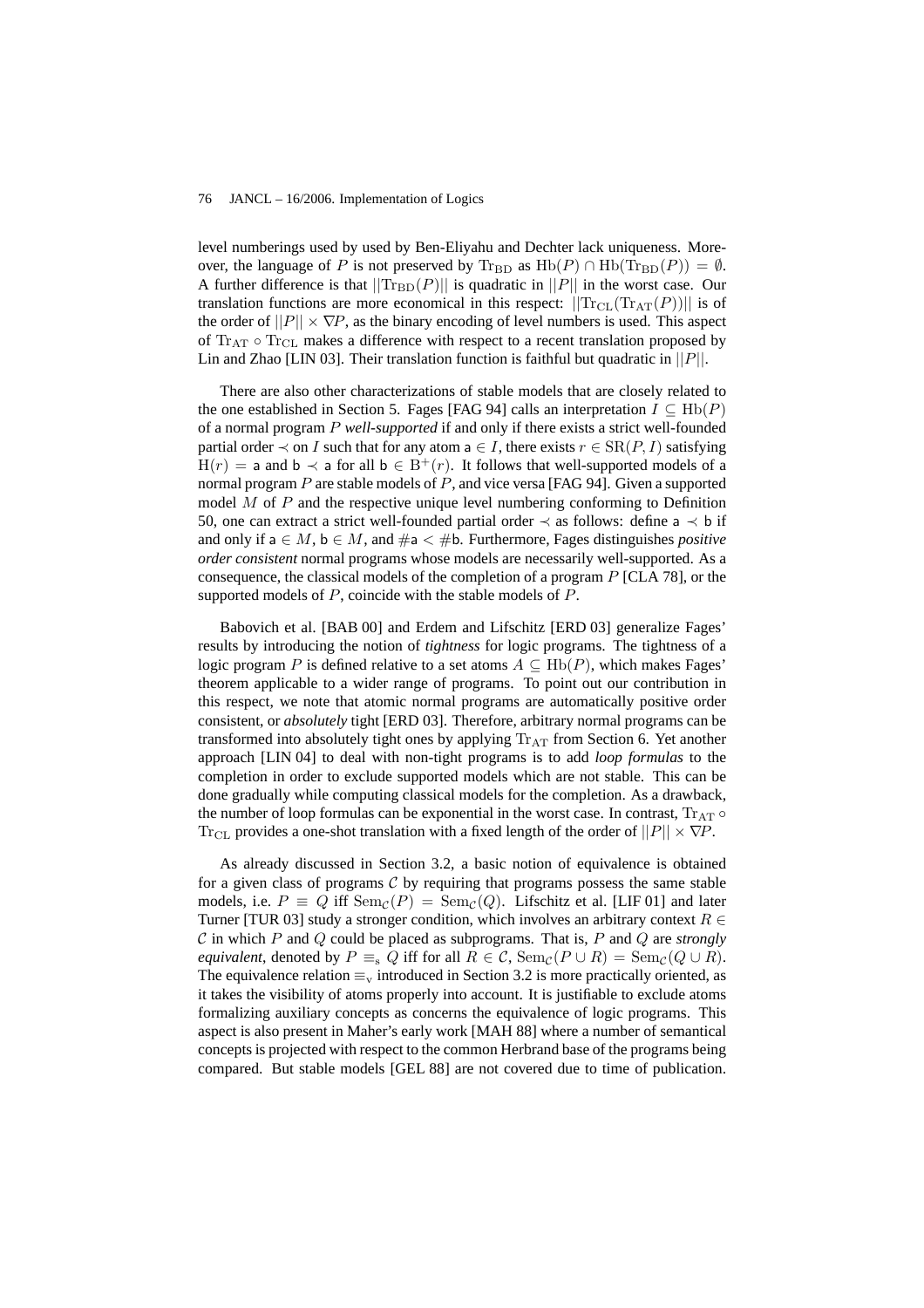level numberings used by used by Ben-Eliyahu and Dechter lack uniqueness. Moreover, the language of $P$ is not preserved by $\mathrm{Tr}_{\mathrm{BD}}$ as $\mathrm{Hb}(P) \cap \mathrm{Hb}(\mathrm{Tr}_{\mathrm{BD}}(P)) = \emptyset$. A further difference is that $||\mathrm{Tr}_{\mathrm{BD}}(P)||$ is quadratic in $||P||$ in the worst case. Our translation functions are more economical in this respect: $||\mathrm{Tr}_{\mathrm{CL}}(\mathrm{Tr}_{\mathrm{AT}}(P))||$ is of the order of $||P|| \times \nabla P$, as the binary encoding of level numbers is used. This aspect of $\mathrm{Tr}_{\mathrm{AT}} \circ \mathrm{Tr}_{\mathrm{CL}}$ makes a difference with respect to a recent translation proposed by Lin and Zhao [LIN 03]. Their translation function is faithful but quadratic in $||P||$.

There are also other characterizations of stable models that are closely related to the one established in Section 5. Fages [FAG 94] calls an interpretation $I \subseteq \mathrm{Hb}(P)$ of a normal program $P$ *well-supported* if and only if there exists a strict well-founded partial order $\prec$ on $I$ such that for any atom $\mathsf{a} \in I$, there exists $r \in \mathrm{SR}(P, I)$ satisfying $\mathrm{H}(r) = \mathsf{a}$ and $\mathsf{b} \prec \mathsf{a}$ for all $\mathsf{b} \in \mathrm{B}^{+}(r)$. It follows that well-supported models of a normal program $P$ are stable models of $P$, and vice versa [FAG 94]. Given a supported model $M$ of $P$ and the respective unique level numbering conforming to Definition 50, one can extract a strict well-founded partial order $\prec$ as follows: define $\mathsf{a} \prec \mathsf{b}$ if and only if $\mathsf{a} \in M$, $\mathsf{b} \in M$, and $\#\mathsf{a} < \#\mathsf{b}$. Furthermore, Fages distinguishes *positive order consistent* normal programs whose models are necessarily well-supported. As a consequence, the classical models of the completion of a program $P$ [CLA 78], or the supported models of $P$, coincide with the stable models of $P$.

Babovich et al. [BAB 00] and Erdem and Lifschitz [ERD 03] generalize Fages' results by introducing the notion of *tightness* for logic programs. The tightness of a logic program $P$ is defined relative to a set atoms $A \subseteq \mathrm{Hb}(P)$, which makes Fages' theorem applicable to a wider range of programs. To point out our contribution in this respect, we note that atomic normal programs are automatically positive order consistent, or *absolutely* tight [ERD 03]. Therefore, arbitrary normal programs can be transformed into absolutely tight ones by applying $\mathrm{Tr}_{\mathrm{AT}}$ from Section 6. Yet another approach [LIN 04] to deal with non-tight programs is to add *loop formulas* to the completion in order to exclude supported models which are not stable. This can be done gradually while computing classical models for the completion. As a drawback, the number of loop formulas can be exponential in the worst case. In contrast, $\mathrm{Tr}_{\mathrm{AT}} \circ \mathrm{Tr}_{\mathrm{CL}}$ provides a one-shot translation with a fixed length of the order of $||P|| \times \nabla P$.

As already discussed in Section 3.2, a basic notion of equivalence is obtained for a given class of programs $\mathcal{C}$ by requiring that programs possess the same stable models, i.e. $P \equiv Q$ iff $\mathrm{Sem}_{\mathcal{C}}(P) = \mathrm{Sem}_{\mathcal{C}}(Q)$. Lifschitz et al. [LIF 01] and later Turner [TUR 03] study a stronger condition, which involves an arbitrary context $R \in \mathcal{C}$ in which $P$ and $Q$ could be placed as subprograms. That is, $P$ and $Q$ are *strongly equivalent*, denoted by $P \equiv_{\mathrm{s}} Q$ iff for all $R \in \mathcal{C}$, $\mathrm{Sem}_{\mathcal{C}}(P \cup R) = \mathrm{Sem}_{\mathcal{C}}(Q \cup R)$. The equivalence relation $\equiv_{\mathrm{v}}$ introduced in Section 3.2 is more practically oriented, as it takes the visibility of atoms properly into account. It is justifiable to exclude atoms formalizing auxiliary concepts as concerns the equivalence of logic programs. This aspect is also present in Maher's early work [MAH 88] where a number of semantical concepts is projected with respect to the common Herbrand base of the programs being compared. But stable models [GEL 88] are not covered due to time of publication.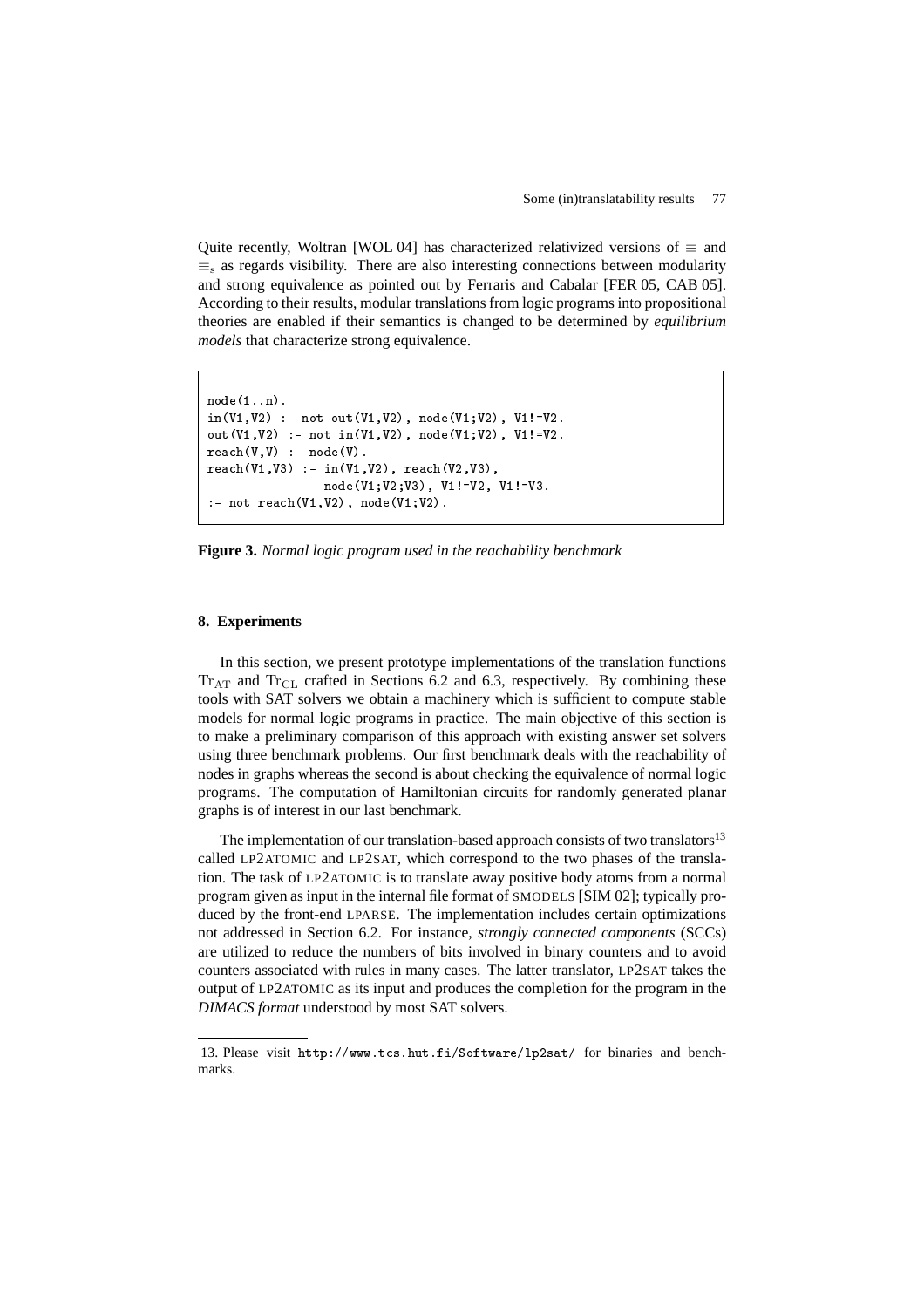Quite recently, Woltran [WOL 04] has characterized relativized versions of $\equiv$ and $\equiv_{\mathrm{s}}$ as regards visibility. There are also interesting connections between modularity and strong equivalence as pointed out by Ferraris and Cabalar [FER 05, CAB 05]. According to their results, modular translations from logic programs into propositional theories are enabled if their semantics is changed to be determined by *equilibrium models* that characterize strong equivalence.

```
node(1..n).
in(V1,V2) :- not out(V1,V2), node(V1;V2), V1!=V2.
out(V1,V2) :- not in(V1,V2), node(V1;V2), V1!=V2.
reach(V,V) :- node(V).
reach(V1,V3) :- in(V1,V2), reach(V2,V3),
                node(V1;V2;V3), V1!=V2, V1!=V3.
:- not reach(V1,V2), node(V1;V2).
```

**Figure 3.** *Normal logic program used in the reachability benchmark*

## 8. Experiments

In this section, we present prototype implementations of the translation functions $\mathrm{Tr}_{\mathrm{AT}}$ and $\mathrm{Tr}_{\mathrm{CL}}$ crafted in Sections 6.2 and 6.3, respectively. By combining these tools with SAT solvers we obtain a machinery which is sufficient to compute stable models for normal logic programs in practice. The main objective of this section is to make a preliminary comparison of this approach with existing answer set solvers using three benchmark problems. Our first benchmark deals with the reachability of nodes in graphs whereas the second is about checking the equivalence of normal logic programs. The computation of Hamiltonian circuits for randomly generated planar graphs is of interest in our last benchmark.

The implementation of our translation-based approach consists of two translators[13] called LP2ATOMIC and LP2SAT, which correspond to the two phases of the translation. The task of LP2ATOMIC is to translate away positive body atoms from a normal program given as input in the internal file format of SMODELS [SIM 02]; typically produced by the front-end LPARSE. The implementation includes certain optimizations not addressed in Section 6.2. For instance, *strongly connected components* (SCCs) are utilized to reduce the numbers of bits involved in binary counters and to avoid counters associated with rules in many cases. The latter translator, LP2SAT takes the output of LP2ATOMIC as its input and produces the completion for the program in the *DIMACS format* understood by most SAT solvers.

13. Please visit http://www.tcs.hut.fi/Software/lp2sat/ for binaries and benchmarks.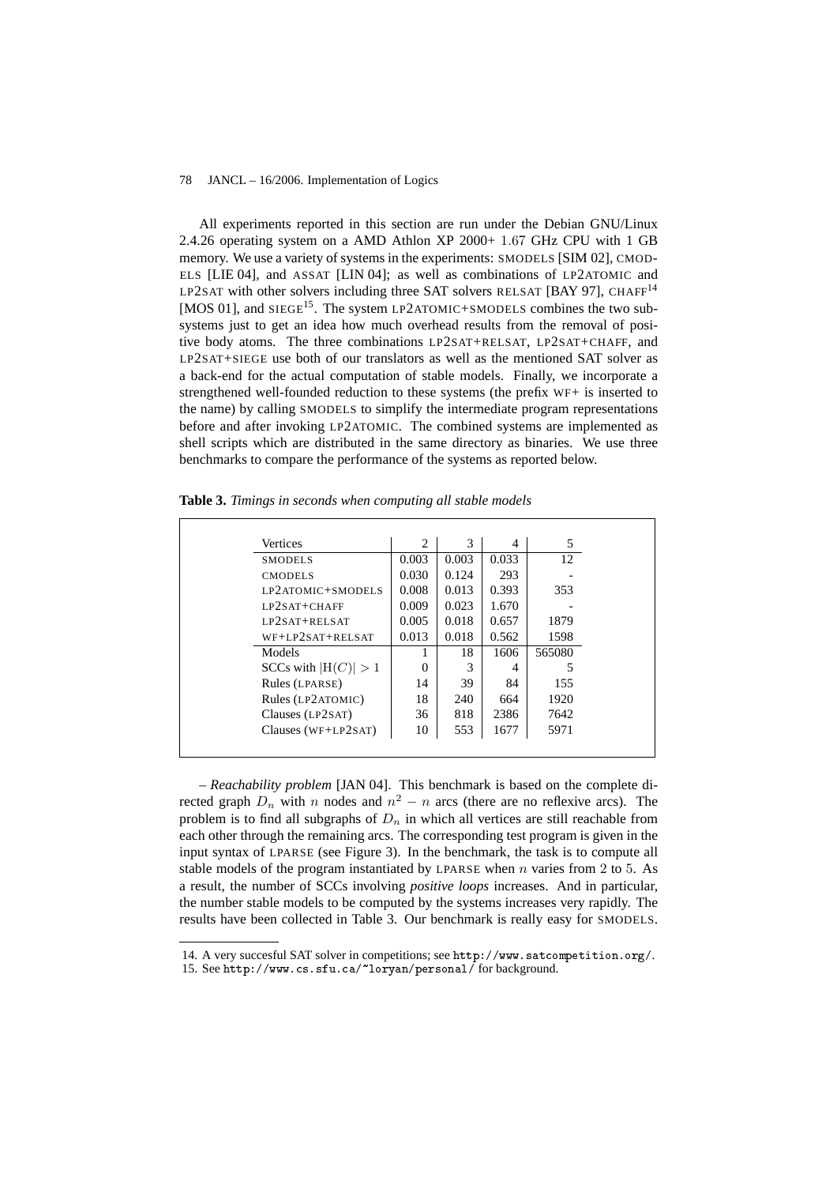All experiments reported in this section are run under the Debian GNU/Linux 2.4.26 operating system on a AMD Athlon XP 2000+ 1.67 GHz CPU with 1 GB memory. We use a variety of systems in the experiments: SMODELS [SIM 02], CMODELS [LIE 04], and ASSAT [LIN 04]; as well as combinations of LP2ATOMIC and LP2SAT with other solvers including three SAT solvers RELSAT [BAY 97], CHAFF[14] [MOS 01], and SIEGE[15]. The system LP2ATOMIC+SMODELS combines the two subsystems just to get an idea how much overhead results from the removal of positive body atoms. The three combinations LP2SAT+RELSAT, LP2SAT+CHAFF, and LP2SAT+SIEGE use both of our translators as well as the mentioned SAT solver as a back-end for the actual computation of stable models. Finally, we incorporate a strengthened well-founded reduction to these systems (the prefix WF+ is inserted to the name) by calling SMODELS to simplify the intermediate program representations before and after invoking LP2ATOMIC. The combined systems are implemented as shell scripts which are distributed in the same directory as binaries. We use three benchmarks to compare the performance of the systems as reported below.

**Table 3.** *Timings in seconds when computing all stable models*

| Vertices | 2 | 3 | 4 | 5 |
|---|---|---|---|---|
| SMODELS | 0.003 | 0.003 | 0.033 | 12 |
| CMODELS | 0.030 | 0.124 | 293 | - |
| LP2ATOMIC+SMODELS | 0.008 | 0.013 | 0.393 | 353 |
| LP2SAT+CHAFF | 0.009 | 0.023 | 1.670 | - |
| LP2SAT+RELSAT | 0.005 | 0.018 | 0.657 | 1879 |
| WF+LP2SAT+RELSAT | 0.013 | 0.018 | 0.562 | 1598 |
| Models | 1 | 18 | 1606 | 565080 |
| SCCs with $\vert\mathrm{H}(C)\vert > 1$ | 0 | 3 | 4 | 5 |
| Rules (LPARSE) | 14 | 39 | 84 | 155 |
| Rules (LP2ATOMIC) | 18 | 240 | 664 | 1920 |
| Clauses (LP2SAT) | 36 | 818 | 2386 | 7642 |
| Clauses (WF+LP2SAT) | 10 | 553 | 1677 | 5971 |

– *Reachability problem* [JAN 04]. This benchmark is based on the complete directed graph $D_n$ with $n$ nodes and $n^2 - n$ arcs (there are no reflexive arcs). The problem is to find all subgraphs of $D_n$ in which all vertices are still reachable from each other through the remaining arcs. The corresponding test program is given in the input syntax of LPARSE (see Figure 3). In the benchmark, the task is to compute all stable models of the program instantiated by LPARSE when $n$ varies from 2 to 5. As a result, the number of SCCs involving *positive loops* increases. And in particular, the number stable models to be computed by the systems increases very rapidly. The results have been collected in Table 3. Our benchmark is really easy for SMODELS.

14. A very succesful SAT solver in competitions; see http://www.satcompetition.org/.
15. See http://www.cs.sfu.ca/~loryan/personal/ for background.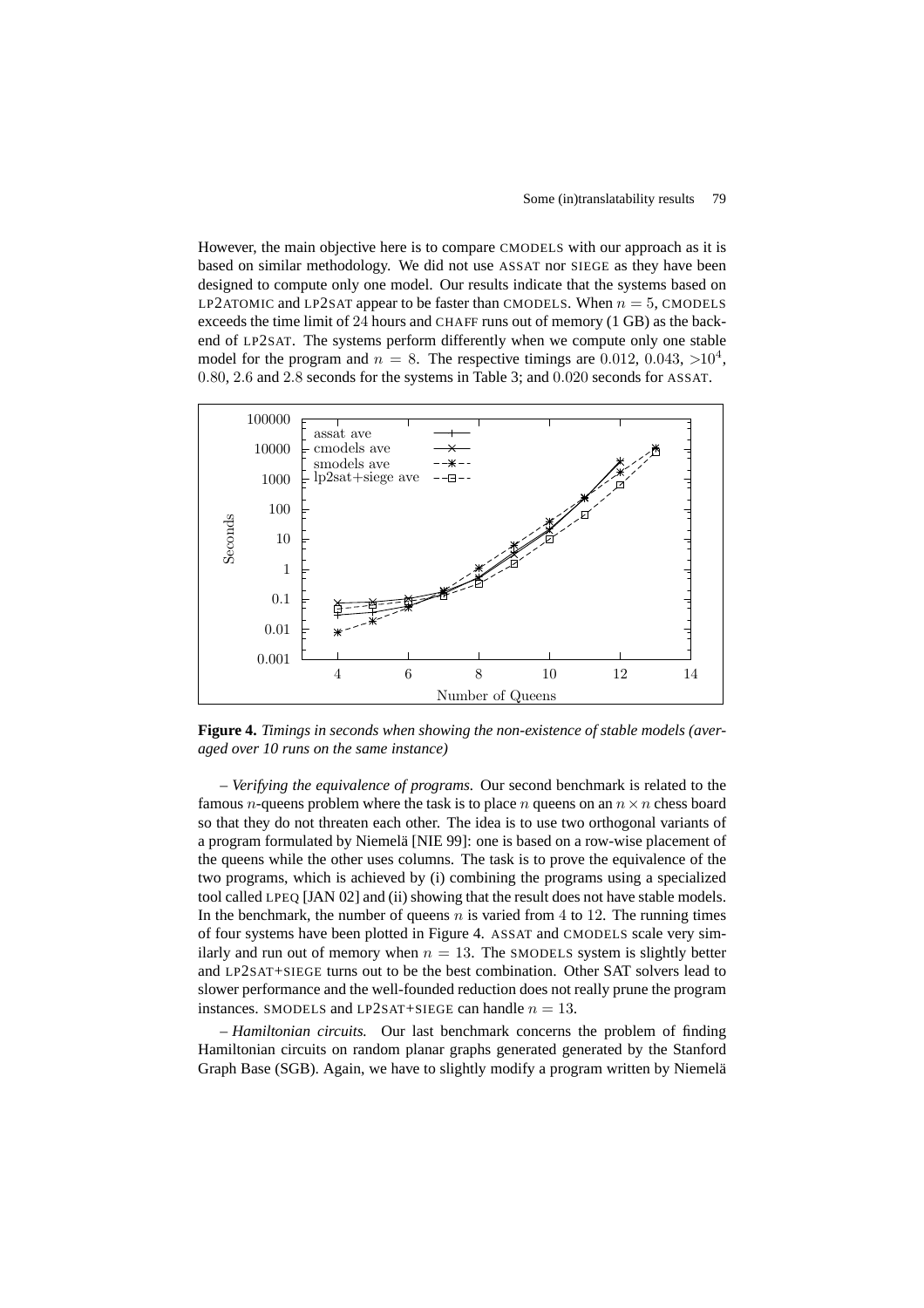However, the main objective here is to compare CMODELS with our approach as it is based on similar methodology. We did not use ASSAT nor SIEGE as they have been designed to compute only one model. Our results indicate that the systems based on LP2ATOMIC and LP2SAT appear to be faster than CMODELS. When $n = 5$, CMODELS exceeds the time limit of 24 hours and CHAFF runs out of memory (1 GB) as the back-end of LP2SAT. The systems perform differently when we compute only one stable model for the program and $n = 8$. The respective timings are $0.012$, $0.043$, $>10^4$, $0.80$, $2.6$ and $2.8$ seconds for the systems in Table 3; and $0.020$ seconds for ASSAT.

**Figure 4.** *Timings in seconds when showing the non-existence of stable models (averaged over 10 runs on the same instance)*

– *Verifying the equivalence of programs.* Our second benchmark is related to the famous $n$-queens problem where the task is to place $n$ queens on an $n \times n$ chess board so that they do not threaten each other. The idea is to use two orthogonal variants of a program formulated by Niemelä [NIE 99]: one is based on a row-wise placement of the queens while the other uses columns. The task is to prove the equivalence of the two programs, which is achieved by (i) combining the programs using a specialized tool called LPEQ [JAN 02] and (ii) showing that the result does not have stable models. In the benchmark, the number of queens $n$ is varied from 4 to 12. The running times of four systems have been plotted in Figure 4. ASSAT and CMODELS scale very similarly and run out of memory when $n = 13$. The SMODELS system is slightly better and LP2SAT+SIEGE turns out to be the best combination. Other SAT solvers lead to slower performance and the well-founded reduction does not really prune the program instances. SMODELS and LP2SAT+SIEGE can handle $n = 13$.

– *Hamiltonian circuits.* Our last benchmark concerns the problem of finding Hamiltonian circuits on random planar graphs generated generated by the Stanford Graph Base (SGB). Again, we have to slightly modify a program written by Niemelä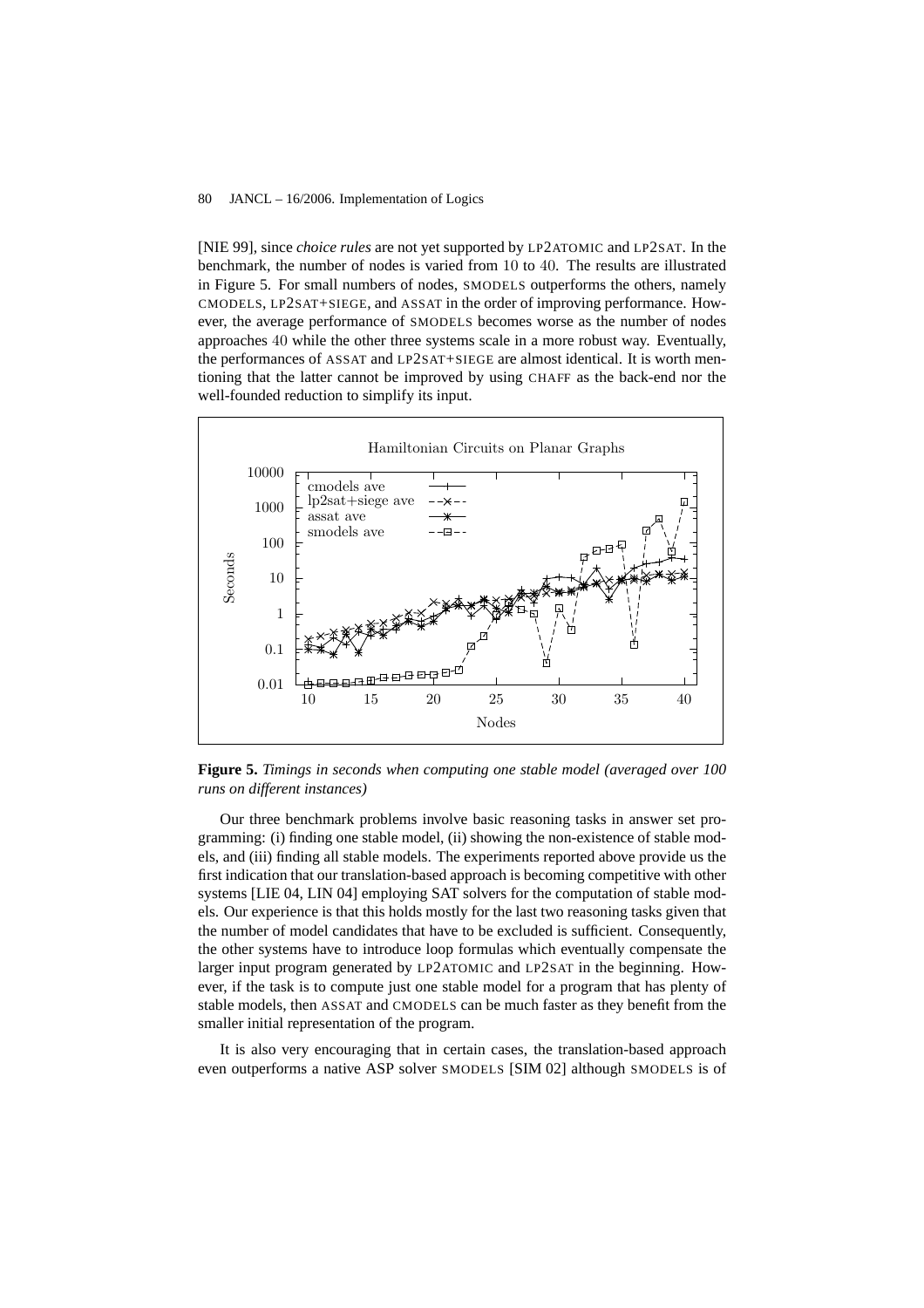[NIE 99], since *choice rules* are not yet supported by LP2ATOMIC and LP2SAT. In the benchmark, the number of nodes is varied from 10 to 40. The results are illustrated in Figure 5. For small numbers of nodes, SMODELS outperforms the others, namely CMODELS, LP2SAT+SIEGE, and ASSAT in the order of improving performance. However, the average performance of SMODELS becomes worse as the number of nodes approaches 40 while the other three systems scale in a more robust way. Eventually, the performances of ASSAT and LP2SAT+SIEGE are almost identical. It is worth mentioning that the latter cannot be improved by using CHAFF as the back-end nor the well-founded reduction to simplify its input.

**Figure 5.** *Timings in seconds when computing one stable model (averaged over 100 runs on different instances)*

Our three benchmark problems involve basic reasoning tasks in answer set programming: (i) finding one stable model, (ii) showing the non-existence of stable models, and (iii) finding all stable models. The experiments reported above provide us the first indication that our translation-based approach is becoming competitive with other systems [LIE 04, LIN 04] employing SAT solvers for the computation of stable models. Our experience is that this holds mostly for the last two reasoning tasks given that the number of model candidates that have to be excluded is sufficient. Consequently, the other systems have to introduce loop formulas which eventually compensate the larger input program generated by LP2ATOMIC and LP2SAT in the beginning. However, if the task is to compute just one stable model for a program that has plenty of stable models, then ASSAT and CMODELS can be much faster as they benefit from the smaller initial representation of the program.

It is also very encouraging that in certain cases, the translation-based approach even outperforms a native ASP solver SMODELS [SIM 02] although SMODELS is of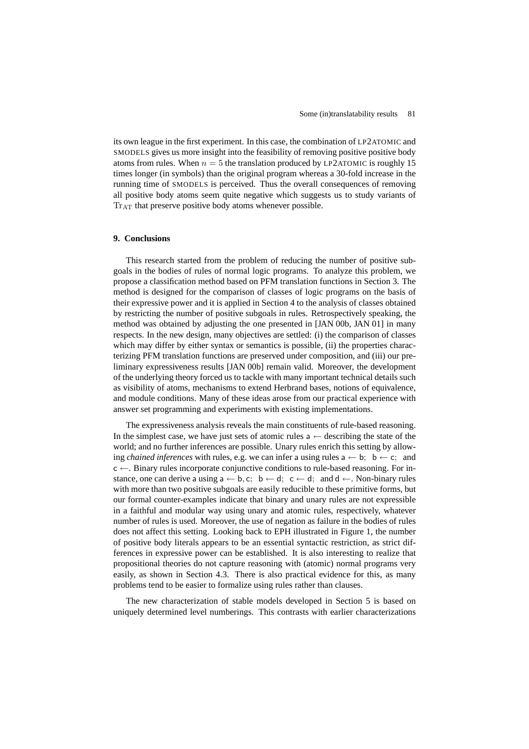its own league in the first experiment. In this case, the combination of LP2ATOMIC and SMODELS gives us more insight into the feasibility of removing positive positive body atoms from rules. When $n = 5$ the translation produced by LP2ATOMIC is roughly 15 times longer (in symbols) than the original program whereas a 30-fold increase in the running time of SMODELS is perceived. Thus the overall consequences of removing all positive body atoms seem quite negative which suggests us to study variants of $\mathrm{Tr}_{\mathrm{AT}}$ that preserve positive body atoms whenever possible.

## 9. Conclusions

This research started from the problem of reducing the number of positive subgoals in the bodies of rules of normal logic programs. To analyze this problem, we propose a classification method based on PFM translation functions in Section 3. The method is designed for the comparison of classes of logic programs on the basis of their expressive power and it is applied in Section 4 to the analysis of classes obtained by restricting the number of positive subgoals in rules. Retrospectively speaking, the method was obtained by adjusting the one presented in [JAN 00b, JAN 01] in many respects. In the new design, many objectives are settled: (i) the comparison of classes which may differ by either syntax or semantics is possible, (ii) the properties characterizing PFM translation functions are preserved under composition, and (iii) our preliminary expressiveness results [JAN 00b] remain valid. Moreover, the development of the underlying theory forced us to tackle with many important technical details such as visibility of atoms, mechanisms to extend Herbrand bases, notions of equivalence, and module conditions. Many of these ideas arose from our practical experience with answer set programming and experiments with existing implementations.

The expressiveness analysis reveals the main constituents of rule-based reasoning. In the simplest case, we have just sets of atomic rules $\mathsf{a} \leftarrow$ describing the state of the world; and no further inferences are possible. Unary rules enrich this setting by allowing *chained inferences* with rules, e.g. we can infer $\mathsf{a}$ using rules $\mathsf{a} \leftarrow \mathsf{b};\ \ \mathsf{b} \leftarrow \mathsf{c};\ $ and $\mathsf{c} \leftarrow$. Binary rules incorporate conjunctive conditions to rule-based reasoning. For instance, one can derive $\mathsf{a}$ using $\mathsf{a} \leftarrow \mathsf{b}, \mathsf{c};\ \ \mathsf{b} \leftarrow \mathsf{d};\ \ \mathsf{c} \leftarrow \mathsf{d};\ $ and $\mathsf{d} \leftarrow$. Non-binary rules with more than two positive subgoals are easily reducible to these primitive forms, but our formal counter-examples indicate that binary and unary rules are not expressible in a faithful and modular way using unary and atomic rules, respectively, whatever number of rules is used. Moreover, the use of negation as failure in the bodies of rules does not affect this setting. Looking back to EPH illustrated in Figure 1, the number of positive body literals appears to be an essential syntactic restriction, as strict differences in expressive power can be established. It is also interesting to realize that propositional theories do not capture reasoning with (atomic) normal programs very easily, as shown in Section 4.3. There is also practical evidence for this, as many problems tend to be easier to formalize using rules rather than clauses.

The new characterization of stable models developed in Section 5 is based on uniquely determined level numberings. This contrasts with earlier characterizations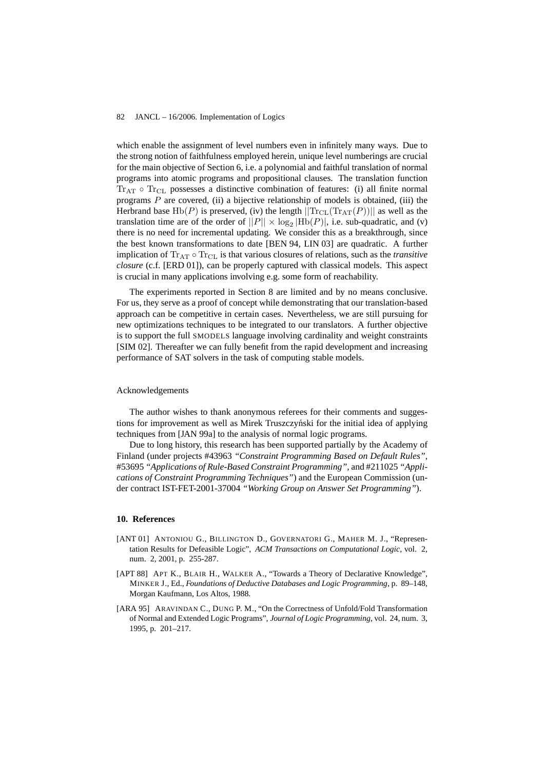which enable the assignment of level numbers even in infinitely many ways. Due to the strong notion of faithfulness employed herein, unique level numberings are crucial for the main objective of Section 6, i.e. a polynomial and faithful translation of normal programs into atomic programs and propositional clauses. The translation function $\mathrm{Tr}_{\mathrm{AT}} \circ \mathrm{Tr}_{\mathrm{CL}}$ possesses a distinctive combination of features: (i) all finite normal programs $P$ are covered, (ii) a bijective relationship of models is obtained, (iii) the Herbrand base $\mathrm{Hb}(P)$ is preserved, (iv) the length $||\mathrm{Tr}_{\mathrm{CL}}(\mathrm{Tr}_{\mathrm{AT}}(P))||$ as well as the translation time are of the order of $||P|| \times \log_2 |\mathrm{Hb}(P)|$, i.e. sub-quadratic, and (v) there is no need for incremental updating. We consider this as a breakthrough, since the best known transformations to date [BEN 94, LIN 03] are quadratic. A further implication of $\mathrm{Tr}_{\mathrm{AT}} \circ \mathrm{Tr}_{\mathrm{CL}}$ is that various closures of relations, such as the *transitive closure* (c.f. [ERD 01]), can be properly captured with classical models. This aspect is crucial in many applications involving e.g. some form of reachability.

The experiments reported in Section 8 are limited and by no means conclusive. For us, they serve as a proof of concept while demonstrating that our translation-based approach can be competitive in certain cases. Nevertheless, we are still pursuing for new optimizations techniques to be integrated to our translators. A further objective is to support the full SMODELS language involving cardinality and weight constraints [SIM 02]. Thereafter we can fully benefit from the rapid development and increasing performance of SAT solvers in the task of computing stable models.

Acknowledgements

The author wishes to thank anonymous referees for their comments and suggestions for improvement as well as Mirek Truszczyński for the initial idea of applying techniques from [JAN 99a] to the analysis of normal logic programs.

Due to long history, this research has been supported partially by the Academy of Finland (under projects #43963 *"Constraint Programming Based on Default Rules"*, #53695 *"Applications of Rule-Based Constraint Programming"*, and #211025 *"Applications of Constraint Programming Techniques"*) and the European Commission (under contract IST-FET-2001-37004 *"Working Group on Answer Set Programming"*).

## 10. References

[ANT 01] ANTONIOU G., BILLINGTON D., GOVERNATORI G., MAHER M. J., "Representation Results for Defeasible Logic", *ACM Transactions on Computational Logic*, vol. 2, num. 2, 2001, p. 255-287.

[APT 88] APT K., BLAIR H., WALKER A., "Towards a Theory of Declarative Knowledge", MINKER J., Ed., *Foundations of Deductive Databases and Logic Programming*, p. 89–148, Morgan Kaufmann, Los Altos, 1988.

[ARA 95] ARAVINDAN C., DUNG P. M., "On the Correctness of Unfold/Fold Transformation of Normal and Extended Logic Programs", *Journal of Logic Programming*, vol. 24, num. 3, 1995, p. 201–217.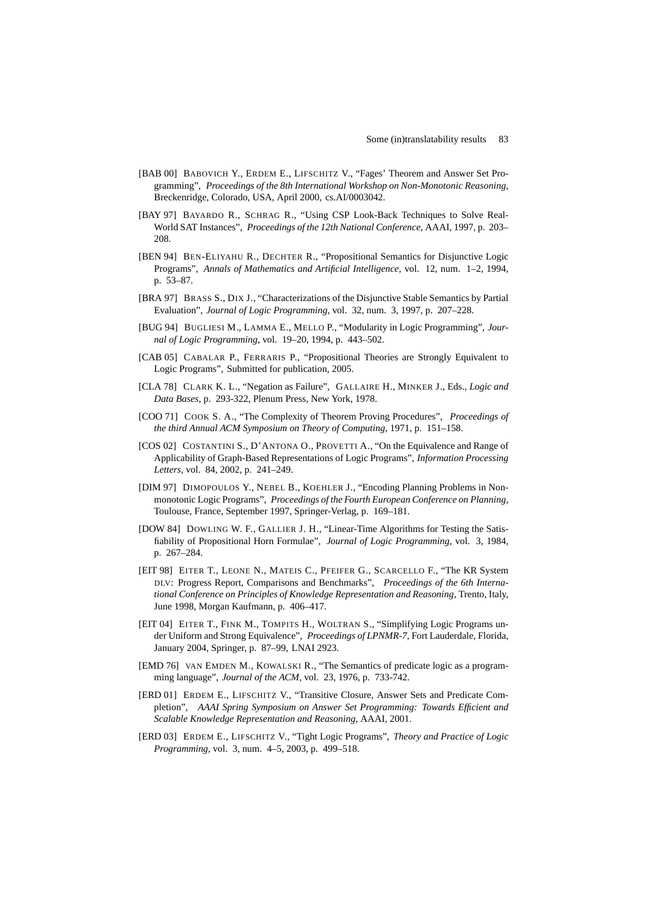[BAB 00] BABOVICH Y., ERDEM E., LIFSCHITZ V., "Fages' Theorem and Answer Set Programming", *Proceedings of the 8th International Workshop on Non-Monotonic Reasoning*, Breckenridge, Colorado, USA, April 2000, cs.AI/0003042.

[BAY 97] BAYARDO R., SCHRAG R., "Using CSP Look-Back Techniques to Solve Real-World SAT Instances", *Proceedings of the 12th National Conference*, AAAI, 1997, p. 203–208.

[BEN 94] BEN-ELIYAHU R., DECHTER R., "Propositional Semantics for Disjunctive Logic Programs", *Annals of Mathematics and Artificial Intelligence*, vol. 12, num. 1–2, 1994, p. 53–87.

[BRA 97] BRASS S., DIX J., "Characterizations of the Disjunctive Stable Semantics by Partial Evaluation", *Journal of Logic Programming*, vol. 32, num. 3, 1997, p. 207–228.

[BUG 94] BUGLIESI M., LAMMA E., MELLO P., "Modularity in Logic Programming", *Journal of Logic Programming*, vol. 19–20, 1994, p. 443–502.

[CAB 05] CABALAR P., FERRARIS P., "Propositional Theories are Strongly Equivalent to Logic Programs", Submitted for publication, 2005.

[CLA 78] CLARK K. L., "Negation as Failure", GALLAIRE H., MINKER J., Eds., *Logic and Data Bases*, p. 293-322, Plenum Press, New York, 1978.

[COO 71] COOK S. A., "The Complexity of Theorem Proving Procedures", *Proceedings of the third Annual ACM Symposium on Theory of Computing*, 1971, p. 151–158.

[COS 02] COSTANTINI S., D'ANTONA O., PROVETTI A., "On the Equivalence and Range of Applicability of Graph-Based Representations of Logic Programs", *Information Processing Letters*, vol. 84, 2002, p. 241–249.

[DIM 97] DIMOPOULOS Y., NEBEL B., KOEHLER J., "Encoding Planning Problems in Nonmonotonic Logic Programs", *Proceedings of the Fourth European Conference on Planning*, Toulouse, France, September 1997, Springer-Verlag, p. 169–181.

[DOW 84] DOWLING W. F., GALLIER J. H., "Linear-Time Algorithms for Testing the Satisfiability of Propositional Horn Formulae", *Journal of Logic Programming*, vol. 3, 1984, p. 267–284.

[EIT 98] EITER T., LEONE N., MATEIS C., PFEIFER G., SCARCELLO F., "The KR System DLV: Progress Report, Comparisons and Benchmarks", *Proceedings of the 6th International Conference on Principles of Knowledge Representation and Reasoning*, Trento, Italy, June 1998, Morgan Kaufmann, p. 406–417.

[EIT 04] EITER T., FINK M., TOMPITS H., WOLTRAN S., "Simplifying Logic Programs under Uniform and Strong Equivalence", *Proceedings of LPNMR-7*, Fort Lauderdale, Florida, January 2004, Springer, p. 87–99, LNAI 2923.

[EMD 76] VAN EMDEN M., KOWALSKI R., "The Semantics of predicate logic as a programming language", *Journal of the ACM*, vol. 23, 1976, p. 733-742.

[ERD 01] ERDEM E., LIFSCHITZ V., "Transitive Closure, Answer Sets and Predicate Completion", *AAAI Spring Symposium on Answer Set Programming: Towards Efficient and Scalable Knowledge Representation and Reasoning*, AAAI, 2001.

[ERD 03] ERDEM E., LIFSCHITZ V., "Tight Logic Programs", *Theory and Practice of Logic Programming*, vol. 3, num. 4–5, 2003, p. 499–518.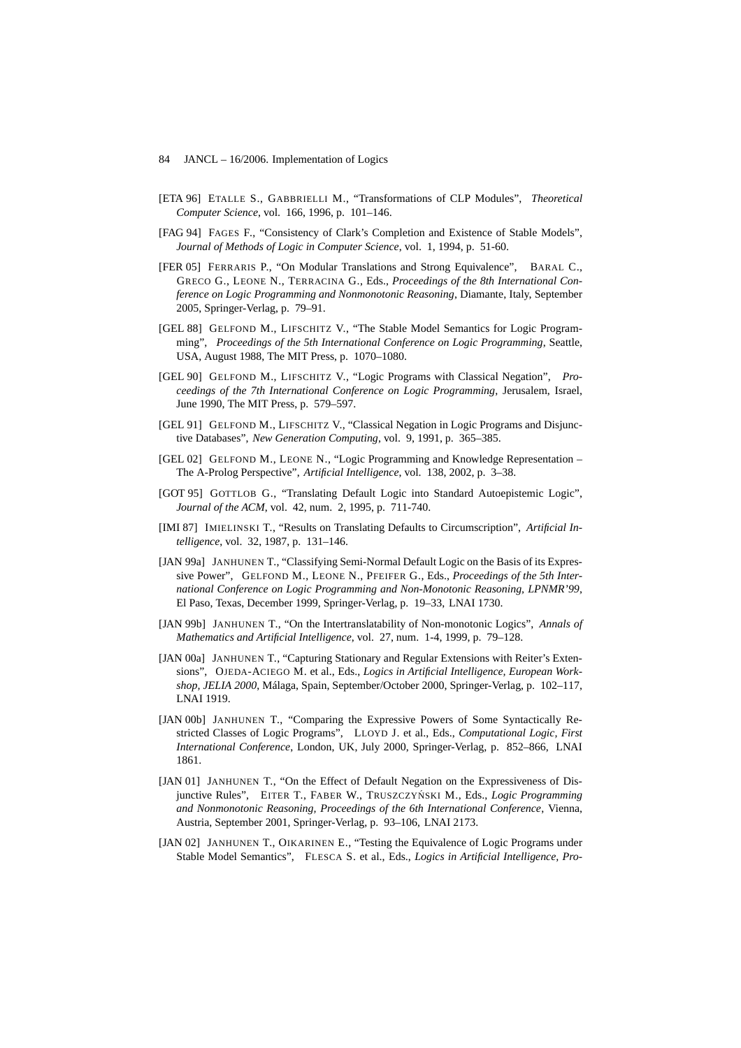[ETA 96] ETALLE S., GABBRIELLI M., "Transformations of CLP Modules", *Theoretical Computer Science*, vol. 166, 1996, p. 101–146.

[FAG 94] FAGES F., "Consistency of Clark's Completion and Existence of Stable Models", *Journal of Methods of Logic in Computer Science*, vol. 1, 1994, p. 51-60.

[FER 05] FERRARIS P., "On Modular Translations and Strong Equivalence", BARAL C., GRECO G., LEONE N., TERRACINA G., Eds., *Proceedings of the 8th International Conference on Logic Programming and Nonmonotonic Reasoning*, Diamante, Italy, September 2005, Springer-Verlag, p. 79–91.

[GEL 88] GELFOND M., LIFSCHITZ V., "The Stable Model Semantics for Logic Programming", *Proceedings of the 5th International Conference on Logic Programming*, Seattle, USA, August 1988, The MIT Press, p. 1070–1080.

[GEL 90] GELFOND M., LIFSCHITZ V., "Logic Programs with Classical Negation", *Proceedings of the 7th International Conference on Logic Programming*, Jerusalem, Israel, June 1990, The MIT Press, p. 579–597.

[GEL 91] GELFOND M., LIFSCHITZ V., "Classical Negation in Logic Programs and Disjunctive Databases", *New Generation Computing*, vol. 9, 1991, p. 365–385.

[GEL 02] GELFOND M., LEONE N., "Logic Programming and Knowledge Representation – The A-Prolog Perspective", *Artificial Intelligence*, vol. 138, 2002, p. 3–38.

[GOT 95] GOTTLOB G., "Translating Default Logic into Standard Autoepistemic Logic", *Journal of the ACM*, vol. 42, num. 2, 1995, p. 711-740.

[IMI 87] IMIELINSKI T., "Results on Translating Defaults to Circumscription", *Artificial Intelligence*, vol. 32, 1987, p. 131–146.

[JAN 99a] JANHUNEN T., "Classifying Semi-Normal Default Logic on the Basis of its Expressive Power", GELFOND M., LEONE N., PFEIFER G., Eds., *Proceedings of the 5th International Conference on Logic Programming and Non-Monotonic Reasoning, LPNMR'99*, El Paso, Texas, December 1999, Springer-Verlag, p. 19–33, LNAI 1730.

[JAN 99b] JANHUNEN T., "On the Intertranslatability of Non-monotonic Logics", *Annals of Mathematics and Artificial Intelligence*, vol. 27, num. 1-4, 1999, p. 79–128.

[JAN 00a] JANHUNEN T., "Capturing Stationary and Regular Extensions with Reiter's Extensions", OJEDA-ACIEGO M. et al., Eds., *Logics in Artificial Intelligence, European Workshop, JELIA 2000*, Málaga, Spain, September/October 2000, Springer-Verlag, p. 102–117, LNAI 1919.

[JAN 00b] JANHUNEN T., "Comparing the Expressive Powers of Some Syntactically Restricted Classes of Logic Programs", LLOYD J. et al., Eds., *Computational Logic, First International Conference*, London, UK, July 2000, Springer-Verlag, p. 852–866, LNAI 1861.

[JAN 01] JANHUNEN T., "On the Effect of Default Negation on the Expressiveness of Disjunctive Rules", EITER T., FABER W., TRUSZCZYŃSKI M., Eds., *Logic Programming and Nonmonotonic Reasoning, Proceedings of the 6th International Conference*, Vienna, Austria, September 2001, Springer-Verlag, p. 93–106, LNAI 2173.

[JAN 02] JANHUNEN T., OIKARINEN E., "Testing the Equivalence of Logic Programs under Stable Model Semantics", FLESCA S. et al., Eds., *Logics in Artificial Intelligence, Pro-*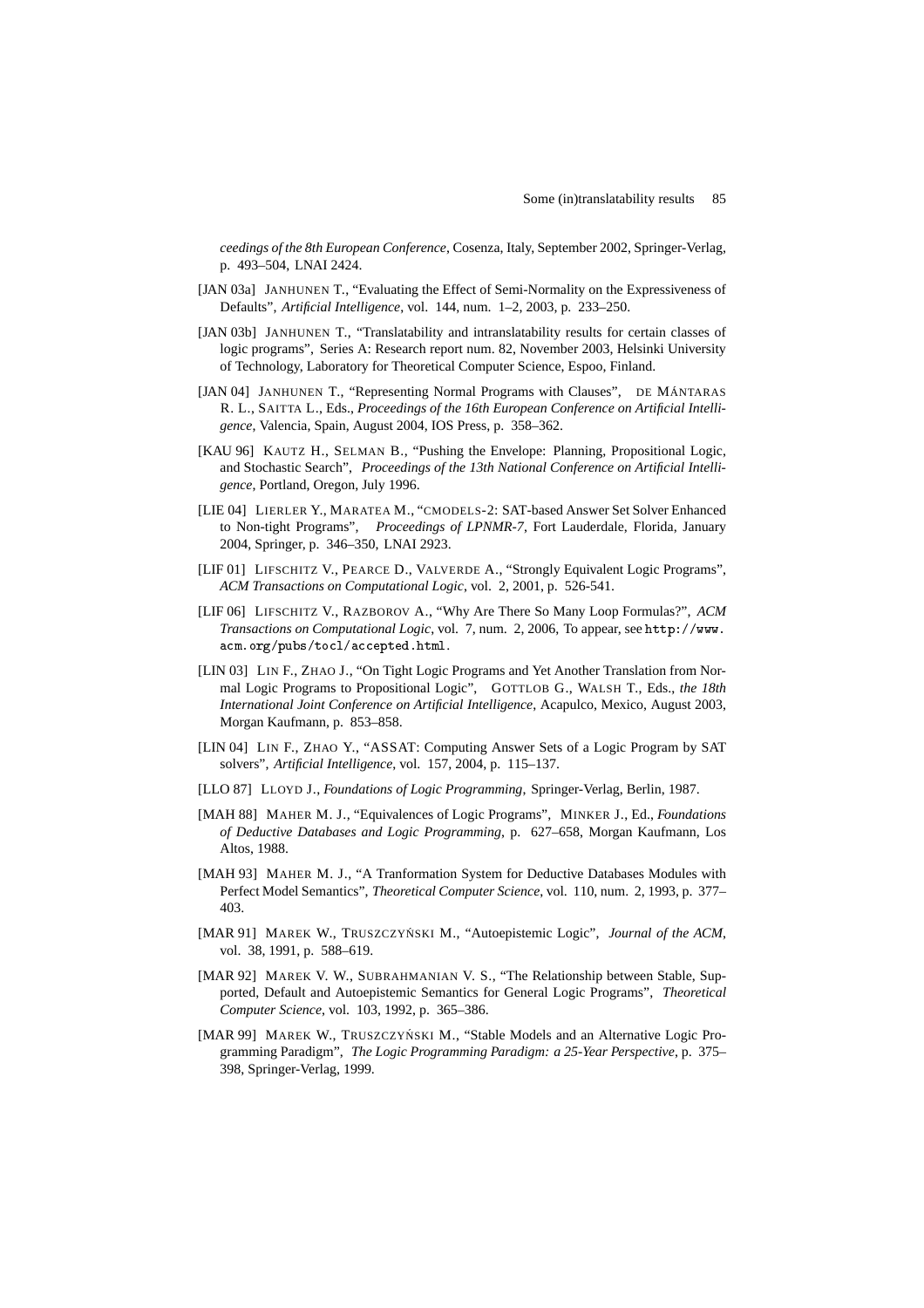*ceedings of the 8th European Conference*, Cosenza, Italy, September 2002, Springer-Verlag, p. 493–504, LNAI 2424.

[JAN 03a] JANHUNEN T., "Evaluating the Effect of Semi-Normality on the Expressiveness of Defaults", *Artificial Intelligence*, vol. 144, num. 1–2, 2003, p. 233–250.

[JAN 03b] JANHUNEN T., "Translatability and intranslatability results for certain classes of logic programs", Series A: Research report num. 82, November 2003, Helsinki University of Technology, Laboratory for Theoretical Computer Science, Espoo, Finland.

[JAN 04] JANHUNEN T., "Representing Normal Programs with Clauses", DE MÁNTARAS R. L., SAITTA L., Eds., *Proceedings of the 16th European Conference on Artificial Intelligence*, Valencia, Spain, August 2004, IOS Press, p. 358–362.

[KAU 96] KAUTZ H., SELMAN B., "Pushing the Envelope: Planning, Propositional Logic, and Stochastic Search", *Proceedings of the 13th National Conference on Artificial Intelligence*, Portland, Oregon, July 1996.

[LIE 04] LIERLER Y., MARATEA M., "CMODELS-2: SAT-based Answer Set Solver Enhanced to Non-tight Programs", *Proceedings of LPNMR-7*, Fort Lauderdale, Florida, January 2004, Springer, p. 346–350, LNAI 2923.

[LIF 01] LIFSCHITZ V., PEARCE D., VALVERDE A., "Strongly Equivalent Logic Programs", *ACM Transactions on Computational Logic*, vol. 2, 2001, p. 526-541.

[LIF 06] LIFSCHITZ V., RAZBOROV A., "Why Are There So Many Loop Formulas?", *ACM Transactions on Computational Logic*, vol. 7, num. 2, 2006, To appear, see `http://www.acm.org/pubs/tocl/accepted.html`.

[LIN 03] LIN F., ZHAO J., "On Tight Logic Programs and Yet Another Translation from Normal Logic Programs to Propositional Logic", GOTTLOB G., WALSH T., Eds., *the 18th International Joint Conference on Artificial Intelligence*, Acapulco, Mexico, August 2003, Morgan Kaufmann, p. 853–858.

[LIN 04] LIN F., ZHAO Y., "ASSAT: Computing Answer Sets of a Logic Program by SAT solvers", *Artificial Intelligence*, vol. 157, 2004, p. 115–137.

[LLO 87] LLOYD J., *Foundations of Logic Programming*, Springer-Verlag, Berlin, 1987.

[MAH 88] MAHER M. J., "Equivalences of Logic Programs", MINKER J., Ed., *Foundations of Deductive Databases and Logic Programming*, p. 627–658, Morgan Kaufmann, Los Altos, 1988.

[MAH 93] MAHER M. J., "A Tranformation System for Deductive Databases Modules with Perfect Model Semantics", *Theoretical Computer Science*, vol. 110, num. 2, 1993, p. 377–403.

[MAR 91] MAREK W., TRUSZCZYŃSKI M., "Autoepistemic Logic", *Journal of the ACM*, vol. 38, 1991, p. 588–619.

[MAR 92] MAREK V. W., SUBRAHMANIAN V. S., "The Relationship between Stable, Supported, Default and Autoepistemic Semantics for General Logic Programs", *Theoretical Computer Science*, vol. 103, 1992, p. 365–386.

[MAR 99] MAREK W., TRUSZCZYŃSKI M., "Stable Models and an Alternative Logic Programming Paradigm", *The Logic Programming Paradigm: a 25-Year Perspective*, p. 375–398, Springer-Verlag, 1999.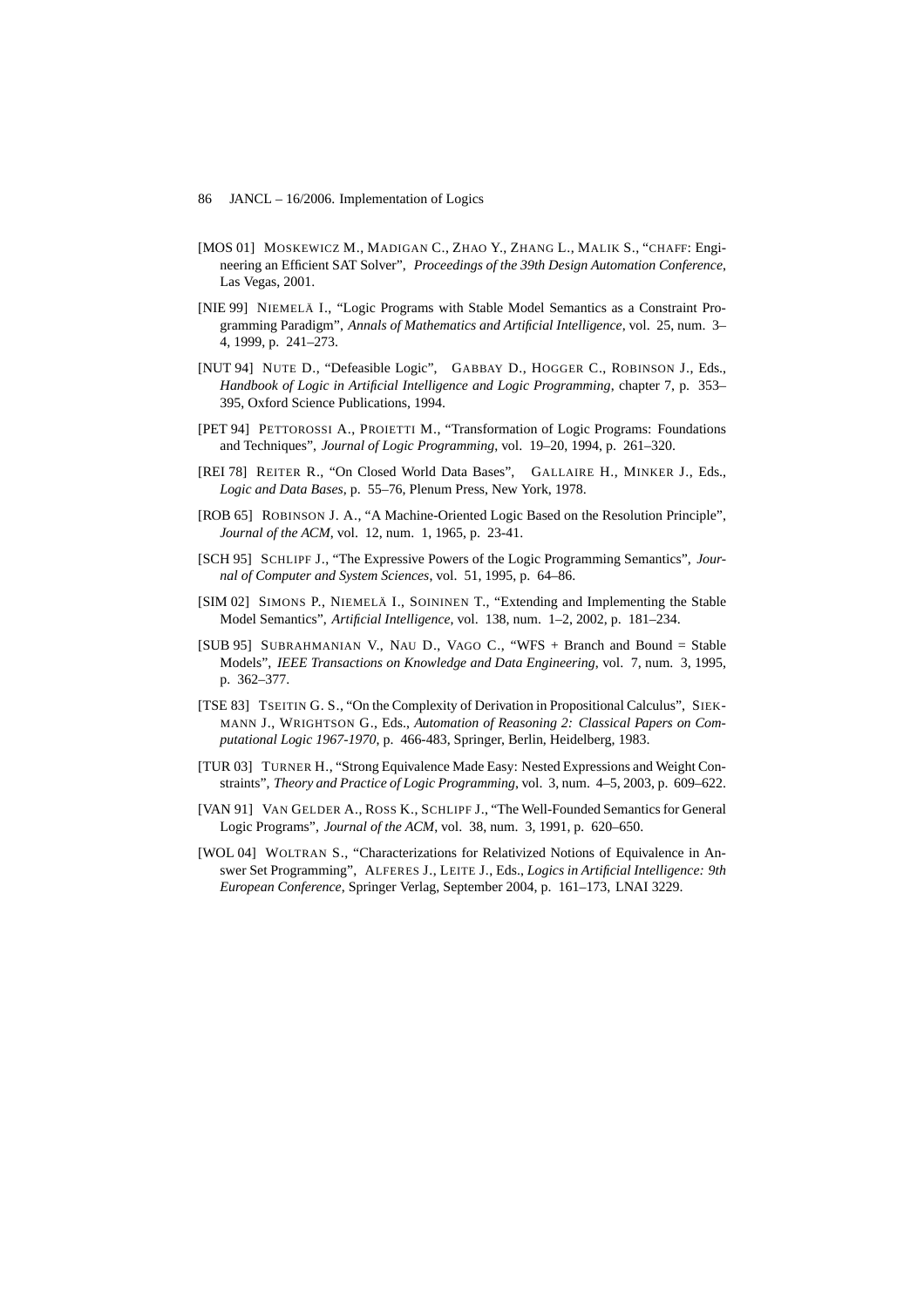[MOS 01] MOSKEWICZ M., MADIGAN C., ZHAO Y., ZHANG L., MALIK S., "CHAFF: Engineering an Efficient SAT Solver", *Proceedings of the 39th Design Automation Conference*, Las Vegas, 2001.

[NIE 99] NIEMELÄ I., "Logic Programs with Stable Model Semantics as a Constraint Programming Paradigm", *Annals of Mathematics and Artificial Intelligence*, vol. 25, num. 3–4, 1999, p. 241–273.

[NUT 94] NUTE D., "Defeasible Logic", GABBAY D., HOGGER C., ROBINSON J., Eds., *Handbook of Logic in Artificial Intelligence and Logic Programming*, chapter 7, p. 353–395, Oxford Science Publications, 1994.

[PET 94] PETTOROSSI A., PROIETTI M., "Transformation of Logic Programs: Foundations and Techniques", *Journal of Logic Programming*, vol. 19–20, 1994, p. 261–320.

[REI 78] REITER R., "On Closed World Data Bases", GALLAIRE H., MINKER J., Eds., *Logic and Data Bases*, p. 55–76, Plenum Press, New York, 1978.

[ROB 65] ROBINSON J. A., "A Machine-Oriented Logic Based on the Resolution Principle", *Journal of the ACM*, vol. 12, num. 1, 1965, p. 23-41.

[SCH 95] SCHLIPF J., "The Expressive Powers of the Logic Programming Semantics", *Journal of Computer and System Sciences*, vol. 51, 1995, p. 64–86.

[SIM 02] SIMONS P., NIEMELÄ I., SOININEN T., "Extending and Implementing the Stable Model Semantics", *Artificial Intelligence*, vol. 138, num. 1–2, 2002, p. 181–234.

[SUB 95] SUBRAHMANIAN V., NAU D., VAGO C., "WFS + Branch and Bound = Stable Models", *IEEE Transactions on Knowledge and Data Engineering*, vol. 7, num. 3, 1995, p. 362–377.

[TSE 83] TSEITIN G. S., "On the Complexity of Derivation in Propositional Calculus", SIEKMANN J., WRIGHTSON G., Eds., *Automation of Reasoning 2: Classical Papers on Computational Logic 1967-1970*, p. 466-483, Springer, Berlin, Heidelberg, 1983.

[TUR 03] TURNER H., "Strong Equivalence Made Easy: Nested Expressions and Weight Constraints", *Theory and Practice of Logic Programming*, vol. 3, num. 4–5, 2003, p. 609–622.

[VAN 91] VAN GELDER A., ROSS K., SCHLIPF J., "The Well-Founded Semantics for General Logic Programs", *Journal of the ACM*, vol. 38, num. 3, 1991, p. 620–650.

[WOL 04] WOLTRAN S., "Characterizations for Relativized Notions of Equivalence in Answer Set Programming", ALFERES J., LEITE J., Eds., *Logics in Artificial Intelligence: 9th European Conference*, Springer Verlag, September 2004, p. 161–173, LNAI 3229.